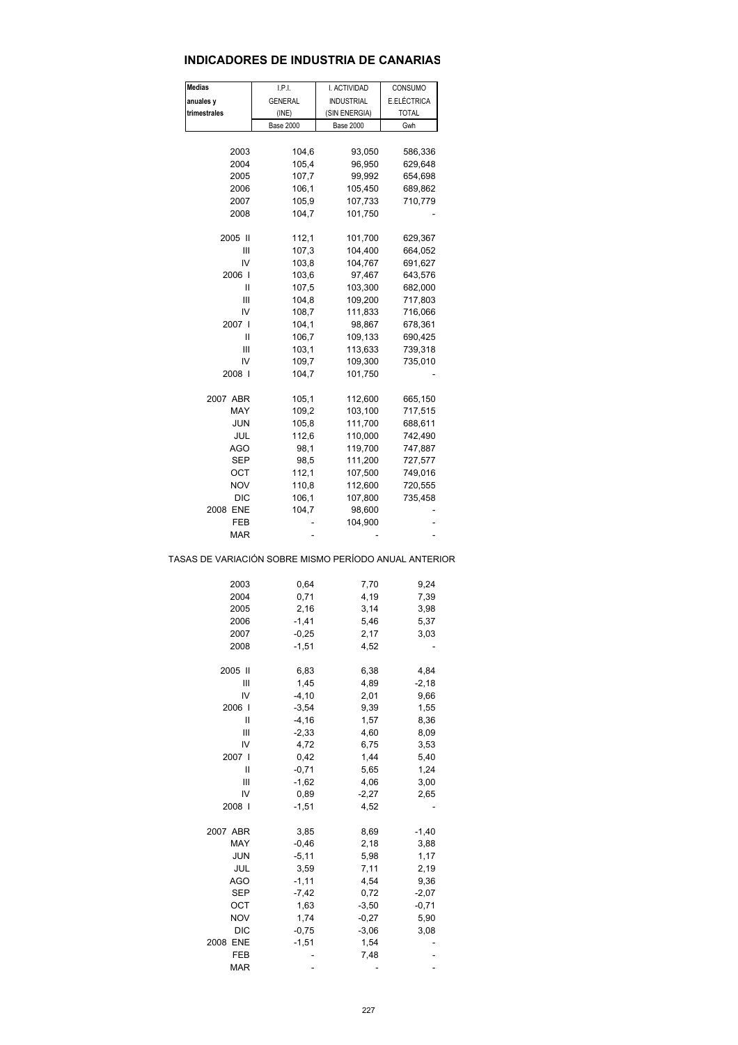## INDICADORES DE INDUSTRIA DE CANARIAS

| Medias anuales y trimestrales | I.P.I. GENERAL (INE) | I. ACTIVIDAD INDUSTRIAL (SIN ENERGIA) | CONSUMO E.ELÉCTRICA TOTAL |
|---|---|---|---|
| | Base 2000 | Base 2000 | Gwh |
| 2003 | 104,6 | 93,050 | 586,336 |
| 2004 | 105,4 | 96,950 | 629,648 |
| 2005 | 107,7 | 99,992 | 654,698 |
| 2006 | 106,1 | 105,450 | 689,862 |
| 2007 | 105,9 | 107,733 | 710,779 |
| 2008 | 104,7 | 101,750 | - |
| 2005 II | 112,1 | 101,700 | 629,367 |
| III | 107,3 | 104,400 | 664,052 |
| IV | 103,8 | 104,767 | 691,627 |
| 2006 I | 103,6 | 97,467 | 643,576 |
| II | 107,5 | 103,300 | 682,000 |
| III | 104,8 | 109,200 | 717,803 |
| IV | 108,7 | 111,833 | 716,066 |
| 2007 I | 104,1 | 98,867 | 678,361 |
| II | 106,7 | 109,133 | 690,425 |
| III | 103,1 | 113,633 | 739,318 |
| IV | 109,7 | 109,300 | 735,010 |
| 2008 I | 104,7 | 101,750 | - |
| 2007 ABR | 105,1 | 112,600 | 665,150 |
| MAY | 109,2 | 103,100 | 717,515 |
| JUN | 105,8 | 111,700 | 688,611 |
| JUL | 112,6 | 110,000 | 742,490 |
| AGO | 98,1 | 119,700 | 747,887 |
| SEP | 98,5 | 111,200 | 727,577 |
| OCT | 112,1 | 107,500 | 749,016 |
| NOV | 110,8 | 112,600 | 720,555 |
| DIC | 106,1 | 107,800 | 735,458 |
| 2008 ENE | 104,7 | 98,600 | - |
| FEB | - | 104,900 | - |
| MAR | - | - | - |

TASAS DE VARIACIÓN SOBRE MISMO PERÍODO ANUAL ANTERIOR

| | I.P.I. GENERAL | I. ACTIVIDAD INDUSTRIAL | CONSUMO E.ELÉCTRICA |
|---|---|---|---|
| 2003 | 0,64 | 7,70 | 9,24 |
| 2004 | 0,71 | 4,19 | 7,39 |
| 2005 | 2,16 | 3,14 | 3,98 |
| 2006 | -1,41 | 5,46 | 5,37 |
| 2007 | -0,25 | 2,17 | 3,03 |
| 2008 | -1,51 | 4,52 | - |
| 2005 II | 6,83 | 6,38 | 4,84 |
| III | 1,45 | 4,89 | -2,18 |
| IV | -4,10 | 2,01 | 9,66 |
| 2006 I | -3,54 | 9,39 | 1,55 |
| II | -4,16 | 1,57 | 8,36 |
| III | -2,33 | 4,60 | 8,09 |
| IV | 4,72 | 6,75 | 3,53 |
| 2007 I | 0,42 | 1,44 | 5,40 |
| II | -0,71 | 5,65 | 1,24 |
| III | -1,62 | 4,06 | 3,00 |
| IV | 0,89 | -2,27 | 2,65 |
| 2008 I | -1,51 | 4,52 | - |
| 2007 ABR | 3,85 | 8,69 | -1,40 |
| MAY | -0,46 | 2,18 | 3,88 |
| JUN | -5,11 | 5,98 | 1,17 |
| JUL | 3,59 | 7,11 | 2,19 |
| AGO | -1,11 | 4,54 | 9,36 |
| SEP | -7,42 | 0,72 | -2,07 |
| OCT | 1,63 | -3,50 | -0,71 |
| NOV | 1,74 | -0,27 | 5,90 |
| DIC | -0,75 | -3,06 | 3,08 |
| 2008 ENE | -1,51 | 1,54 | - |
| FEB | - | 7,48 | - |
| MAR | - | - | - |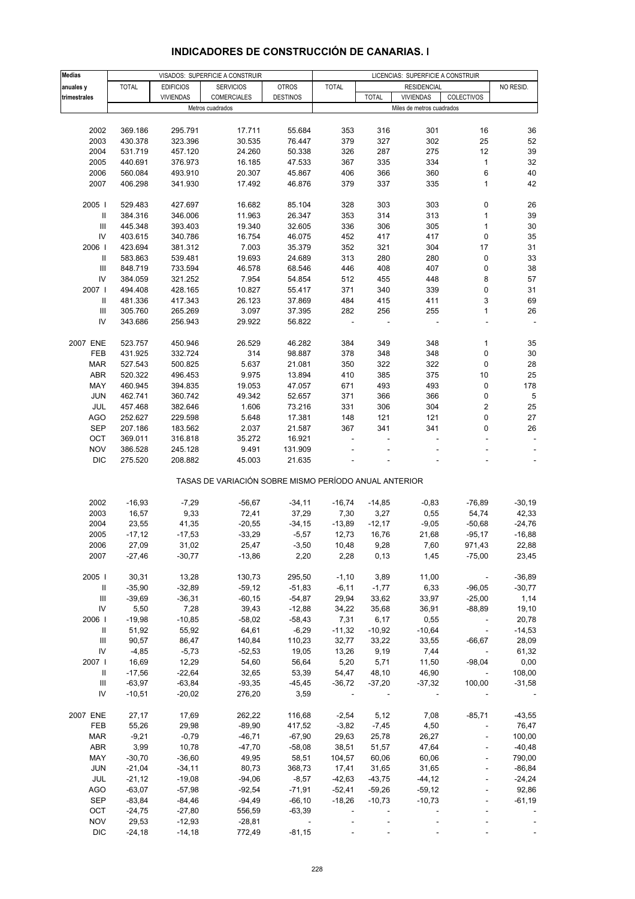# INDICADORES DE CONSTRUCCIÓN DE CANARIAS. I

| Medias anuales y trimestrales | VISADOS: SUPERFICIE A CONSTRUIR | | | | LICENCIAS: SUPERFICIE A CONSTRUIR | | | | |
|---|---|---|---|---|---|---|---|---|---|
| | TOTAL | EDIFICIOS VIVIENDAS | SERVICIOS COMERCIALES | OTROS DESTINOS | TOTAL | RESIDENCIAL | | | NO RESID. |
| | | | | | | TOTAL | VIVIENDAS | COLECTIVOS | |
| | Metros cuadrados | | | | Miles de metros cuadrados | | | | |
| 2002 | 369.186 | 295.791 | 17.711 | 55.684 | 353 | 316 | 301 | 16 | 36 |
| 2003 | 430.378 | 323.396 | 30.535 | 76.447 | 379 | 327 | 302 | 25 | 52 |
| 2004 | 531.719 | 457.120 | 24.260 | 50.338 | 326 | 287 | 275 | 12 | 39 |
| 2005 | 440.691 | 376.973 | 16.185 | 47.533 | 367 | 335 | 334 | 1 | 32 |
| 2006 | 560.084 | 493.910 | 20.307 | 45.867 | 406 | 366 | 360 | 6 | 40 |
| 2007 | 406.298 | 341.930 | 17.492 | 46.876 | 379 | 337 | 335 | 1 | 42 |
| 2005 I | 529.483 | 427.697 | 16.682 | 85.104 | 328 | 303 | 303 | 0 | 26 |
| II | 384.316 | 346.006 | 11.963 | 26.347 | 353 | 314 | 313 | 1 | 39 |
| III | 445.348 | 393.403 | 19.340 | 32.605 | 336 | 306 | 305 | 1 | 30 |
| IV | 403.615 | 340.786 | 16.754 | 46.075 | 452 | 417 | 417 | 0 | 35 |
| 2006 I | 423.694 | 381.312 | 7.003 | 35.379 | 352 | 321 | 304 | 17 | 31 |
| II | 583.863 | 539.481 | 19.693 | 24.689 | 313 | 280 | 280 | 0 | 33 |
| III | 848.719 | 733.594 | 46.578 | 68.546 | 446 | 408 | 407 | 0 | 38 |
| IV | 384.059 | 321.252 | 7.954 | 54.854 | 512 | 455 | 448 | 8 | 57 |
| 2007 I | 494.408 | 428.165 | 10.827 | 55.417 | 371 | 340 | 339 | 0 | 31 |
| II | 481.336 | 417.343 | 26.123 | 37.869 | 484 | 415 | 411 | 3 | 69 |
| III | 305.760 | 265.269 | 3.097 | 37.395 | 282 | 256 | 255 | 1 | 26 |
| IV | 343.686 | 256.943 | 29.922 | 56.822 | - | - | - | - | - |
| 2007 ENE | 523.757 | 450.946 | 26.529 | 46.282 | 384 | 349 | 348 | 1 | 35 |
| FEB | 431.925 | 332.724 | 314 | 98.887 | 378 | 348 | 348 | 0 | 30 |
| MAR | 527.543 | 500.825 | 5.637 | 21.081 | 350 | 322 | 322 | 0 | 28 |
| ABR | 520.322 | 496.453 | 9.975 | 13.894 | 410 | 385 | 375 | 10 | 25 |
| MAY | 460.945 | 394.835 | 19.053 | 47.057 | 671 | 493 | 493 | 0 | 178 |
| JUN | 462.741 | 360.742 | 49.342 | 52.657 | 371 | 366 | 366 | 0 | 5 |
| JUL | 457.468 | 382.646 | 1.606 | 73.216 | 331 | 306 | 304 | 2 | 25 |
| AGO | 252.627 | 229.598 | 5.648 | 17.381 | 148 | 121 | 121 | 0 | 27 |
| SEP | 207.186 | 183.562 | 2.037 | 21.587 | 367 | 341 | 341 | 0 | 26 |
| OCT | 369.011 | 316.818 | 35.272 | 16.921 | - | - | - | - | - |
| NOV | 386.528 | 245.128 | 9.491 | 131.909 | - | - | - | - | - |
| DIC | 275.520 | 208.882 | 45.003 | 21.635 | - | - | - | - | - |
| | TASAS DE VARIACIÓN SOBRE MISMO PERÍODO ANUAL ANTERIOR | | | | | | | | |
| 2002 | -16,93 | -7,29 | -56,67 | -34,11 | -16,74 | -14,85 | -0,83 | -76,89 | -30,19 |
| 2003 | 16,57 | 9,33 | 72,41 | 37,29 | 7,30 | 3,27 | 0,55 | 54,74 | 42,33 |
| 2004 | 23,55 | 41,35 | -20,55 | -34,15 | -13,89 | -12,17 | -9,05 | -50,68 | -24,76 |
| 2005 | -17,12 | -17,53 | -33,29 | -5,57 | 12,73 | 16,76 | 21,68 | -95,17 | -16,88 |
| 2006 | 27,09 | 31,02 | 25,47 | -3,50 | 10,48 | 9,28 | 7,60 | 971,43 | 22,88 |
| 2007 | -27,46 | -30,77 | -13,86 | 2,20 | 2,28 | 0,13 | 1,45 | -75,00 | 23,45 |
| 2005 I | 30,31 | 13,28 | 130,73 | 295,50 | -1,10 | 3,89 | 11,00 | - | -36,89 |
| II | -35,90 | -32,89 | -59,12 | -51,83 | -6,11 | -1,77 | 6,33 | -96,05 | -30,77 |
| III | -39,69 | -36,31 | -60,15 | -54,87 | 29,94 | 33,62 | 33,97 | -25,00 | 1,14 |
| IV | 5,50 | 7,28 | 39,43 | -12,88 | 34,22 | 35,68 | 36,91 | -88,89 | 19,10 |
| 2006 I | -19,98 | -10,85 | -58,02 | -58,43 | 7,31 | 6,17 | 0,55 | - | 20,78 |
| II | 51,92 | 55,92 | 64,61 | -6,29 | -11,32 | -10,92 | -10,64 | - | -14,53 |
| III | 90,57 | 86,47 | 140,84 | 110,23 | 32,77 | 33,22 | 33,55 | -66,67 | 28,09 |
| IV | -4,85 | -5,73 | -52,53 | 19,05 | 13,26 | 9,19 | 7,44 | - | 61,32 |
| 2007 I | 16,69 | 12,29 | 54,60 | 56,64 | 5,20 | 5,71 | 11,50 | -98,04 | 0,00 |
| II | -17,56 | -22,64 | 32,65 | 53,39 | 54,47 | 48,10 | 46,90 | - | 108,00 |
| III | -63,97 | -63,84 | -93,35 | -45,45 | -36,72 | -37,20 | -37,32 | 100,00 | -31,58 |
| IV | -10,51 | -20,02 | 276,20 | 3,59 | - | - | - | - | - |
| 2007 ENE | 27,17 | 17,69 | 262,22 | 116,68 | -2,54 | 5,12 | 7,08 | -85,71 | -43,55 |
| FEB | 55,26 | 29,98 | -89,90 | 417,52 | -3,82 | -7,45 | 4,50 | - | 76,47 |
| MAR | -9,21 | -0,79 | -46,71 | -67,90 | 29,63 | 25,78 | 26,27 | - | 100,00 |
| ABR | 3,99 | 10,78 | -47,70 | -58,08 | 38,51 | 51,57 | 47,64 | - | -40,48 |
| MAY | -30,70 | -36,60 | 49,95 | 58,51 | 104,57 | 60,06 | 60,06 | - | 790,00 |
| JUN | -21,04 | -34,11 | 80,73 | 368,73 | 17,41 | 31,65 | 31,65 | - | -86,84 |
| JUL | -21,12 | -19,08 | -94,06 | -8,57 | -42,63 | -43,75 | -44,12 | - | -24,24 |
| AGO | -63,07 | -57,98 | -92,54 | -71,91 | -52,41 | -59,26 | -59,12 | - | 92,86 |
| SEP | -83,84 | -84,46 | -94,49 | -66,10 | -18,26 | -10,73 | -10,73 | - | -61,19 |
| OCT | -24,75 | -27,80 | 556,59 | -63,39 | - | - | - | - | - |
| NOV | 29,53 | -12,93 | -28,81 | - | - | - | - | - | - |
| DIC | -24,18 | -14,18 | 772,49 | -81,15 | - | - | - | - | - |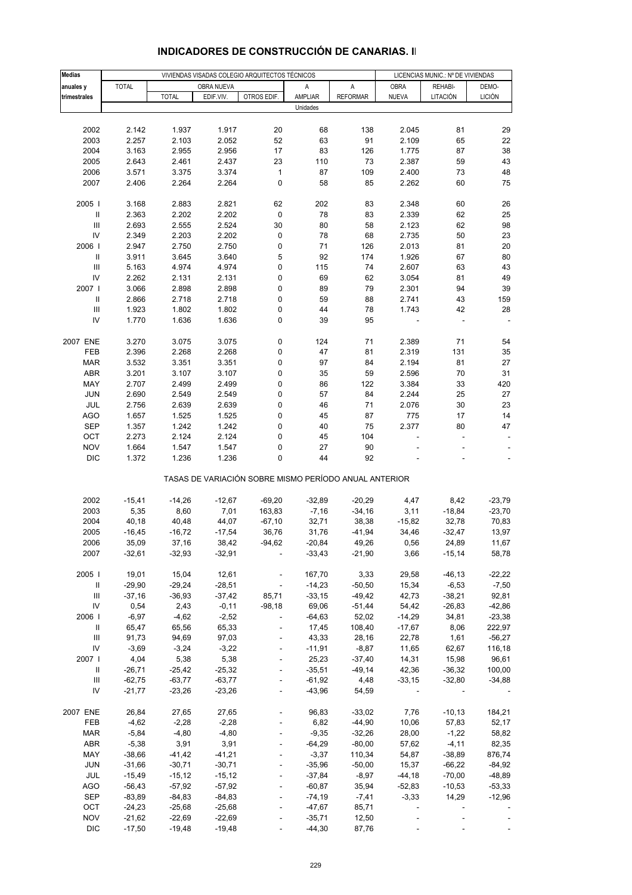# INDICADORES DE CONSTRUCCIÓN DE CANARIAS. I

| Medias anuales y trimestrales | VIVIENDAS VISADAS COLEGIO ARQUITECTOS TÉCNICOS | | | | | | LICENCIAS MUNIC.: Nº DE VIVIENDAS | | |
|---|---|---|---|---|---|---|---|---|---|
| | TOTAL | OBRA NUEVA | | | A AMPLIAR | A REFORMAR | OBRA NUEVA | REHABI-LITACIÓN | DEMO-LICIÓN |
| | | TOTAL | EDIF.VIV. | OTROS EDIF. | | | | | |
| | Unidades | | | | | | | | |
| 2002 | 2.142 | 1.937 | 1.917 | 20 | 68 | 138 | 2.045 | 81 | 29 |
| 2003 | 2.257 | 2.103 | 2.052 | 52 | 63 | 91 | 2.109 | 65 | 22 |
| 2004 | 3.163 | 2.955 | 2.956 | 17 | 83 | 126 | 1.775 | 87 | 38 |
| 2005 | 2.643 | 2.461 | 2.437 | 23 | 110 | 73 | 2.387 | 59 | 43 |
| 2006 | 3.571 | 3.375 | 3.374 | 1 | 87 | 109 | 2.400 | 73 | 48 |
| 2007 | 2.406 | 2.264 | 2.264 | 0 | 58 | 85 | 2.262 | 60 | 75 |
| 2005 I | 3.168 | 2.883 | 2.821 | 62 | 202 | 83 | 2.348 | 60 | 26 |
| II | 2.363 | 2.202 | 2.202 | 0 | 78 | 83 | 2.339 | 62 | 25 |
| III | 2.693 | 2.555 | 2.524 | 30 | 80 | 58 | 2.123 | 62 | 98 |
| IV | 2.349 | 2.203 | 2.202 | 0 | 78 | 68 | 2.735 | 50 | 23 |
| 2006 I | 2.947 | 2.750 | 2.750 | 0 | 71 | 126 | 2.013 | 81 | 20 |
| II | 3.911 | 3.645 | 3.640 | 5 | 92 | 174 | 1.926 | 67 | 80 |
| III | 5.163 | 4.974 | 4.974 | 0 | 115 | 74 | 2.607 | 63 | 43 |
| IV | 2.262 | 2.131 | 2.131 | 0 | 69 | 62 | 3.054 | 81 | 49 |
| 2007 I | 3.066 | 2.898 | 2.898 | 0 | 89 | 79 | 2.301 | 94 | 39 |
| II | 2.866 | 2.718 | 2.718 | 0 | 59 | 88 | 2.741 | 43 | 159 |
| III | 1.923 | 1.802 | 1.802 | 0 | 44 | 78 | 1.743 | 42 | 28 |
| IV | 1.770 | 1.636 | 1.636 | 0 | 39 | 95 | - | - | - |
| 2007 ENE | 3.270 | 3.075 | 3.075 | 0 | 124 | 71 | 2.389 | 71 | 54 |
| FEB | 2.396 | 2.268 | 2.268 | 0 | 47 | 81 | 2.319 | 131 | 35 |
| MAR | 3.532 | 3.351 | 3.351 | 0 | 97 | 84 | 2.194 | 81 | 27 |
| ABR | 3.201 | 3.107 | 3.107 | 0 | 35 | 59 | 2.596 | 70 | 31 |
| MAY | 2.707 | 2.499 | 2.499 | 0 | 86 | 122 | 3.384 | 33 | 420 |
| JUN | 2.690 | 2.549 | 2.549 | 0 | 57 | 84 | 2.244 | 25 | 27 |
| JUL | 2.756 | 2.639 | 2.639 | 0 | 46 | 71 | 2.076 | 30 | 23 |
| AGO | 1.657 | 1.525 | 1.525 | 0 | 45 | 87 | 775 | 17 | 14 |
| SEP | 1.357 | 1.242 | 1.242 | 0 | 40 | 75 | 2.377 | 80 | 47 |
| OCT | 2.273 | 2.124 | 2.124 | 0 | 45 | 104 | - | - | - |
| NOV | 1.664 | 1.547 | 1.547 | 0 | 27 | 90 | - | - | - |
| DIC | 1.372 | 1.236 | 1.236 | 0 | 44 | 92 | - | - | - |
| | TASAS DE VARIACIÓN SOBRE MISMO PERÍODO ANUAL ANTERIOR | | | | | | | | |
| 2002 | -15,41 | -14,26 | -12,67 | -69,20 | -32,89 | -20,29 | 4,47 | 8,42 | -23,79 |
| 2003 | 5,35 | 8,60 | 7,01 | 163,83 | -7,16 | -34,16 | 3,11 | -18,84 | -23,70 |
| 2004 | 40,18 | 40,48 | 44,07 | -67,10 | 32,71 | 38,38 | -15,82 | 32,78 | 70,83 |
| 2005 | -16,45 | -16,72 | -17,54 | 36,76 | 31,76 | -41,94 | 34,46 | -32,47 | 13,97 |
| 2006 | 35,09 | 37,16 | 38,42 | -94,62 | -20,84 | 49,26 | 0,56 | 24,89 | 11,67 |
| 2007 | -32,61 | -32,93 | -32,91 | - | -33,43 | -21,90 | 3,66 | -15,14 | 58,78 |
| 2005 I | 19,01 | 15,04 | 12,61 | - | 167,70 | 3,33 | 29,58 | -46,13 | -22,22 |
| II | -29,90 | -29,24 | -28,51 | - | -14,23 | -50,50 | 15,34 | -6,53 | -7,50 |
| III | -37,16 | -36,93 | -37,42 | 85,71 | -33,15 | -49,42 | 42,73 | -38,21 | 92,81 |
| IV | 0,54 | 2,43 | -0,11 | -98,18 | 69,06 | -51,44 | 54,42 | -26,83 | -42,86 |
| 2006 I | -6,97 | -4,62 | -2,52 | - | -64,63 | 52,02 | -14,29 | 34,81 | -23,38 |
| II | 65,47 | 65,56 | 65,33 | - | 17,45 | 108,40 | -17,67 | 8,06 | 222,97 |
| III | 91,73 | 94,69 | 97,03 | - | 43,33 | 28,16 | 22,78 | 1,61 | -56,27 |
| IV | -3,69 | -3,24 | -3,22 | - | -11,91 | -8,87 | 11,65 | 62,67 | 116,18 |
| 2007 I | 4,04 | 5,38 | 5,38 | - | 25,23 | -37,40 | 14,31 | 15,98 | 96,61 |
| II | -26,71 | -25,42 | -25,32 | - | -35,51 | -49,14 | 42,36 | -36,32 | 100,00 |
| III | -62,75 | -63,77 | -63,77 | - | -61,92 | 4,48 | -33,15 | -32,80 | -34,88 |
| IV | -21,77 | -23,26 | -23,26 | - | -43,96 | 54,59 | - | - | - |
| 2007 ENE | 26,84 | 27,65 | 27,65 | - | 96,83 | -33,02 | 7,76 | -10,13 | 184,21 |
| FEB | -4,62 | -2,28 | -2,28 | - | 6,82 | -44,90 | 10,06 | 57,83 | 52,17 |
| MAR | -5,84 | -4,80 | -4,80 | - | -9,35 | -32,26 | 28,00 | -1,22 | 58,82 |
| ABR | -5,38 | 3,91 | 3,91 | - | -64,29 | -80,00 | 57,62 | -4,11 | 82,35 |
| MAY | -38,66 | -41,42 | -41,21 | - | -3,37 | 110,34 | 54,87 | -38,89 | 876,74 |
| JUN | -31,66 | -30,71 | -30,71 | - | -35,96 | -50,00 | 15,37 | -66,22 | -84,92 |
| JUL | -15,49 | -15,12 | -15,12 | - | -37,84 | -8,97 | -44,18 | -70,00 | -48,89 |
| AGO | -56,43 | -57,92 | -57,92 | - | -60,87 | 35,94 | -52,83 | -10,53 | -53,33 |
| SEP | -83,89 | -84,83 | -84,83 | - | -74,19 | -7,41 | -3,33 | 14,29 | -12,96 |
| OCT | -24,23 | -25,68 | -25,68 | - | -47,67 | 85,71 | - | - | - |
| NOV | -21,62 | -22,69 | -22,69 | - | -35,71 | 12,50 | - | - | - |
| DIC | -17,50 | -19,48 | -19,48 | - | -44,30 | 87,76 | - | - | - |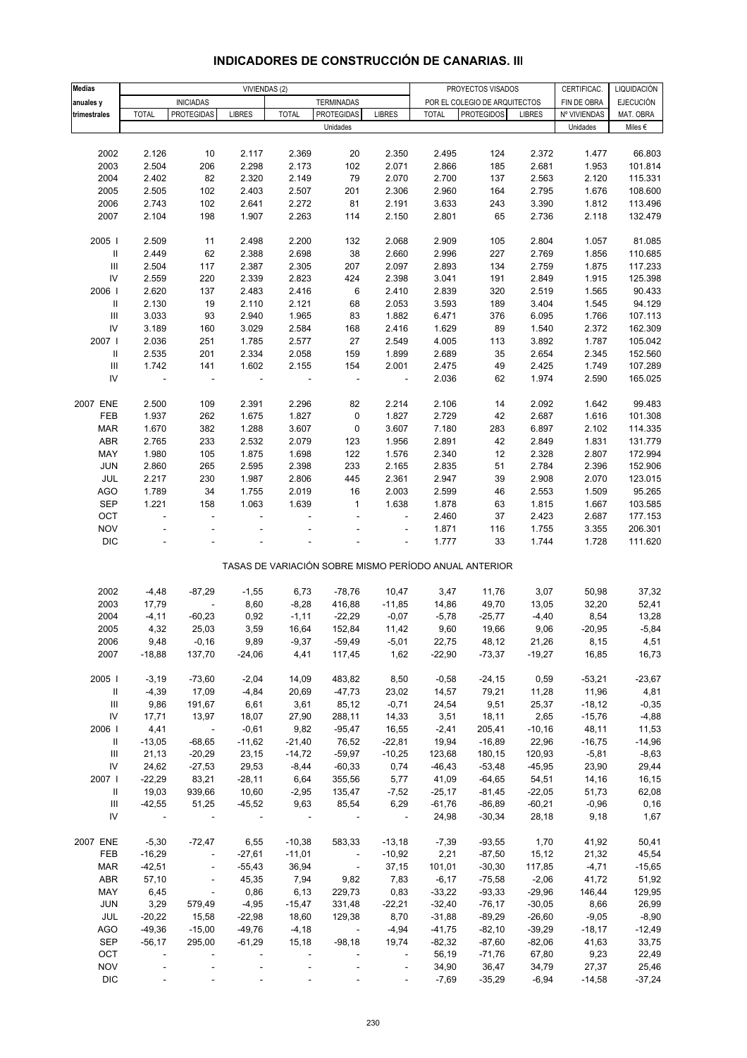# INDICADORES DE CONSTRUCCIÓN DE CANARIAS. III

| Medias anuales y trimestrales | VIVIENDAS (2) | | | | | | PROYECTOS VISADOS POR EL COLEGIO DE ARQUITECTOS | | | CERTIFICAC. FIN DE OBRA | LIQUIDACIÓN EJECUCIÓN |
|---|---|---|---|---|---|---|---|---|---|---|---|
| | INICIADAS | | | TERMINADAS | | | | | | | |
| | TOTAL | PROTEGIDAS | LIBRES | TOTAL | PROTEGIDAS | LIBRES | TOTAL | PROTEGIDOS | LIBRES | Nº VIVIENDAS | MAT. OBRA |
| | Unidades | | | | | | | | | Unidades | Miles € |
| 2002 | 2.126 | 10 | 2.117 | 2.369 | 20 | 2.350 | 2.495 | 124 | 2.372 | 1.477 | 66.803 |
| 2003 | 2.504 | 206 | 2.298 | 2.173 | 102 | 2.071 | 2.866 | 185 | 2.681 | 1.953 | 101.814 |
| 2004 | 2.402 | 82 | 2.320 | 2.149 | 79 | 2.070 | 2.700 | 137 | 2.563 | 2.120 | 115.331 |
| 2005 | 2.505 | 102 | 2.403 | 2.507 | 201 | 2.306 | 2.960 | 164 | 2.795 | 1.676 | 108.600 |
| 2006 | 2.743 | 102 | 2.641 | 2.272 | 81 | 2.191 | 3.633 | 243 | 3.390 | 1.812 | 113.496 |
| 2007 | 2.104 | 198 | 1.907 | 2.263 | 114 | 2.150 | 2.801 | 65 | 2.736 | 2.118 | 132.479 |
| 2005 I | 2.509 | 11 | 2.498 | 2.200 | 132 | 2.068 | 2.909 | 105 | 2.804 | 1.057 | 81.085 |
| II | 2.449 | 62 | 2.388 | 2.698 | 38 | 2.660 | 2.996 | 227 | 2.769 | 1.856 | 110.685 |
| III | 2.504 | 117 | 2.387 | 2.305 | 207 | 2.097 | 2.893 | 134 | 2.759 | 1.875 | 117.233 |
| IV | 2.559 | 220 | 2.339 | 2.823 | 424 | 2.398 | 3.041 | 191 | 2.849 | 1.915 | 125.398 |
| 2006 I | 2.620 | 137 | 2.483 | 2.416 | 6 | 2.410 | 2.839 | 320 | 2.519 | 1.565 | 90.433 |
| II | 2.130 | 19 | 2.110 | 2.121 | 68 | 2.053 | 3.593 | 189 | 3.404 | 1.545 | 94.129 |
| III | 3.033 | 93 | 2.940 | 1.965 | 83 | 1.882 | 6.471 | 376 | 6.095 | 1.766 | 107.113 |
| IV | 3.189 | 160 | 3.029 | 2.584 | 168 | 2.416 | 1.629 | 89 | 1.540 | 2.372 | 162.309 |
| 2007 I | 2.036 | 251 | 1.785 | 2.577 | 27 | 2.549 | 4.005 | 113 | 3.892 | 1.787 | 105.042 |
| II | 2.535 | 201 | 2.334 | 2.058 | 159 | 1.899 | 2.689 | 35 | 2.654 | 2.345 | 152.560 |
| III | 1.742 | 141 | 1.602 | 2.155 | 154 | 2.001 | 2.475 | 49 | 2.425 | 1.749 | 107.289 |
| IV | - | - | - | - | - | - | 2.036 | 62 | 1.974 | 2.590 | 165.025 |
| 2007 ENE | 2.500 | 109 | 2.391 | 2.296 | 82 | 2.214 | 2.106 | 14 | 2.092 | 1.642 | 99.483 |
| FEB | 1.937 | 262 | 1.675 | 1.827 | 0 | 1.827 | 2.729 | 42 | 2.687 | 1.616 | 101.308 |
| MAR | 1.670 | 382 | 1.288 | 3.607 | 0 | 3.607 | 7.180 | 283 | 6.897 | 2.102 | 114.335 |
| ABR | 2.765 | 233 | 2.532 | 2.079 | 123 | 1.956 | 2.891 | 42 | 2.849 | 1.831 | 131.779 |
| MAY | 1.980 | 105 | 1.875 | 1.698 | 122 | 1.576 | 2.340 | 12 | 2.328 | 2.807 | 172.994 |
| JUN | 2.860 | 265 | 2.595 | 2.398 | 233 | 2.165 | 2.835 | 51 | 2.784 | 2.396 | 152.906 |
| JUL | 2.217 | 230 | 1.987 | 2.806 | 445 | 2.361 | 2.947 | 39 | 2.908 | 2.070 | 123.015 |
| AGO | 1.789 | 34 | 1.755 | 2.019 | 16 | 2.003 | 2.599 | 46 | 2.553 | 1.509 | 95.265 |
| SEP | 1.221 | 158 | 1.063 | 1.639 | 1 | 1.638 | 1.878 | 63 | 1.815 | 1.667 | 103.585 |
| OCT | - | - | - | - | - | - | 2.460 | 37 | 2.423 | 2.687 | 177.153 |
| NOV | - | - | - | - | - | - | 1.871 | 116 | 1.755 | 3.355 | 206.301 |
| DIC | - | - | - | - | - | - | 1.777 | 33 | 1.744 | 1.728 | 111.620 |
| | TASAS DE VARIACIÓN SOBRE MISMO PERÍODO ANUAL ANTERIOR | | | | | | | | | | |
| 2002 | -4,48 | -87,29 | -1,55 | 6,73 | -78,76 | 10,47 | 3,47 | 11,76 | 3,07 | 50,98 | 37,32 |
| 2003 | 17,79 | - | 8,60 | -8,28 | 416,88 | -11,85 | 14,86 | 49,70 | 13,05 | 32,20 | 52,41 |
| 2004 | -4,11 | -60,23 | 0,92 | -1,11 | -22,29 | -0,07 | -5,78 | -25,77 | -4,40 | 8,54 | 13,28 |
| 2005 | 4,32 | 25,03 | 3,59 | 16,64 | 152,84 | 11,42 | 9,60 | 19,66 | 9,06 | -20,95 | -5,84 |
| 2006 | 9,48 | -0,16 | 9,89 | -9,37 | -59,49 | -5,01 | 22,75 | 48,12 | 21,26 | 8,15 | 4,51 |
| 2007 | -18,88 | 137,70 | -24,06 | 4,41 | 117,45 | 1,62 | -22,90 | -73,37 | -19,27 | 16,85 | 16,73 |
| 2005 I | -3,19 | -73,60 | -2,04 | 14,09 | 483,82 | 8,50 | -0,58 | -24,15 | 0,59 | -53,21 | -23,67 |
| II | -4,39 | 17,09 | -4,84 | 20,69 | -47,73 | 23,02 | 14,57 | 79,21 | 11,28 | 11,96 | 4,81 |
| III | 9,86 | 191,67 | 6,61 | 3,61 | 85,12 | -0,71 | 24,54 | 9,51 | 25,37 | -18,12 | -0,35 |
| IV | 17,71 | 13,97 | 18,07 | 27,90 | 288,11 | 14,33 | 3,51 | 18,11 | 2,65 | -15,76 | -4,88 |
| 2006 I | 4,41 | - | -0,61 | 9,82 | -95,47 | 16,55 | -2,41 | 205,41 | -10,16 | 48,11 | 11,53 |
| II | -13,05 | -68,65 | -11,62 | -21,40 | 76,52 | -22,81 | 19,94 | -16,89 | 22,96 | -16,75 | -14,96 |
| III | 21,13 | -20,29 | 23,15 | -14,72 | -59,97 | -10,25 | 123,68 | 180,15 | 120,93 | -5,81 | -8,63 |
| IV | 24,62 | -27,53 | 29,53 | -8,44 | -60,33 | 0,74 | -46,43 | -53,48 | -45,95 | 23,90 | 29,44 |
| 2007 I | -22,29 | 83,21 | -28,11 | 6,64 | 355,56 | 5,77 | 41,09 | -64,65 | 54,51 | 14,16 | 16,15 |
| II | 19,03 | 939,66 | 10,60 | -2,95 | 135,47 | -7,52 | -25,17 | -81,45 | -22,05 | 51,73 | 62,08 |
| III | -42,55 | 51,25 | -45,52 | 9,63 | 85,54 | 6,29 | -61,76 | -86,89 | -60,21 | -0,96 | 0,16 |
| IV | - | - | - | - | - | - | 24,98 | -30,34 | 28,18 | 9,18 | 1,67 |
| 2007 ENE | -5,30 | -72,47 | 6,55 | -10,38 | 583,33 | -13,18 | -7,39 | -93,55 | 1,70 | 41,92 | 50,41 |
| FEB | -16,29 | - | -27,61 | -11,01 | - | -10,92 | 2,21 | -87,50 | 15,12 | 21,32 | 45,54 |
| MAR | -42,51 | - | -55,43 | 36,94 | - | 37,15 | 101,01 | -30,30 | 117,85 | -4,71 | -15,65 |
| ABR | 57,10 | - | 45,35 | 7,94 | 9,82 | 7,83 | -6,17 | -75,58 | -2,06 | 41,72 | 51,92 |
| MAY | 6,45 | - | 0,86 | 6,13 | 229,73 | 0,83 | -33,22 | -93,33 | -29,96 | 146,44 | 129,95 |
| JUN | 3,29 | 579,49 | -4,95 | -15,47 | 331,48 | -22,21 | -32,40 | -76,17 | -30,05 | 8,66 | 26,99 |
| JUL | -20,22 | 15,58 | -22,98 | 18,60 | 129,38 | 8,70 | -31,88 | -89,29 | -26,60 | -9,05 | -8,90 |
| AGO | -49,36 | -15,00 | -49,76 | -4,18 | - | -4,94 | -41,75 | -82,10 | -39,29 | -18,17 | -12,49 |
| SEP | -56,17 | 295,00 | -61,29 | 15,18 | -98,18 | 19,74 | -82,32 | -87,60 | -82,06 | 41,63 | 33,75 |
| OCT | - | - | - | - | - | - | 56,19 | -71,76 | 67,80 | 9,23 | 22,49 |
| NOV | - | - | - | - | - | - | 34,90 | 36,47 | 34,79 | 27,37 | 25,46 |
| DIC | - | - | - | - | - | - | -7,69 | -35,29 | -6,94 | -14,58 | -37,24 |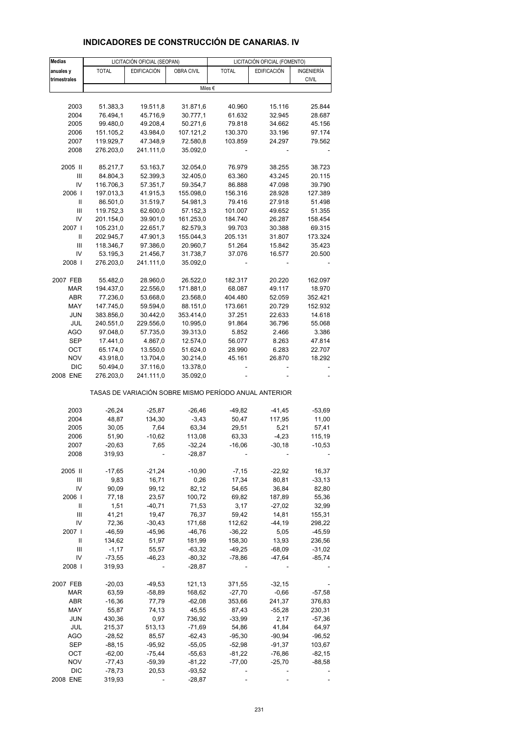# INDICADORES DE CONSTRUCCIÓN DE CANARIAS. IV

| Medias anuales y trimestrales | LICITACIÓN OFICIAL (SEOPAN) | | | LICITACIÓN OFICIAL (FOMENTO) | | |
|---|---|---|---|---|---|---|
| | TOTAL | EDIFICACIÓN | OBRA CIVIL | TOTAL | EDIFICACIÓN | INGENIERÍA CIVIL |
| | Miles € | | | | | |
| 2003 | 51.383,3 | 19.511,8 | 31.871,6 | 40.960 | 15.116 | 25.844 |
| 2004 | 76.494,1 | 45.716,9 | 30.777,1 | 61.632 | 32.945 | 28.687 |
| 2005 | 99.480,0 | 49.208,4 | 50.271,6 | 79.818 | 34.662 | 45.156 |
| 2006 | 151.105,2 | 43.984,0 | 107.121,2 | 130.370 | 33.196 | 97.174 |
| 2007 | 119.929,7 | 47.348,9 | 72.580,8 | 103.859 | 24.297 | 79.562 |
| 2008 | 276.203,0 | 241.111,0 | 35.092,0 | - | - | - |
| 2005 II | 85.217,7 | 53.163,7 | 32.054,0 | 76.979 | 38.255 | 38.723 |
| III | 84.804,3 | 52.399,3 | 32.405,0 | 63.360 | 43.245 | 20.115 |
| IV | 116.706,3 | 57.351,7 | 59.354,7 | 86.888 | 47.098 | 39.790 |
| 2006 I | 197.013,3 | 41.915,3 | 155.098,0 | 156.316 | 28.928 | 127.389 |
| II | 86.501,0 | 31.519,7 | 54.981,3 | 79.416 | 27.918 | 51.498 |
| III | 119.752,3 | 62.600,0 | 57.152,3 | 101.007 | 49.652 | 51.355 |
| IV | 201.154,0 | 39.901,0 | 161.253,0 | 184.740 | 26.287 | 158.454 |
| 2007 I | 105.231,0 | 22.651,7 | 82.579,3 | 99.703 | 30.388 | 69.315 |
| II | 202.945,7 | 47.901,3 | 155.044,3 | 205.131 | 31.807 | 173.324 |
| III | 118.346,7 | 97.386,0 | 20.960,7 | 51.264 | 15.842 | 35.423 |
| IV | 53.195,3 | 21.456,7 | 31.738,7 | 37.076 | 16.577 | 20.500 |
| 2008 I | 276.203,0 | 241.111,0 | 35.092,0 | - | - | - |
| 2007 FEB | 55.482,0 | 28.960,0 | 26.522,0 | 182.317 | 20.220 | 162.097 |
| MAR | 194.437,0 | 22.556,0 | 171.881,0 | 68.087 | 49.117 | 18.970 |
| ABR | 77.236,0 | 53.668,0 | 23.568,0 | 404.480 | 52.059 | 352.421 |
| MAY | 147.745,0 | 59.594,0 | 88.151,0 | 173.661 | 20.729 | 152.932 |
| JUN | 383.856,0 | 30.442,0 | 353.414,0 | 37.251 | 22.633 | 14.618 |
| JUL | 240.551,0 | 229.556,0 | 10.995,0 | 91.864 | 36.796 | 55.068 |
| AGO | 97.048,0 | 57.735,0 | 39.313,0 | 5.852 | 2.466 | 3.386 |
| SEP | 17.441,0 | 4.867,0 | 12.574,0 | 56.077 | 8.263 | 47.814 |
| OCT | 65.174,0 | 13.550,0 | 51.624,0 | 28.990 | 6.283 | 22.707 |
| NOV | 43.918,0 | 13.704,0 | 30.214,0 | 45.161 | 26.870 | 18.292 |
| DIC | 50.494,0 | 37.116,0 | 13.378,0 | - | - | - |
| 2008 ENE | 276.203,0 | 241.111,0 | 35.092,0 | - | - | - |
| TASAS DE VARIACIÓN SOBRE MISMO PERÍODO ANUAL ANTERIOR | | | | | | |
| 2003 | -26,24 | -25,87 | -26,46 | -49,82 | -41,45 | -53,69 |
| 2004 | 48,87 | 134,30 | -3,43 | 50,47 | 117,95 | 11,00 |
| 2005 | 30,05 | 7,64 | 63,34 | 29,51 | 5,21 | 57,41 |
| 2006 | 51,90 | -10,62 | 113,08 | 63,33 | -4,23 | 115,19 |
| 2007 | -20,63 | 7,65 | -32,24 | -16,06 | -30,18 | -10,53 |
| 2008 | 319,93 | - | -28,87 | - | - | - |
| 2005 II | -17,65 | -21,24 | -10,90 | -7,15 | -22,92 | 16,37 |
| III | 9,83 | 16,71 | 0,26 | 17,34 | 80,81 | -33,13 |
| IV | 90,09 | 99,12 | 82,12 | 54,65 | 36,84 | 82,80 |
| 2006 I | 77,18 | 23,57 | 100,72 | 69,82 | 187,89 | 55,36 |
| II | 1,51 | -40,71 | 71,53 | 3,17 | -27,02 | 32,99 |
| III | 41,21 | 19,47 | 76,37 | 59,42 | 14,81 | 155,31 |
| IV | 72,36 | -30,43 | 171,68 | 112,62 | -44,19 | 298,22 |
| 2007 I | -46,59 | -45,96 | -46,76 | -36,22 | 5,05 | -45,59 |
| II | 134,62 | 51,97 | 181,99 | 158,30 | 13,93 | 236,56 |
| III | -1,17 | 55,57 | -63,32 | -49,25 | -68,09 | -31,02 |
| IV | -73,55 | -46,23 | -80,32 | -78,86 | -47,64 | -85,74 |
| 2008 I | 319,93 | - | -28,87 | - | - | - |
| 2007 FEB | -20,03 | -49,53 | 121,13 | 371,55 | -32,15 | - |
| MAR | 63,59 | -58,89 | 168,62 | -27,70 | -0,66 | -57,58 |
| ABR | -16,36 | 77,79 | -62,08 | 353,66 | 241,37 | 376,83 |
| MAY | 55,87 | 74,13 | 45,55 | 87,43 | -55,28 | 230,31 |
| JUN | 430,36 | 0,97 | 736,92 | -33,99 | 2,17 | -57,36 |
| JUL | 215,37 | 513,13 | -71,69 | 54,86 | 41,84 | 64,97 |
| AGO | -28,52 | 85,57 | -62,43 | -95,30 | -90,94 | -96,52 |
| SEP | -88,15 | -95,92 | -55,05 | -52,98 | -91,37 | 103,67 |
| OCT | -62,00 | -75,44 | -55,63 | -81,22 | -76,86 | -82,15 |
| NOV | -77,43 | -59,39 | -81,22 | -77,00 | -25,70 | -88,58 |
| DIC | -78,73 | 20,53 | -93,52 | - | - | - |
| 2008 ENE | 319,93 | - | -28,87 | - | - | - |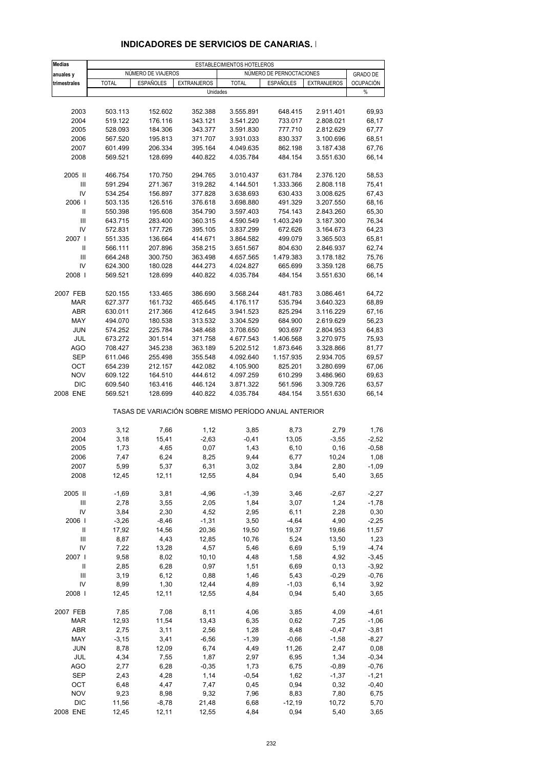## INDICADORES DE SERVICIOS DE CANARIAS. I

| Medias anuales y trimestrales | ESTABLECIMIENTOS HOTELEROS | | | | | | |
|---|---|---|---|---|---|---|---|
| | NÚMERO DE VIAJEROS | | | NÚMERO DE PERNOCTACIONES | | | GRADO DE OCUPACIÓN |
| | TOTAL | ESPAÑOLES | EXTRANJEROS | TOTAL | ESPAÑOLES | EXTRANJEROS | |
| | Unidades | | | | | | % |
| 2003 | 503.113 | 152.602 | 352.388 | 3.555.891 | 648.415 | 2.911.401 | 69,93 |
| 2004 | 519.122 | 176.116 | 343.121 | 3.541.220 | 733.017 | 2.808.021 | 68,17 |
| 2005 | 528.093 | 184.306 | 343.377 | 3.591.830 | 777.710 | 2.812.629 | 67,77 |
| 2006 | 567.520 | 195.813 | 371.707 | 3.931.033 | 830.337 | 3.100.696 | 68,51 |
| 2007 | 601.499 | 206.334 | 395.164 | 4.049.635 | 862.198 | 3.187.438 | 67,76 |
| 2008 | 569.521 | 128.699 | 440.822 | 4.035.784 | 484.154 | 3.551.630 | 66,14 |
| 2005 II | 466.754 | 170.750 | 294.765 | 3.010.437 | 631.784 | 2.376.120 | 58,53 |
| III | 591.294 | 271.367 | 319.282 | 4.144.501 | 1.333.366 | 2.808.118 | 75,41 |
| IV | 534.254 | 156.897 | 377.828 | 3.638.693 | 630.433 | 3.008.625 | 67,43 |
| 2006 I | 503.135 | 126.516 | 376.618 | 3.698.880 | 491.329 | 3.207.550 | 68,16 |
| II | 550.398 | 195.608 | 354.790 | 3.597.403 | 754.143 | 2.843.260 | 65,30 |
| III | 643.715 | 283.400 | 360.315 | 4.590.549 | 1.403.249 | 3.187.300 | 76,34 |
| IV | 572.831 | 177.726 | 395.105 | 3.837.299 | 672.626 | 3.164.673 | 64,23 |
| 2007 I | 551.335 | 136.664 | 414.671 | 3.864.582 | 499.079 | 3.365.503 | 65,81 |
| II | 566.111 | 207.896 | 358.215 | 3.651.567 | 804.630 | 2.846.937 | 62,74 |
| III | 664.248 | 300.750 | 363.498 | 4.657.565 | 1.479.383 | 3.178.182 | 75,76 |
| IV | 624.300 | 180.028 | 444.273 | 4.024.827 | 665.699 | 3.359.128 | 66,75 |
| 2008 I | 569.521 | 128.699 | 440.822 | 4.035.784 | 484.154 | 3.551.630 | 66,14 |
| 2007 FEB | 520.155 | 133.465 | 386.690 | 3.568.244 | 481.783 | 3.086.461 | 64,72 |
| MAR | 627.377 | 161.732 | 465.645 | 4.176.117 | 535.794 | 3.640.323 | 68,89 |
| ABR | 630.011 | 217.366 | 412.645 | 3.941.523 | 825.294 | 3.116.229 | 67,16 |
| MAY | 494.070 | 180.538 | 313.532 | 3.304.529 | 684.900 | 2.619.629 | 56,23 |
| JUN | 574.252 | 225.784 | 348.468 | 3.708.650 | 903.697 | 2.804.953 | 64,83 |
| JUL | 673.272 | 301.514 | 371.758 | 4.677.543 | 1.406.568 | 3.270.975 | 75,93 |
| AGO | 708.427 | 345.238 | 363.189 | 5.202.512 | 1.873.646 | 3.328.866 | 81,77 |
| SEP | 611.046 | 255.498 | 355.548 | 4.092.640 | 1.157.935 | 2.934.705 | 69,57 |
| OCT | 654.239 | 212.157 | 442.082 | 4.105.900 | 825.201 | 3.280.699 | 67,06 |
| NOV | 609.122 | 164.510 | 444.612 | 4.097.259 | 610.299 | 3.486.960 | 69,63 |
| DIC | 609.540 | 163.416 | 446.124 | 3.871.322 | 561.596 | 3.309.726 | 63,57 |
| 2008 ENE | 569.521 | 128.699 | 440.822 | 4.035.784 | 484.154 | 3.551.630 | 66,14 |
| | TASAS DE VARIACIÓN SOBRE MISMO PERÍODO ANUAL ANTERIOR | | | | | | |
| 2003 | 3,12 | 7,66 | 1,12 | 3,85 | 8,73 | 2,79 | 1,76 |
| 2004 | 3,18 | 15,41 | -2,63 | -0,41 | 13,05 | -3,55 | -2,52 |
| 2005 | 1,73 | 4,65 | 0,07 | 1,43 | 6,10 | 0,16 | -0,58 |
| 2006 | 7,47 | 6,24 | 8,25 | 9,44 | 6,77 | 10,24 | 1,08 |
| 2007 | 5,99 | 5,37 | 6,31 | 3,02 | 3,84 | 2,80 | -1,09 |
| 2008 | 12,45 | 12,11 | 12,55 | 4,84 | 0,94 | 5,40 | 3,65 |
| 2005 II | -1,69 | 3,81 | -4,96 | -1,39 | 3,46 | -2,67 | -2,27 |
| III | 2,78 | 3,55 | 2,05 | 1,84 | 3,07 | 1,24 | -1,78 |
| IV | 3,84 | 2,30 | 4,52 | 2,95 | 6,11 | 2,28 | 0,30 |
| 2006 I | -3,26 | -8,46 | -1,31 | 3,50 | -4,64 | 4,90 | -2,25 |
| II | 17,92 | 14,56 | 20,36 | 19,50 | 19,37 | 19,66 | 11,57 |
| III | 8,87 | 4,43 | 12,85 | 10,76 | 5,24 | 13,50 | 1,23 |
| IV | 7,22 | 13,28 | 4,57 | 5,46 | 6,69 | 5,19 | -4,74 |
| 2007 I | 9,58 | 8,02 | 10,10 | 4,48 | 1,58 | 4,92 | -3,45 |
| II | 2,85 | 6,28 | 0,97 | 1,51 | 6,69 | 0,13 | -3,92 |
| III | 3,19 | 6,12 | 0,88 | 1,46 | 5,43 | -0,29 | -0,76 |
| IV | 8,99 | 1,30 | 12,44 | 4,89 | -1,03 | 6,14 | 3,92 |
| 2008 I | 12,45 | 12,11 | 12,55 | 4,84 | 0,94 | 5,40 | 3,65 |
| 2007 FEB | 7,85 | 7,08 | 8,11 | 4,06 | 3,85 | 4,09 | -4,61 |
| MAR | 12,93 | 11,54 | 13,43 | 6,35 | 0,62 | 7,25 | -1,06 |
| ABR | 2,75 | 3,11 | 2,56 | 1,28 | 8,48 | -0,47 | -3,81 |
| MAY | -3,15 | 3,41 | -6,56 | -1,39 | -0,66 | -1,58 | -8,27 |
| JUN | 8,78 | 12,09 | 6,74 | 4,49 | 11,26 | 2,47 | 0,08 |
| JUL | 4,34 | 7,55 | 1,87 | 2,97 | 6,95 | 1,34 | -0,34 |
| AGO | 2,77 | 6,28 | -0,35 | 1,73 | 6,75 | -0,89 | -0,76 |
| SEP | 2,43 | 4,28 | 1,14 | -0,54 | 1,62 | -1,37 | -1,21 |
| OCT | 6,48 | 4,47 | 7,47 | 0,45 | 0,94 | 0,32 | -0,40 |
| NOV | 9,23 | 8,98 | 9,32 | 7,96 | 8,83 | 7,80 | 6,75 |
| DIC | 11,56 | -8,78 | 21,48 | 6,68 | -12,19 | 10,72 | 5,70 |
| 2008 ENE | 12,45 | 12,11 | 12,55 | 4,84 | 0,94 | 5,40 | 3,65 |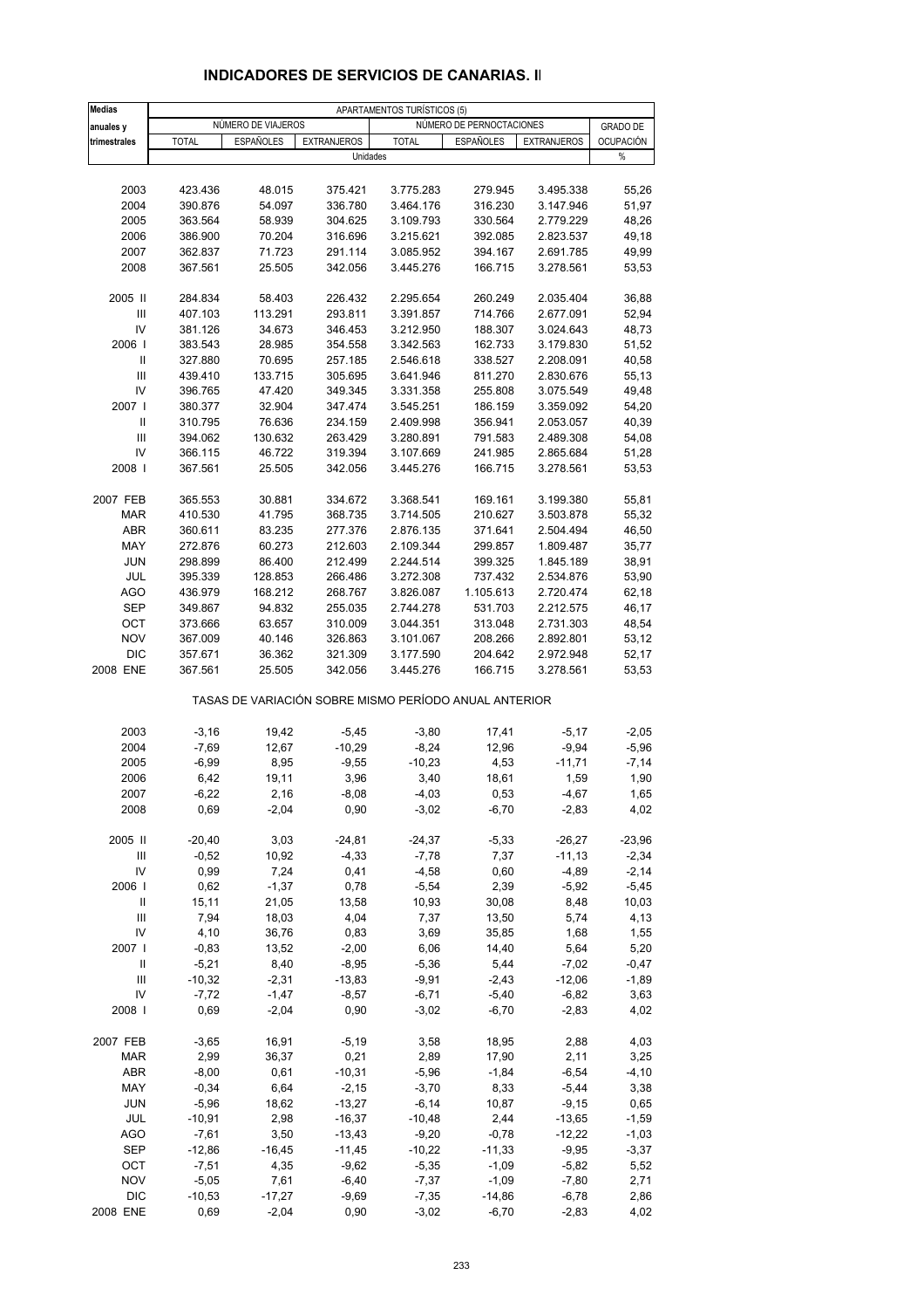# INDICADORES DE SERVICIOS DE CANARIAS. II

| Medias anuales y trimestrales | APARTAMENTOS TURÍSTICOS (5) | | | | | | |
|---|---|---|---|---|---|---|---|
| | NÚMERO DE VIAJEROS | | | NÚMERO DE PERNOCTACIONES | | | GRADO DE OCUPACIÓN |
| | TOTAL | ESPAÑOLES | EXTRANJEROS | TOTAL | ESPAÑOLES | EXTRANJEROS | |
| | Unidades | | | | | | % |
| 2003 | 423.436 | 48.015 | 375.421 | 3.775.283 | 279.945 | 3.495.338 | 55,26 |
| 2004 | 390.876 | 54.097 | 336.780 | 3.464.176 | 316.230 | 3.147.946 | 51,97 |
| 2005 | 363.564 | 58.939 | 304.625 | 3.109.793 | 330.564 | 2.779.229 | 48,26 |
| 2006 | 386.900 | 70.204 | 316.696 | 3.215.621 | 392.085 | 2.823.537 | 49,18 |
| 2007 | 362.837 | 71.723 | 291.114 | 3.085.952 | 394.167 | 2.691.785 | 49,99 |
| 2008 | 367.561 | 25.505 | 342.056 | 3.445.276 | 166.715 | 3.278.561 | 53,53 |
| 2005 II | 284.834 | 58.403 | 226.432 | 2.295.654 | 260.249 | 2.035.404 | 36,88 |
| III | 407.103 | 113.291 | 293.811 | 3.391.857 | 714.766 | 2.677.091 | 52,94 |
| IV | 381.126 | 34.673 | 346.453 | 3.212.950 | 188.307 | 3.024.643 | 48,73 |
| 2006 I | 383.543 | 28.985 | 354.558 | 3.342.563 | 162.733 | 3.179.830 | 51,52 |
| II | 327.880 | 70.695 | 257.185 | 2.546.618 | 338.527 | 2.208.091 | 40,58 |
| III | 439.410 | 133.715 | 305.695 | 3.641.946 | 811.270 | 2.830.676 | 55,13 |
| IV | 396.765 | 47.420 | 349.345 | 3.331.358 | 255.808 | 3.075.549 | 49,48 |
| 2007 I | 380.377 | 32.904 | 347.474 | 3.545.251 | 186.159 | 3.359.092 | 54,20 |
| II | 310.795 | 76.636 | 234.159 | 2.409.998 | 356.941 | 2.053.057 | 40,39 |
| III | 394.062 | 130.632 | 263.429 | 3.280.891 | 791.583 | 2.489.308 | 54,08 |
| IV | 366.115 | 46.722 | 319.394 | 3.107.669 | 241.985 | 2.865.684 | 51,28 |
| 2008 I | 367.561 | 25.505 | 342.056 | 3.445.276 | 166.715 | 3.278.561 | 53,53 |
| 2007 FEB | 365.553 | 30.881 | 334.672 | 3.368.541 | 169.161 | 3.199.380 | 55,81 |
| MAR | 410.530 | 41.795 | 368.735 | 3.714.505 | 210.627 | 3.503.878 | 55,32 |
| ABR | 360.611 | 83.235 | 277.376 | 2.876.135 | 371.641 | 2.504.494 | 46,50 |
| MAY | 272.876 | 60.273 | 212.603 | 2.109.344 | 299.857 | 1.809.487 | 35,77 |
| JUN | 298.899 | 86.400 | 212.499 | 2.244.514 | 399.325 | 1.845.189 | 38,91 |
| JUL | 395.339 | 128.853 | 266.486 | 3.272.308 | 737.432 | 2.534.876 | 53,90 |
| AGO | 436.979 | 168.212 | 268.767 | 3.826.087 | 1.105.613 | 2.720.474 | 62,18 |
| SEP | 349.867 | 94.832 | 255.035 | 2.744.278 | 531.703 | 2.212.575 | 46,17 |
| OCT | 373.666 | 63.657 | 310.009 | 3.044.351 | 313.048 | 2.731.303 | 48,54 |
| NOV | 367.009 | 40.146 | 326.863 | 3.101.067 | 208.266 | 2.892.801 | 53,12 |
| DIC | 357.671 | 36.362 | 321.309 | 3.177.590 | 204.642 | 2.972.948 | 52,17 |
| 2008 ENE | 367.561 | 25.505 | 342.056 | 3.445.276 | 166.715 | 3.278.561 | 53,53 |
| | TASAS DE VARIACIÓN SOBRE MISMO PERÍODO ANUAL ANTERIOR | | | | | | |
| 2003 | -3,16 | 19,42 | -5,45 | -3,80 | 17,41 | -5,17 | -2,05 |
| 2004 | -7,69 | 12,67 | -10,29 | -8,24 | 12,96 | -9,94 | -5,96 |
| 2005 | -6,99 | 8,95 | -9,55 | -10,23 | 4,53 | -11,71 | -7,14 |
| 2006 | 6,42 | 19,11 | 3,96 | 3,40 | 18,61 | 1,59 | 1,90 |
| 2007 | -6,22 | 2,16 | -8,08 | -4,03 | 0,53 | -4,67 | 1,65 |
| 2008 | 0,69 | -2,04 | 0,90 | -3,02 | -6,70 | -2,83 | 4,02 |
| 2005 II | -20,40 | 3,03 | -24,81 | -24,37 | -5,33 | -26,27 | -23,96 |
| III | -0,52 | 10,92 | -4,33 | -7,78 | 7,37 | -11,13 | -2,34 |
| IV | 0,99 | 7,24 | 0,41 | -4,58 | 0,60 | -4,89 | -2,14 |
| 2006 I | 0,62 | -1,37 | 0,78 | -5,54 | 2,39 | -5,92 | -5,45 |
| II | 15,11 | 21,05 | 13,58 | 10,93 | 30,08 | 8,48 | 10,03 |
| III | 7,94 | 18,03 | 4,04 | 7,37 | 13,50 | 5,74 | 4,13 |
| IV | 4,10 | 36,76 | 0,83 | 3,69 | 35,85 | 1,68 | 1,55 |
| 2007 I | -0,83 | 13,52 | -2,00 | 6,06 | 14,40 | 5,64 | 5,20 |
| II | -5,21 | 8,40 | -8,95 | -5,36 | 5,44 | -7,02 | -0,47 |
| III | -10,32 | -2,31 | -13,83 | -9,91 | -2,43 | -12,06 | -1,89 |
| IV | -7,72 | -1,47 | -8,57 | -6,71 | -5,40 | -6,82 | 3,63 |
| 2008 I | 0,69 | -2,04 | 0,90 | -3,02 | -6,70 | -2,83 | 4,02 |
| 2007 FEB | -3,65 | 16,91 | -5,19 | 3,58 | 18,95 | 2,88 | 4,03 |
| MAR | 2,99 | 36,37 | 0,21 | 2,89 | 17,90 | 2,11 | 3,25 |
| ABR | -8,00 | 0,61 | -10,31 | -5,96 | -1,84 | -6,54 | -4,10 |
| MAY | -0,34 | 6,64 | -2,15 | -3,70 | 8,33 | -5,44 | 3,38 |
| JUN | -5,96 | 18,62 | -13,27 | -6,14 | 10,87 | -9,15 | 0,65 |
| JUL | -10,91 | 2,98 | -16,37 | -10,48 | 2,44 | -13,65 | -1,59 |
| AGO | -7,61 | 3,50 | -13,43 | -9,20 | -0,78 | -12,22 | -1,03 |
| SEP | -12,86 | -16,45 | -11,45 | -10,22 | -11,33 | -9,95 | -3,37 |
| OCT | -7,51 | 4,35 | -9,62 | -5,35 | -1,09 | -5,82 | 5,52 |
| NOV | -5,05 | 7,61 | -6,40 | -7,37 | -1,09 | -7,80 | 2,71 |
| DIC | -10,53 | -17,27 | -9,69 | -7,35 | -14,86 | -6,78 | 2,86 |
| 2008 ENE | 0,69 | -2,04 | 0,90 | -3,02 | -6,70 | -2,83 | 4,02 |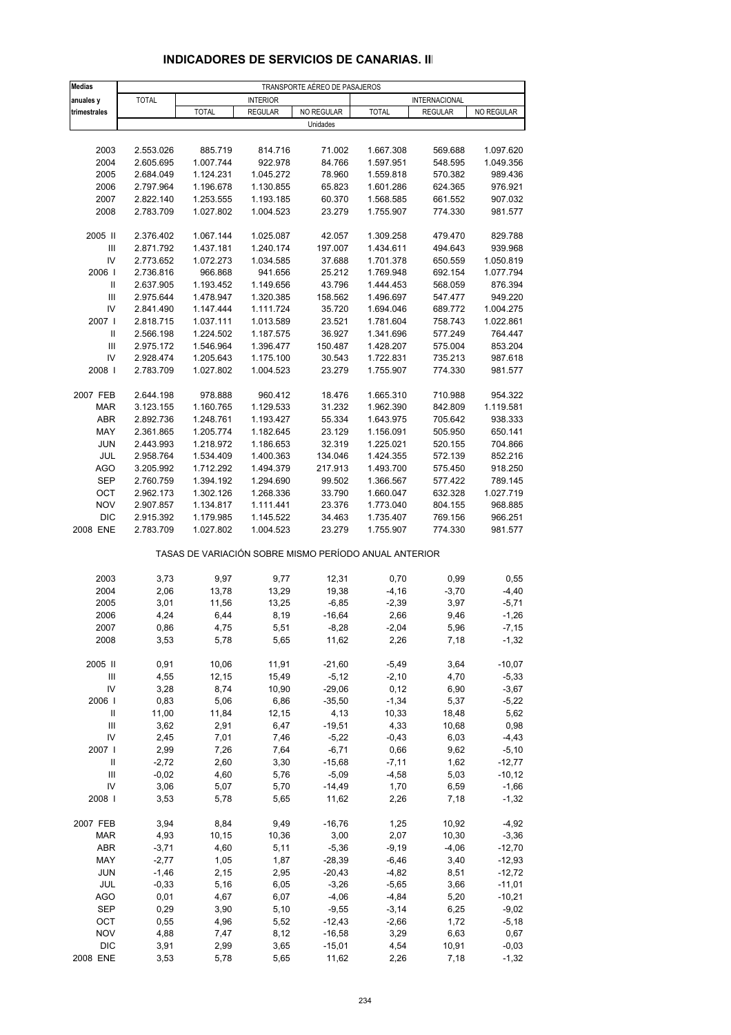## INDICADORES DE SERVICIOS DE CANARIAS. II

| Medias anuales y trimestrales | TRANSPORTE AÉREO DE PASAJEROS | | | | | | |
|---|---|---|---|---|---|---|---|
| | TOTAL | INTERIOR | | | INTERNACIONAL | | |
| | | TOTAL | REGULAR | NO REGULAR | TOTAL | REGULAR | NO REGULAR |
| | Unidades | | | | | | |
| 2003 | 2.553.026 | 885.719 | 814.716 | 71.002 | 1.667.308 | 569.688 | 1.097.620 |
| 2004 | 2.605.695 | 1.007.744 | 922.978 | 84.766 | 1.597.951 | 548.595 | 1.049.356 |
| 2005 | 2.684.049 | 1.124.231 | 1.045.272 | 78.960 | 1.559.818 | 570.382 | 989.436 |
| 2006 | 2.797.964 | 1.196.678 | 1.130.855 | 65.823 | 1.601.286 | 624.365 | 976.921 |
| 2007 | 2.822.140 | 1.253.555 | 1.193.185 | 60.370 | 1.568.585 | 661.552 | 907.032 |
| 2008 | 2.783.709 | 1.027.802 | 1.004.523 | 23.279 | 1.755.907 | 774.330 | 981.577 |
| 2005 II | 2.376.402 | 1.067.144 | 1.025.087 | 42.057 | 1.309.258 | 479.470 | 829.788 |
| III | 2.871.792 | 1.437.181 | 1.240.174 | 197.007 | 1.434.611 | 494.643 | 939.968 |
| IV | 2.773.652 | 1.072.273 | 1.034.585 | 37.688 | 1.701.378 | 650.559 | 1.050.819 |
| 2006 I | 2.736.816 | 966.868 | 941.656 | 25.212 | 1.769.948 | 692.154 | 1.077.794 |
| II | 2.637.905 | 1.193.452 | 1.149.656 | 43.796 | 1.444.453 | 568.059 | 876.394 |
| III | 2.975.644 | 1.478.947 | 1.320.385 | 158.562 | 1.496.697 | 547.477 | 949.220 |
| IV | 2.841.490 | 1.147.444 | 1.111.724 | 35.720 | 1.694.046 | 689.772 | 1.004.275 |
| 2007 I | 2.818.715 | 1.037.111 | 1.013.589 | 23.521 | 1.781.604 | 758.743 | 1.022.861 |
| II | 2.566.198 | 1.224.502 | 1.187.575 | 36.927 | 1.341.696 | 577.249 | 764.447 |
| III | 2.975.172 | 1.546.964 | 1.396.477 | 150.487 | 1.428.207 | 575.004 | 853.204 |
| IV | 2.928.474 | 1.205.643 | 1.175.100 | 30.543 | 1.722.831 | 735.213 | 987.618 |
| 2008 I | 2.783.709 | 1.027.802 | 1.004.523 | 23.279 | 1.755.907 | 774.330 | 981.577 |
| 2007 FEB | 2.644.198 | 978.888 | 960.412 | 18.476 | 1.665.310 | 710.988 | 954.322 |
| MAR | 3.123.155 | 1.160.765 | 1.129.533 | 31.232 | 1.962.390 | 842.809 | 1.119.581 |
| ABR | 2.892.736 | 1.248.761 | 1.193.427 | 55.334 | 1.643.975 | 705.642 | 938.333 |
| MAY | 2.361.865 | 1.205.774 | 1.182.645 | 23.129 | 1.156.091 | 505.950 | 650.141 |
| JUN | 2.443.993 | 1.218.972 | 1.186.653 | 32.319 | 1.225.021 | 520.155 | 704.866 |
| JUL | 2.958.764 | 1.534.409 | 1.400.363 | 134.046 | 1.424.355 | 572.139 | 852.216 |
| AGO | 3.205.992 | 1.712.292 | 1.494.379 | 217.913 | 1.493.700 | 575.450 | 918.250 |
| SEP | 2.760.759 | 1.394.192 | 1.294.690 | 99.502 | 1.366.567 | 577.422 | 789.145 |
| OCT | 2.962.173 | 1.302.126 | 1.268.336 | 33.790 | 1.660.047 | 632.328 | 1.027.719 |
| NOV | 2.907.857 | 1.134.817 | 1.111.441 | 23.376 | 1.773.040 | 804.155 | 968.885 |
| DIC | 2.915.392 | 1.179.985 | 1.145.522 | 34.463 | 1.735.407 | 769.156 | 966.251 |
| 2008 ENE | 2.783.709 | 1.027.802 | 1.004.523 | 23.279 | 1.755.907 | 774.330 | 981.577 |
| | TASAS DE VARIACIÓN SOBRE MISMO PERÍODO ANUAL ANTERIOR | | | | | | |
| 2003 | 3,73 | 9,97 | 9,77 | 12,31 | 0,70 | 0,99 | 0,55 |
| 2004 | 2,06 | 13,78 | 13,29 | 19,38 | -4,16 | -3,70 | -4,40 |
| 2005 | 3,01 | 11,56 | 13,25 | -6,85 | -2,39 | 3,97 | -5,71 |
| 2006 | 4,24 | 6,44 | 8,19 | -16,64 | 2,66 | 9,46 | -1,26 |
| 2007 | 0,86 | 4,75 | 5,51 | -8,28 | -2,04 | 5,96 | -7,15 |
| 2008 | 3,53 | 5,78 | 5,65 | 11,62 | 2,26 | 7,18 | -1,32 |
| 2005 II | 0,91 | 10,06 | 11,91 | -21,60 | -5,49 | 3,64 | -10,07 |
| III | 4,55 | 12,15 | 15,49 | -5,12 | -2,10 | 4,70 | -5,33 |
| IV | 3,28 | 8,74 | 10,90 | -29,06 | 0,12 | 6,90 | -3,67 |
| 2006 I | 0,83 | 5,06 | 6,86 | -35,50 | -1,34 | 5,37 | -5,22 |
| II | 11,00 | 11,84 | 12,15 | 4,13 | 10,33 | 18,48 | 5,62 |
| III | 3,62 | 2,91 | 6,47 | -19,51 | 4,33 | 10,68 | 0,98 |
| IV | 2,45 | 7,01 | 7,46 | -5,22 | -0,43 | 6,03 | -4,43 |
| 2007 I | 2,99 | 7,26 | 7,64 | -6,71 | 0,66 | 9,62 | -5,10 |
| II | -2,72 | 2,60 | 3,30 | -15,68 | -7,11 | 1,62 | -12,77 |
| III | -0,02 | 4,60 | 5,76 | -5,09 | -4,58 | 5,03 | -10,12 |
| IV | 3,06 | 5,07 | 5,70 | -14,49 | 1,70 | 6,59 | -1,66 |
| 2008 I | 3,53 | 5,78 | 5,65 | 11,62 | 2,26 | 7,18 | -1,32 |
| 2007 FEB | 3,94 | 8,84 | 9,49 | -16,76 | 1,25 | 10,92 | -4,92 |
| MAR | 4,93 | 10,15 | 10,36 | 3,00 | 2,07 | 10,30 | -3,36 |
| ABR | -3,71 | 4,60 | 5,11 | -5,36 | -9,19 | -4,06 | -12,70 |
| MAY | -2,77 | 1,05 | 1,87 | -28,39 | -6,46 | 3,40 | -12,93 |
| JUN | -1,46 | 2,15 | 2,95 | -20,43 | -4,82 | 8,51 | -12,72 |
| JUL | -0,33 | 5,16 | 6,05 | -3,26 | -5,65 | 3,66 | -11,01 |
| AGO | 0,01 | 4,67 | 6,07 | -4,06 | -4,84 | 5,20 | -10,21 |
| SEP | 0,29 | 3,90 | 5,10 | -9,55 | -3,14 | 6,25 | -9,02 |
| OCT | 0,55 | 4,96 | 5,52 | -12,43 | -2,66 | 1,72 | -5,18 |
| NOV | 4,88 | 7,47 | 8,12 | -16,58 | 3,29 | 6,63 | 0,67 |
| DIC | 3,91 | 2,99 | 3,65 | -15,01 | 4,54 | 10,91 | -0,03 |
| 2008 ENE | 3,53 | 5,78 | 5,65 | 11,62 | 2,26 | 7,18 | -1,32 |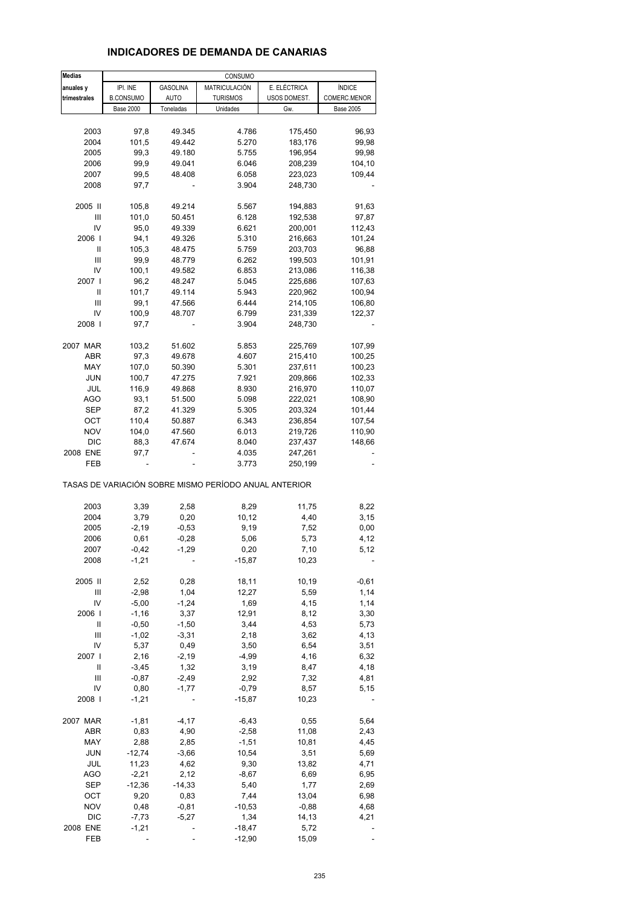# INDICADORES DE DEMANDA DE CANARIAS

| Medias anuales y trimestrales | CONSUMO | | | | |
|---|---|---|---|---|---|
| | IPI. INE B.CONSUMO | GASOLINA AUTO | MATRICULACIÓN TURISMOS | E. ELÉCTRICA USOS DOMEST. | ÍNDICE COMERC.MENOR |
| | Base 2000 | Toneladas | Unidades | Gw. | Base 2005 |
| 2003 | 97,8 | 49.345 | 4.786 | 175,450 | 96,93 |
| 2004 | 101,5 | 49.442 | 5.270 | 183,176 | 99,98 |
| 2005 | 99,3 | 49.180 | 5.755 | 196,954 | 99,98 |
| 2006 | 99,9 | 49.041 | 6.046 | 208,239 | 104,10 |
| 2007 | 99,5 | 48.408 | 6.058 | 223,023 | 109,44 |
| 2008 | 97,7 | - | 3.904 | 248,730 | - |
| 2005 II | 105,8 | 49.214 | 5.567 | 194,883 | 91,63 |
| III | 101,0 | 50.451 | 6.128 | 192,538 | 97,87 |
| IV | 95,0 | 49.339 | 6.621 | 200,001 | 112,43 |
| 2006 I | 94,1 | 49.326 | 5.310 | 216,663 | 101,24 |
| II | 105,3 | 48.475 | 5.759 | 203,703 | 96,88 |
| III | 99,9 | 48.779 | 6.262 | 199,503 | 101,91 |
| IV | 100,1 | 49.582 | 6.853 | 213,086 | 116,38 |
| 2007 I | 96,2 | 48.247 | 5.045 | 225,686 | 107,63 |
| II | 101,7 | 49.114 | 5.943 | 220,962 | 100,94 |
| III | 99,1 | 47.566 | 6.444 | 214,105 | 106,80 |
| IV | 100,9 | 48.707 | 6.799 | 231,339 | 122,37 |
| 2008 I | 97,7 | - | 3.904 | 248,730 | - |
| 2007 MAR | 103,2 | 51.602 | 5.853 | 225,769 | 107,99 |
| ABR | 97,3 | 49.678 | 4.607 | 215,410 | 100,25 |
| MAY | 107,0 | 50.390 | 5.301 | 237,611 | 100,23 |
| JUN | 100,7 | 47.275 | 7.921 | 209,866 | 102,33 |
| JUL | 116,9 | 49.868 | 8.930 | 216,970 | 110,07 |
| AGO | 93,1 | 51.500 | 5.098 | 222,021 | 108,90 |
| SEP | 87,2 | 41.329 | 5.305 | 203,324 | 101,44 |
| OCT | 110,4 | 50.887 | 6.343 | 236,854 | 107,54 |
| NOV | 104,0 | 47.560 | 6.013 | 219,726 | 110,90 |
| DIC | 88,3 | 47.674 | 8.040 | 237,437 | 148,66 |
| 2008 ENE | 97,7 | - | 4.035 | 247,261 | - |
| FEB | - | - | 3.773 | 250,199 | - |

TASAS DE VARIACIÓN SOBRE MISMO PERÍODO ANUAL ANTERIOR

| | IPI. INE B.CONSUMO | GASOLINA AUTO | MATRICULACIÓN TURISMOS | E. ELÉCTRICA USOS DOMEST. | ÍNDICE COMERC.MENOR |
|---|---|---|---|---|---|
| 2003 | 3,39 | 2,58 | 8,29 | 11,75 | 8,22 |
| 2004 | 3,79 | 0,20 | 10,12 | 4,40 | 3,15 |
| 2005 | -2,19 | -0,53 | 9,19 | 7,52 | 0,00 |
| 2006 | 0,61 | -0,28 | 5,06 | 5,73 | 4,12 |
| 2007 | -0,42 | -1,29 | 0,20 | 7,10 | 5,12 |
| 2008 | -1,21 | - | -15,87 | 10,23 | - |
| 2005 II | 2,52 | 0,28 | 18,11 | 10,19 | -0,61 |
| III | -2,98 | 1,04 | 12,27 | 5,59 | 1,14 |
| IV | -5,00 | -1,24 | 1,69 | 4,15 | 1,14 |
| 2006 I | -1,16 | 3,37 | 12,91 | 8,12 | 3,30 |
| II | -0,50 | -1,50 | 3,44 | 4,53 | 5,73 |
| III | -1,02 | -3,31 | 2,18 | 3,62 | 4,13 |
| IV | 5,37 | 0,49 | 3,50 | 6,54 | 3,51 |
| 2007 I | 2,16 | -2,19 | -4,99 | 4,16 | 6,32 |
| II | -3,45 | 1,32 | 3,19 | 8,47 | 4,18 |
| III | -0,87 | -2,49 | 2,92 | 7,32 | 4,81 |
| IV | 0,80 | -1,77 | -0,79 | 8,57 | 5,15 |
| 2008 I | -1,21 | - | -15,87 | 10,23 | - |
| 2007 MAR | -1,81 | -4,17 | -6,43 | 0,55 | 5,64 |
| ABR | 0,83 | 4,90 | -2,58 | 11,08 | 2,43 |
| MAY | 2,88 | 2,85 | -1,51 | 10,81 | 4,45 |
| JUN | -12,74 | -3,66 | 10,54 | 3,51 | 5,69 |
| JUL | 11,23 | 4,62 | 9,30 | 13,82 | 4,71 |
| AGO | -2,21 | 2,12 | -8,67 | 6,69 | 6,95 |
| SEP | -12,36 | -14,33 | 5,40 | 1,77 | 2,69 |
| OCT | 9,20 | 0,83 | 7,44 | 13,04 | 6,98 |
| NOV | 0,48 | -0,81 | -10,53 | -0,88 | 4,68 |
| DIC | -7,73 | -5,27 | 1,34 | 14,13 | 4,21 |
| 2008 ENE | -1,21 | - | -18,47 | 5,72 | - |
| FEB | - | - | -12,90 | 15,09 | - |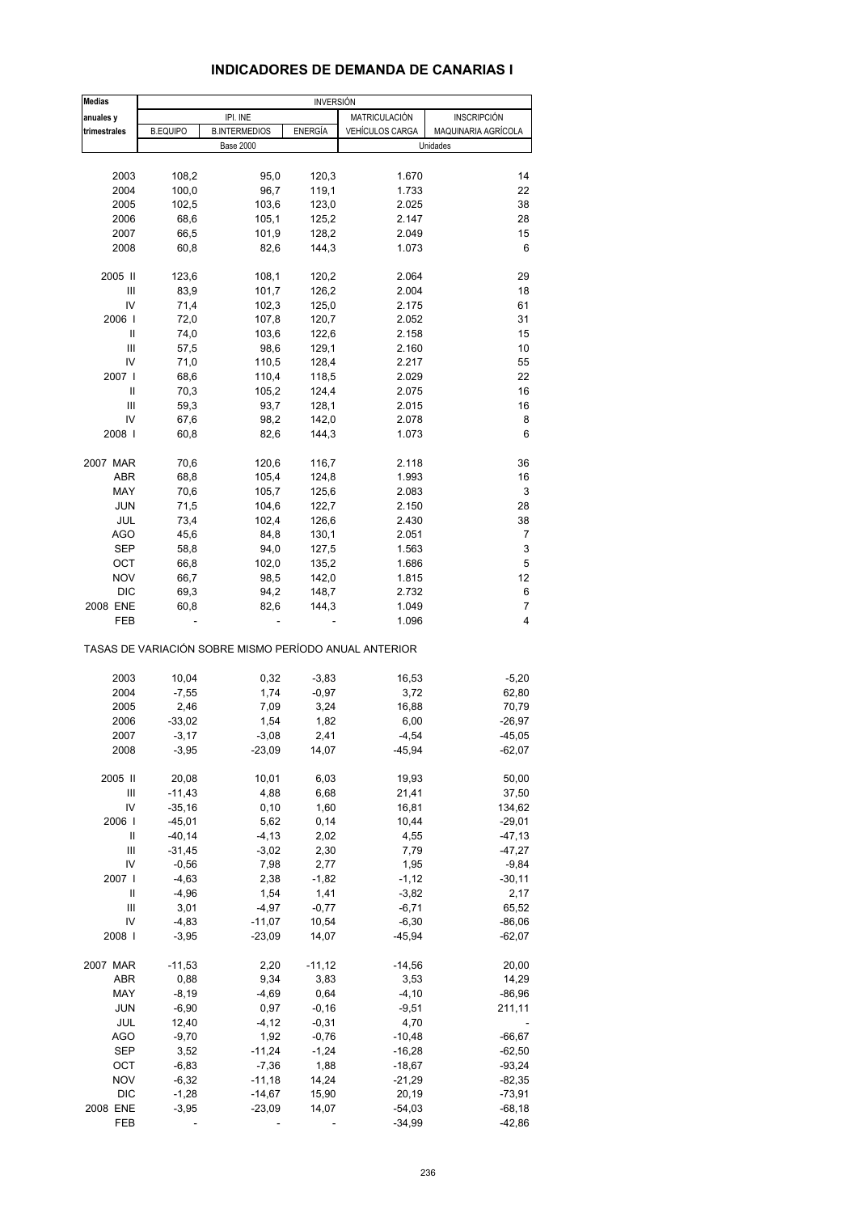# INDICADORES DE DEMANDA DE CANARIAS I

| Medias anuales y trimestrales | INVERSIÓN | | | | |
|---|---|---|---|---|---|
| | IPI. INE | | | MATRICULACIÓN | INSCRIPCIÓN |
| | B.EQUIPO | B.INTERMEDIOS | ENERGÍA | VEHÍCULOS CARGA | MAQUINARIA AGRÍCOLA |
| | Base 2000 | | | Unidades | |
| 2003 | 108,2 | 95,0 | 120,3 | 1.670 | 14 |
| 2004 | 100,0 | 96,7 | 119,1 | 1.733 | 22 |
| 2005 | 102,5 | 103,6 | 123,0 | 2.025 | 38 |
| 2006 | 68,6 | 105,1 | 125,2 | 2.147 | 28 |
| 2007 | 66,5 | 101,9 | 128,2 | 2.049 | 15 |
| 2008 | 60,8 | 82,6 | 144,3 | 1.073 | 6 |
| 2005 II | 123,6 | 108,1 | 120,2 | 2.064 | 29 |
| III | 83,9 | 101,7 | 126,2 | 2.004 | 18 |
| IV | 71,4 | 102,3 | 125,0 | 2.175 | 61 |
| 2006 I | 72,0 | 107,8 | 120,7 | 2.052 | 31 |
| II | 74,0 | 103,6 | 122,6 | 2.158 | 15 |
| III | 57,5 | 98,6 | 129,1 | 2.160 | 10 |
| IV | 71,0 | 110,5 | 128,4 | 2.217 | 55 |
| 2007 I | 68,6 | 110,4 | 118,5 | 2.029 | 22 |
| II | 70,3 | 105,2 | 124,4 | 2.075 | 16 |
| III | 59,3 | 93,7 | 128,1 | 2.015 | 16 |
| IV | 67,6 | 98,2 | 142,0 | 2.078 | 8 |
| 2008 I | 60,8 | 82,6 | 144,3 | 1.073 | 6 |
| 2007 MAR | 70,6 | 120,6 | 116,7 | 2.118 | 36 |
| ABR | 68,8 | 105,4 | 124,8 | 1.993 | 16 |
| MAY | 70,6 | 105,7 | 125,6 | 2.083 | 3 |
| JUN | 71,5 | 104,6 | 122,7 | 2.150 | 28 |
| JUL | 73,4 | 102,4 | 126,6 | 2.430 | 38 |
| AGO | 45,6 | 84,8 | 130,1 | 2.051 | 7 |
| SEP | 58,8 | 94,0 | 127,5 | 1.563 | 3 |
| OCT | 66,8 | 102,0 | 135,2 | 1.686 | 5 |
| NOV | 66,7 | 98,5 | 142,0 | 1.815 | 12 |
| DIC | 69,3 | 94,2 | 148,7 | 2.732 | 6 |
| 2008 ENE | 60,8 | 82,6 | 144,3 | 1.049 | 7 |
| FEB | - | - | - | 1.096 | 4 |
| TASAS DE VARIACIÓN SOBRE MISMO PERÍODO ANUAL ANTERIOR | | | | | |
| 2003 | 10,04 | 0,32 | -3,83 | 16,53 | -5,20 |
| 2004 | -7,55 | 1,74 | -0,97 | 3,72 | 62,80 |
| 2005 | 2,46 | 7,09 | 3,24 | 16,88 | 70,79 |
| 2006 | -33,02 | 1,54 | 1,82 | 6,00 | -26,97 |
| 2007 | -3,17 | -3,08 | 2,41 | -4,54 | -45,05 |
| 2008 | -3,95 | -23,09 | 14,07 | -45,94 | -62,07 |
| 2005 II | 20,08 | 10,01 | 6,03 | 19,93 | 50,00 |
| III | -11,43 | 4,88 | 6,68 | 21,41 | 37,50 |
| IV | -35,16 | 0,10 | 1,60 | 16,81 | 134,62 |
| 2006 I | -45,01 | 5,62 | 0,14 | 10,44 | -29,01 |
| II | -40,14 | -4,13 | 2,02 | 4,55 | -47,13 |
| III | -31,45 | -3,02 | 2,30 | 7,79 | -47,27 |
| IV | -0,56 | 7,98 | 2,77 | 1,95 | -9,84 |
| 2007 I | -4,63 | 2,38 | -1,82 | -1,12 | -30,11 |
| II | -4,96 | 1,54 | 1,41 | -3,82 | 2,17 |
| III | 3,01 | -4,97 | -0,77 | -6,71 | 65,52 |
| IV | -4,83 | -11,07 | 10,54 | -6,30 | -86,06 |
| 2008 I | -3,95 | -23,09 | 14,07 | -45,94 | -62,07 |
| 2007 MAR | -11,53 | 2,20 | -11,12 | -14,56 | 20,00 |
| ABR | 0,88 | 9,34 | 3,83 | 3,53 | 14,29 |
| MAY | -8,19 | -4,69 | 0,64 | -4,10 | -86,96 |
| JUN | -6,90 | 0,97 | -0,16 | -9,51 | 211,11 |
| JUL | 12,40 | -4,12 | -0,31 | 4,70 | - |
| AGO | -9,70 | 1,92 | -0,76 | -10,48 | -66,67 |
| SEP | 3,52 | -11,24 | -1,24 | -16,28 | -62,50 |
| OCT | -6,83 | -7,36 | 1,88 | -18,67 | -93,24 |
| NOV | -6,32 | -11,18 | 14,24 | -21,29 | -82,35 |
| DIC | -1,28 | -14,67 | 15,90 | 20,19 | -73,91 |
| 2008 ENE | -3,95 | -23,09 | 14,07 | -54,03 | -68,18 |
| FEB | - | - | - | -34,99 | -42,86 |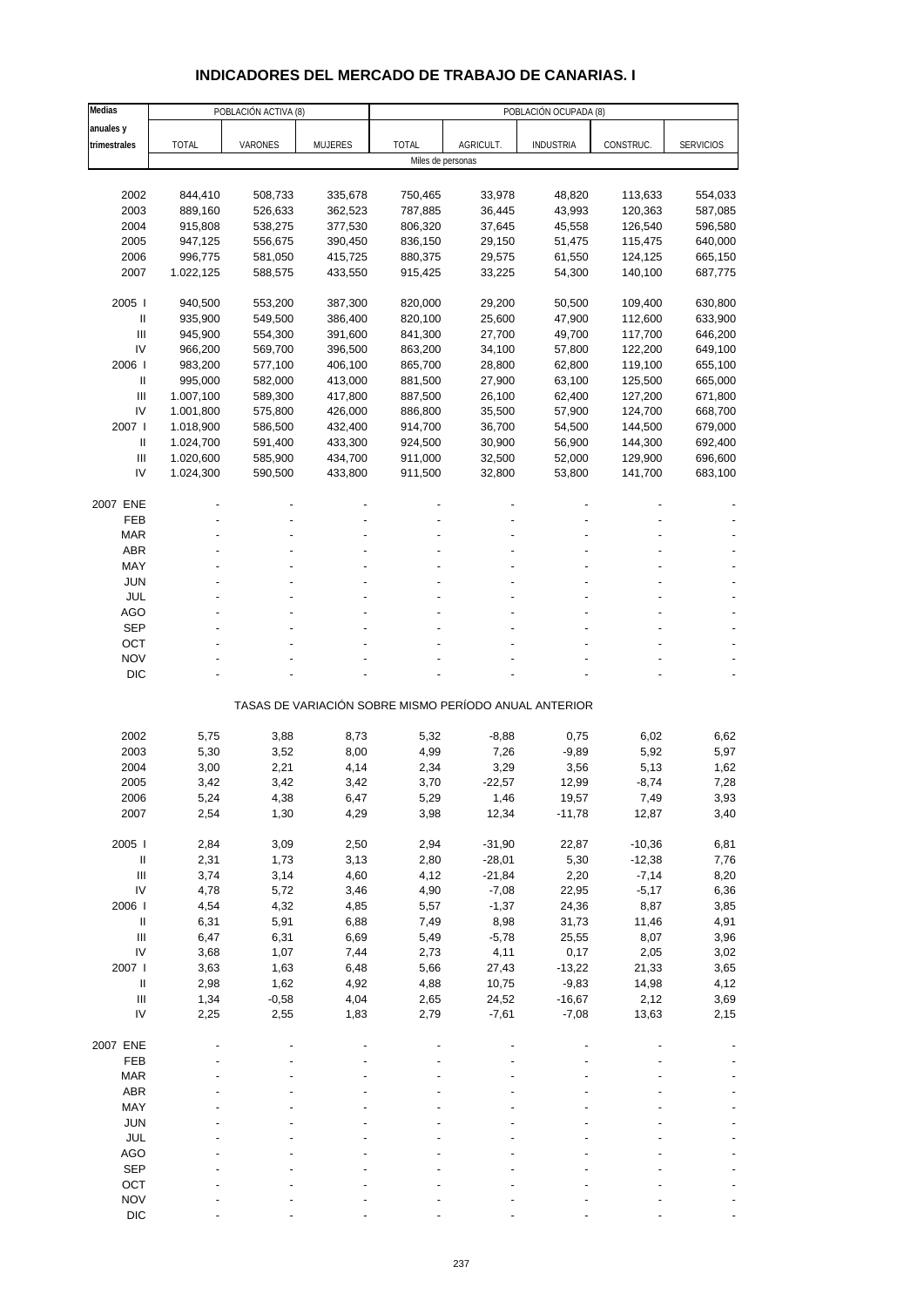# INDICADORES DEL MERCADO DE TRABAJO DE CANARIAS. I

| Medias anuales y trimestrales | POBLACIÓN ACTIVA (8) | | | POBLACIÓN OCUPADA (8) | | | | |
|---|---|---|---|---|---|---|---|---|
| | TOTAL | VARONES | MUJERES | TOTAL | AGRICULT. | INDUSTRIA | CONSTRUC. | SERVICIOS |
| | Miles de personas | | | | | | | |
| 2002 | 844,410 | 508,733 | 335,678 | 750,465 | 33,978 | 48,820 | 113,633 | 554,033 |
| 2003 | 889,160 | 526,633 | 362,523 | 787,885 | 36,445 | 43,993 | 120,363 | 587,085 |
| 2004 | 915,808 | 538,275 | 377,530 | 806,320 | 37,645 | 45,558 | 126,540 | 596,580 |
| 2005 | 947,125 | 556,675 | 390,450 | 836,150 | 29,150 | 51,475 | 115,475 | 640,000 |
| 2006 | 996,775 | 581,050 | 415,725 | 880,375 | 29,575 | 61,550 | 124,125 | 665,150 |
| 2007 | 1.022,125 | 588,575 | 433,550 | 915,425 | 33,225 | 54,300 | 140,100 | 687,775 |
| 2005 I | 940,500 | 553,200 | 387,300 | 820,000 | 29,200 | 50,500 | 109,400 | 630,800 |
| II | 935,900 | 549,500 | 386,400 | 820,100 | 25,600 | 47,900 | 112,600 | 633,900 |
| III | 945,900 | 554,300 | 391,600 | 841,300 | 27,700 | 49,700 | 117,700 | 646,200 |
| IV | 966,200 | 569,700 | 396,500 | 863,200 | 34,100 | 57,800 | 122,200 | 649,100 |
| 2006 I | 983,200 | 577,100 | 406,100 | 865,700 | 28,800 | 62,800 | 119,100 | 655,100 |
| II | 995,000 | 582,000 | 413,000 | 881,500 | 27,900 | 63,100 | 125,500 | 665,000 |
| III | 1.007,100 | 589,300 | 417,800 | 887,500 | 26,100 | 62,400 | 127,200 | 671,800 |
| IV | 1.001,800 | 575,800 | 426,000 | 886,800 | 35,500 | 57,900 | 124,700 | 668,700 |
| 2007 I | 1.018,900 | 586,500 | 432,400 | 914,700 | 36,700 | 54,500 | 144,500 | 679,000 |
| II | 1.024,700 | 591,400 | 433,300 | 924,500 | 30,900 | 56,900 | 144,300 | 692,400 |
| III | 1.020,600 | 585,900 | 434,700 | 911,000 | 32,500 | 52,000 | 129,900 | 696,600 |
| IV | 1.024,300 | 590,500 | 433,800 | 911,500 | 32,800 | 53,800 | 141,700 | 683,100 |
| 2007 ENE | - | - | - | - | - | - | - | - |
| FEB | - | - | - | - | - | - | - | - |
| MAR | - | - | - | - | - | - | - | - |
| ABR | - | - | - | - | - | - | - | - |
| MAY | - | - | - | - | - | - | - | - |
| JUN | - | - | - | - | - | - | - | - |
| JUL | - | - | - | - | - | - | - | - |
| AGO | - | - | - | - | - | - | - | - |
| SEP | - | - | - | - | - | - | - | - |
| OCT | - | - | - | - | - | - | - | - |
| NOV | - | - | - | - | - | - | - | - |
| DIC | - | - | - | - | - | - | - | - |
| | TASAS DE VARIACIÓN SOBRE MISMO PERÍODO ANUAL ANTERIOR | | | | | | | |
| 2002 | 5,75 | 3,88 | 8,73 | 5,32 | -8,88 | 0,75 | 6,02 | 6,62 |
| 2003 | 5,30 | 3,52 | 8,00 | 4,99 | 7,26 | -9,89 | 5,92 | 5,97 |
| 2004 | 3,00 | 2,21 | 4,14 | 2,34 | 3,29 | 3,56 | 5,13 | 1,62 |
| 2005 | 3,42 | 3,42 | 3,42 | 3,70 | -22,57 | 12,99 | -8,74 | 7,28 |
| 2006 | 5,24 | 4,38 | 6,47 | 5,29 | 1,46 | 19,57 | 7,49 | 3,93 |
| 2007 | 2,54 | 1,30 | 4,29 | 3,98 | 12,34 | -11,78 | 12,87 | 3,40 |
| 2005 I | 2,84 | 3,09 | 2,50 | 2,94 | -31,90 | 22,87 | -10,36 | 6,81 |
| II | 2,31 | 1,73 | 3,13 | 2,80 | -28,01 | 5,30 | -12,38 | 7,76 |
| III | 3,74 | 3,14 | 4,60 | 4,12 | -21,84 | 2,20 | -7,14 | 8,20 |
| IV | 4,78 | 5,72 | 3,46 | 4,90 | -7,08 | 22,95 | -5,17 | 6,36 |
| 2006 I | 4,54 | 4,32 | 4,85 | 5,57 | -1,37 | 24,36 | 8,87 | 3,85 |
| II | 6,31 | 5,91 | 6,88 | 7,49 | 8,98 | 31,73 | 11,46 | 4,91 |
| III | 6,47 | 6,31 | 6,69 | 5,49 | -5,78 | 25,55 | 8,07 | 3,96 |
| IV | 3,68 | 1,07 | 7,44 | 2,73 | 4,11 | 0,17 | 2,05 | 3,02 |
| 2007 I | 3,63 | 1,63 | 6,48 | 5,66 | 27,43 | -13,22 | 21,33 | 3,65 |
| II | 2,98 | 1,62 | 4,92 | 4,88 | 10,75 | -9,83 | 14,98 | 4,12 |
| III | 1,34 | -0,58 | 4,04 | 2,65 | 24,52 | -16,67 | 2,12 | 3,69 |
| IV | 2,25 | 2,55 | 1,83 | 2,79 | -7,61 | -7,08 | 13,63 | 2,15 |
| 2007 ENE | - | - | - | - | - | - | - | - |
| FEB | - | - | - | - | - | - | - | - |
| MAR | - | - | - | - | - | - | - | - |
| ABR | - | - | - | - | - | - | - | - |
| MAY | - | - | - | - | - | - | - | - |
| JUN | - | - | - | - | - | - | - | - |
| JUL | - | - | - | - | - | - | - | - |
| AGO | - | - | - | - | - | - | - | - |
| SEP | - | - | - | - | - | - | - | - |
| OCT | - | - | - | - | - | - | - | - |
| NOV | - | - | - | - | - | - | - | - |
| DIC | - | - | - | - | - | - | - | - |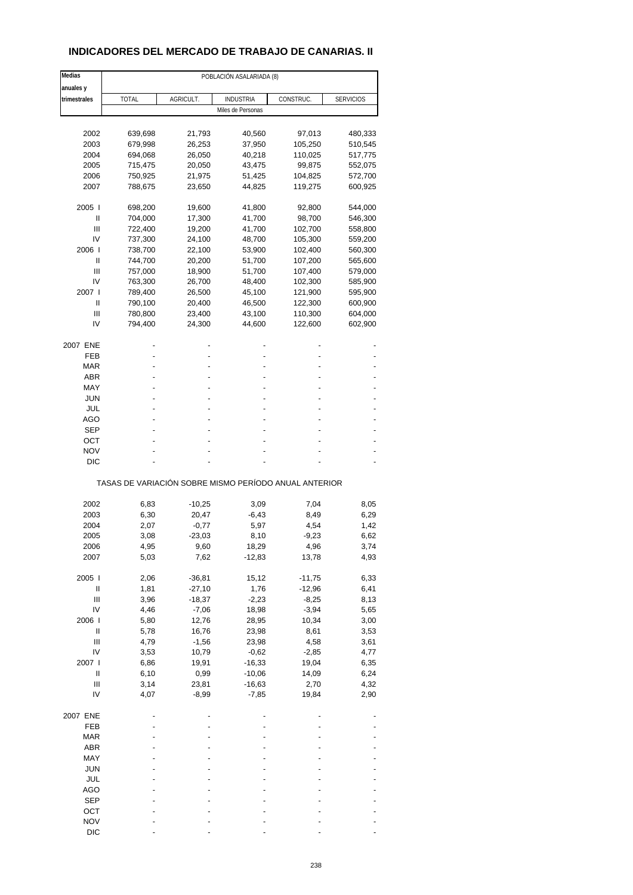## INDICADORES DEL MERCADO DE TRABAJO DE CANARIAS. II

| Medias anuales y trimestrales | POBLACIÓN ASALARIADA (8) | | | | |
|---|---|---|---|---|---|
| | TOTAL | AGRICULT. | INDUSTRIA | CONSTRUC. | SERVICIOS |
| | Miles de Personas | | | | |
| 2002 | 639,698 | 21,793 | 40,560 | 97,013 | 480,333 |
| 2003 | 679,998 | 26,253 | 37,950 | 105,250 | 510,545 |
| 2004 | 694,068 | 26,050 | 40,218 | 110,025 | 517,775 |
| 2005 | 715,475 | 20,050 | 43,475 | 99,875 | 552,075 |
| 2006 | 750,925 | 21,975 | 51,425 | 104,825 | 572,700 |
| 2007 | 788,675 | 23,650 | 44,825 | 119,275 | 600,925 |
| 2005 I | 698,200 | 19,600 | 41,800 | 92,800 | 544,000 |
| II | 704,000 | 17,300 | 41,700 | 98,700 | 546,300 |
| III | 722,400 | 19,200 | 41,700 | 102,700 | 558,800 |
| IV | 737,300 | 24,100 | 48,700 | 105,300 | 559,200 |
| 2006 I | 738,700 | 22,100 | 53,900 | 102,400 | 560,300 |
| II | 744,700 | 20,200 | 51,700 | 107,200 | 565,600 |
| III | 757,000 | 18,900 | 51,700 | 107,400 | 579,000 |
| IV | 763,300 | 26,700 | 48,400 | 102,300 | 585,900 |
| 2007 I | 789,400 | 26,500 | 45,100 | 121,900 | 595,900 |
| II | 790,100 | 20,400 | 46,500 | 122,300 | 600,900 |
| III | 780,800 | 23,400 | 43,100 | 110,300 | 604,000 |
| IV | 794,400 | 24,300 | 44,600 | 122,600 | 602,900 |
| 2007 ENE | - | - | - | - | - |
| FEB | - | - | - | - | - |
| MAR | - | - | - | - | - |
| ABR | - | - | - | - | - |
| MAY | - | - | - | - | - |
| JUN | - | - | - | - | - |
| JUL | - | - | - | - | - |
| AGO | - | - | - | - | - |
| SEP | - | - | - | - | - |
| OCT | - | - | - | - | - |
| NOV | - | - | - | - | - |
| DIC | - | - | - | - | - |
| | TASAS DE VARIACIÓN SOBRE MISMO PERÍODO ANUAL ANTERIOR | | | | |
| 2002 | 6,83 | -10,25 | 3,09 | 7,04 | 8,05 |
| 2003 | 6,30 | 20,47 | -6,43 | 8,49 | 6,29 |
| 2004 | 2,07 | -0,77 | 5,97 | 4,54 | 1,42 |
| 2005 | 3,08 | -23,03 | 8,10 | -9,23 | 6,62 |
| 2006 | 4,95 | 9,60 | 18,29 | 4,96 | 3,74 |
| 2007 | 5,03 | 7,62 | -12,83 | 13,78 | 4,93 |
| 2005 I | 2,06 | -36,81 | 15,12 | -11,75 | 6,33 |
| II | 1,81 | -27,10 | 1,76 | -12,96 | 6,41 |
| III | 3,96 | -18,37 | -2,23 | -8,25 | 8,13 |
| IV | 4,46 | -7,06 | 18,98 | -3,94 | 5,65 |
| 2006 I | 5,80 | 12,76 | 28,95 | 10,34 | 3,00 |
| II | 5,78 | 16,76 | 23,98 | 8,61 | 3,53 |
| III | 4,79 | -1,56 | 23,98 | 4,58 | 3,61 |
| IV | 3,53 | 10,79 | -0,62 | -2,85 | 4,77 |
| 2007 I | 6,86 | 19,91 | -16,33 | 19,04 | 6,35 |
| II | 6,10 | 0,99 | -10,06 | 14,09 | 6,24 |
| III | 3,14 | 23,81 | -16,63 | 2,70 | 4,32 |
| IV | 4,07 | -8,99 | -7,85 | 19,84 | 2,90 |
| 2007 ENE | - | - | - | - | - |
| FEB | - | - | - | - | - |
| MAR | - | - | - | - | - |
| ABR | - | - | - | - | - |
| MAY | - | - | - | - | - |
| JUN | - | - | - | - | - |
| JUL | - | - | - | - | - |
| AGO | - | - | - | - | - |
| SEP | - | - | - | - | - |
| OCT | - | - | - | - | - |
| NOV | - | - | - | - | - |
| DIC | - | - | - | - | - |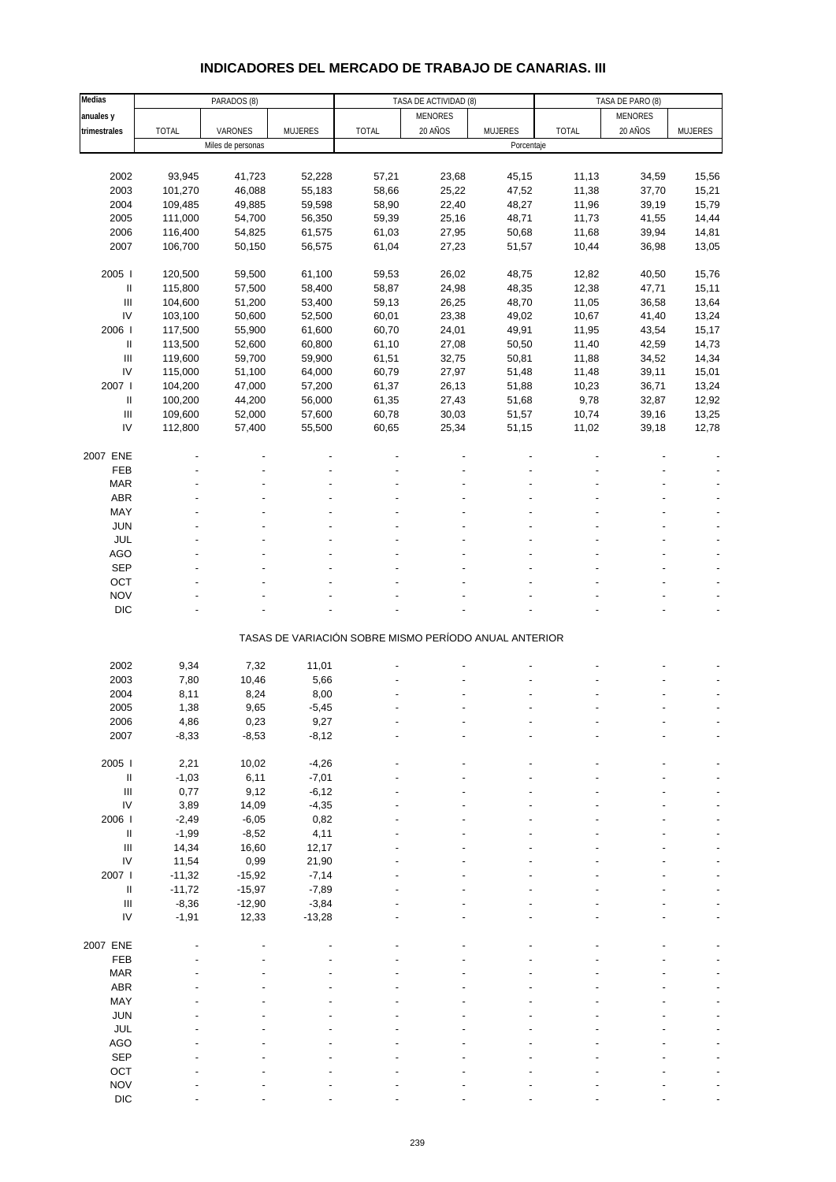## INDICADORES DEL MERCADO DE TRABAJO DE CANARIAS. III

| Medias anuales y trimestrales | PARADOS (8) | | | TASA DE ACTIVIDAD (8) | | | TASA DE PARO (8) | | |
|---|---|---|---|---|---|---|---|---|---|
| | TOTAL | VARONES | MUJERES | TOTAL | MENORES 20 AÑOS | MUJERES | TOTAL | MENORES 20 AÑOS | MUJERES |
| | Miles de personas | | | Porcentaje | | | | | |
| 2002 | 93,945 | 41,723 | 52,228 | 57,21 | 23,68 | 45,15 | 11,13 | 34,59 | 15,56 |
| 2003 | 101,270 | 46,088 | 55,183 | 58,66 | 25,22 | 47,52 | 11,38 | 37,70 | 15,21 |
| 2004 | 109,485 | 49,885 | 59,598 | 58,90 | 22,40 | 48,27 | 11,96 | 39,19 | 15,79 |
| 2005 | 111,000 | 54,700 | 56,350 | 59,39 | 25,16 | 48,71 | 11,73 | 41,55 | 14,44 |
| 2006 | 116,400 | 54,825 | 61,575 | 61,03 | 27,95 | 50,68 | 11,68 | 39,94 | 14,81 |
| 2007 | 106,700 | 50,150 | 56,575 | 61,04 | 27,23 | 51,57 | 10,44 | 36,98 | 13,05 |
| 2005 I | 120,500 | 59,500 | 61,100 | 59,53 | 26,02 | 48,75 | 12,82 | 40,50 | 15,76 |
| II | 115,800 | 57,500 | 58,400 | 58,87 | 24,98 | 48,35 | 12,38 | 47,71 | 15,11 |
| III | 104,600 | 51,200 | 53,400 | 59,13 | 26,25 | 48,70 | 11,05 | 36,58 | 13,64 |
| IV | 103,100 | 50,600 | 52,500 | 60,01 | 23,38 | 49,02 | 10,67 | 41,40 | 13,24 |
| 2006 I | 117,500 | 55,900 | 61,600 | 60,70 | 24,01 | 49,91 | 11,95 | 43,54 | 15,17 |
| II | 113,500 | 52,600 | 60,800 | 61,10 | 27,08 | 50,50 | 11,40 | 42,59 | 14,73 |
| III | 119,600 | 59,700 | 59,900 | 61,51 | 32,75 | 50,81 | 11,88 | 34,52 | 14,34 |
| IV | 115,000 | 51,100 | 64,000 | 60,79 | 27,97 | 51,48 | 11,48 | 39,11 | 15,01 |
| 2007 I | 104,200 | 47,000 | 57,200 | 61,37 | 26,13 | 51,88 | 10,23 | 36,71 | 13,24 |
| II | 100,200 | 44,200 | 56,000 | 61,35 | 27,43 | 51,68 | 9,78 | 32,87 | 12,92 |
| III | 109,600 | 52,000 | 57,600 | 60,78 | 30,03 | 51,57 | 10,74 | 39,16 | 13,25 |
| IV | 112,800 | 57,400 | 55,500 | 60,65 | 25,34 | 51,15 | 11,02 | 39,18 | 12,78 |
| 2007 ENE | - | - | - | - | - | - | - | - | - |
| FEB | - | - | - | - | - | - | - | - | - |
| MAR | - | - | - | - | - | - | - | - | - |
| ABR | - | - | - | - | - | - | - | - | - |
| MAY | - | - | - | - | - | - | - | - | - |
| JUN | - | - | - | - | - | - | - | - | - |
| JUL | - | - | - | - | - | - | - | - | - |
| AGO | - | - | - | - | - | - | - | - | - |
| SEP | - | - | - | - | - | - | - | - | - |
| OCT | - | - | - | - | - | - | - | - | - |
| NOV | - | - | - | - | - | - | - | - | - |
| DIC | - | - | - | - | - | - | - | - | - |
| | TASAS DE VARIACIÓN SOBRE MISMO PERÍODO ANUAL ANTERIOR | | | | | | | | |
| 2002 | 9,34 | 7,32 | 11,01 | - | - | - | - | - | - |
| 2003 | 7,80 | 10,46 | 5,66 | - | - | - | - | - | - |
| 2004 | 8,11 | 8,24 | 8,00 | - | - | - | - | - | - |
| 2005 | 1,38 | 9,65 | -5,45 | - | - | - | - | - | - |
| 2006 | 4,86 | 0,23 | 9,27 | - | - | - | - | - | - |
| 2007 | -8,33 | -8,53 | -8,12 | - | - | - | - | - | - |
| 2005 I | 2,21 | 10,02 | -4,26 | - | - | - | - | - | - |
| II | -1,03 | 6,11 | -7,01 | - | - | - | - | - | - |
| III | 0,77 | 9,12 | -6,12 | - | - | - | - | - | - |
| IV | 3,89 | 14,09 | -4,35 | - | - | - | - | - | - |
| 2006 I | -2,49 | -6,05 | 0,82 | - | - | - | - | - | - |
| II | -1,99 | -8,52 | 4,11 | - | - | - | - | - | - |
| III | 14,34 | 16,60 | 12,17 | - | - | - | - | - | - |
| IV | 11,54 | 0,99 | 21,90 | - | - | - | - | - | - |
| 2007 I | -11,32 | -15,92 | -7,14 | - | - | - | - | - | - |
| II | -11,72 | -15,97 | -7,89 | - | - | - | - | - | - |
| III | -8,36 | -12,90 | -3,84 | - | - | - | - | - | - |
| IV | -1,91 | 12,33 | -13,28 | - | - | - | - | - | - |
| 2007 ENE | - | - | - | - | - | - | - | - | - |
| FEB | - | - | - | - | - | - | - | - | - |
| MAR | - | - | - | - | - | - | - | - | - |
| ABR | - | - | - | - | - | - | - | - | - |
| MAY | - | - | - | - | - | - | - | - | - |
| JUN | - | - | - | - | - | - | - | - | - |
| JUL | - | - | - | - | - | - | - | - | - |
| AGO | - | - | - | - | - | - | - | - | - |
| SEP | - | - | - | - | - | - | - | - | - |
| OCT | - | - | - | - | - | - | - | - | - |
| NOV | - | - | - | - | - | - | - | - | - |
| DIC | - | - | - | - | - | - | - | - | - |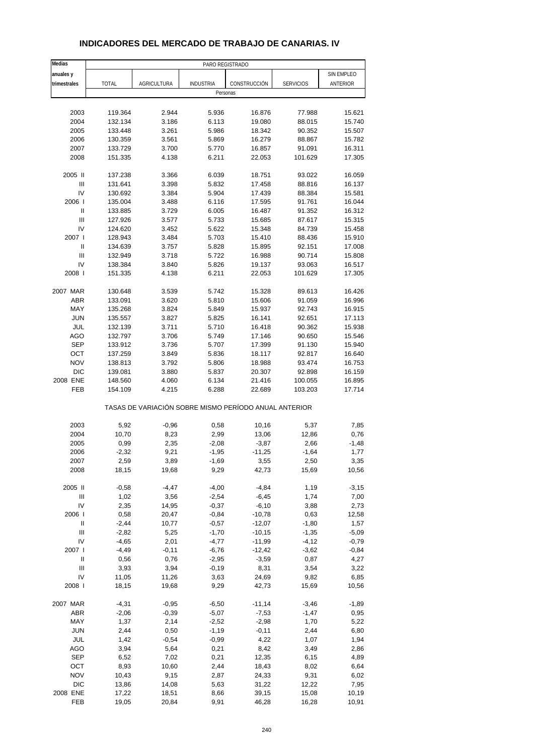# INDICADORES DEL MERCADO DE TRABAJO DE CANARIAS. IV

| Medias anuales y trimestrales | PARO REGISTRADO | | | | | |
|---|---|---|---|---|---|---|
| | TOTAL | AGRICULTURA | INDUSTRIA | CONSTRUCCIÓN | SERVICIOS | SIN EMPLEO ANTERIOR |
| | Personas | | | | | |
| 2003 | 119.364 | 2.944 | 5.936 | 16.876 | 77.988 | 15.621 |
| 2004 | 132.134 | 3.186 | 6.113 | 19.080 | 88.015 | 15.740 |
| 2005 | 133.448 | 3.261 | 5.986 | 18.342 | 90.352 | 15.507 |
| 2006 | 130.359 | 3.561 | 5.869 | 16.279 | 88.867 | 15.782 |
| 2007 | 133.729 | 3.700 | 5.770 | 16.857 | 91.091 | 16.311 |
| 2008 | 151.335 | 4.138 | 6.211 | 22.053 | 101.629 | 17.305 |
| 2005 II | 137.238 | 3.366 | 6.039 | 18.751 | 93.022 | 16.059 |
| III | 131.641 | 3.398 | 5.832 | 17.458 | 88.816 | 16.137 |
| IV | 130.692 | 3.384 | 5.904 | 17.439 | 88.384 | 15.581 |
| 2006 I | 135.004 | 3.488 | 6.116 | 17.595 | 91.761 | 16.044 |
| II | 133.885 | 3.729 | 6.005 | 16.487 | 91.352 | 16.312 |
| III | 127.926 | 3.577 | 5.733 | 15.685 | 87.617 | 15.315 |
| IV | 124.620 | 3.452 | 5.622 | 15.348 | 84.739 | 15.458 |
| 2007 I | 128.943 | 3.484 | 5.703 | 15.410 | 88.436 | 15.910 |
| II | 134.639 | 3.757 | 5.828 | 15.895 | 92.151 | 17.008 |
| III | 132.949 | 3.718 | 5.722 | 16.988 | 90.714 | 15.808 |
| IV | 138.384 | 3.840 | 5.826 | 19.137 | 93.063 | 16.517 |
| 2008 I | 151.335 | 4.138 | 6.211 | 22.053 | 101.629 | 17.305 |
| 2007 MAR | 130.648 | 3.539 | 5.742 | 15.328 | 89.613 | 16.426 |
| ABR | 133.091 | 3.620 | 5.810 | 15.606 | 91.059 | 16.996 |
| MAY | 135.268 | 3.824 | 5.849 | 15.937 | 92.743 | 16.915 |
| JUN | 135.557 | 3.827 | 5.825 | 16.141 | 92.651 | 17.113 |
| JUL | 132.139 | 3.711 | 5.710 | 16.418 | 90.362 | 15.938 |
| AGO | 132.797 | 3.706 | 5.749 | 17.146 | 90.650 | 15.546 |
| SEP | 133.912 | 3.736 | 5.707 | 17.399 | 91.130 | 15.940 |
| OCT | 137.259 | 3.849 | 5.836 | 18.117 | 92.817 | 16.640 |
| NOV | 138.813 | 3.792 | 5.806 | 18.988 | 93.474 | 16.753 |
| DIC | 139.081 | 3.880 | 5.837 | 20.307 | 92.898 | 16.159 |
| 2008 ENE | 148.560 | 4.060 | 6.134 | 21.416 | 100.055 | 16.895 |
| FEB | 154.109 | 4.215 | 6.288 | 22.689 | 103.203 | 17.714 |
| | TASAS DE VARIACIÓN SOBRE MISMO PERÍODO ANUAL ANTERIOR | | | | | |
| 2003 | 5,92 | -0,96 | 0,58 | 10,16 | 5,37 | 7,85 |
| 2004 | 10,70 | 8,23 | 2,99 | 13,06 | 12,86 | 0,76 |
| 2005 | 0,99 | 2,35 | -2,08 | -3,87 | 2,66 | -1,48 |
| 2006 | -2,32 | 9,21 | -1,95 | -11,25 | -1,64 | 1,77 |
| 2007 | 2,59 | 3,89 | -1,69 | 3,55 | 2,50 | 3,35 |
| 2008 | 18,15 | 19,68 | 9,29 | 42,73 | 15,69 | 10,56 |
| 2005 II | -0,58 | -4,47 | -4,00 | -4,84 | 1,19 | -3,15 |
| III | 1,02 | 3,56 | -2,54 | -6,45 | 1,74 | 7,00 |
| IV | 2,35 | 14,95 | -0,37 | -6,10 | 3,88 | 2,73 |
| 2006 I | 0,58 | 20,47 | -0,84 | -10,78 | 0,63 | 12,58 |
| II | -2,44 | 10,77 | -0,57 | -12,07 | -1,80 | 1,57 |
| III | -2,82 | 5,25 | -1,70 | -10,15 | -1,35 | -5,09 |
| IV | -4,65 | 2,01 | -4,77 | -11,99 | -4,12 | -0,79 |
| 2007 I | -4,49 | -0,11 | -6,76 | -12,42 | -3,62 | -0,84 |
| II | 0,56 | 0,76 | -2,95 | -3,59 | 0,87 | 4,27 |
| III | 3,93 | 3,94 | -0,19 | 8,31 | 3,54 | 3,22 |
| IV | 11,05 | 11,26 | 3,63 | 24,69 | 9,82 | 6,85 |
| 2008 I | 18,15 | 19,68 | 9,29 | 42,73 | 15,69 | 10,56 |
| 2007 MAR | -4,31 | -0,95 | -6,50 | -11,14 | -3,46 | -1,89 |
| ABR | -2,06 | -0,39 | -5,07 | -7,53 | -1,47 | 0,95 |
| MAY | 1,37 | 2,14 | -2,52 | -2,98 | 1,70 | 5,22 |
| JUN | 2,44 | 0,50 | -1,19 | -0,11 | 2,44 | 6,80 |
| JUL | 1,42 | -0,54 | -0,99 | 4,22 | 1,07 | 1,94 |
| AGO | 3,94 | 5,64 | 0,21 | 8,42 | 3,49 | 2,86 |
| SEP | 6,52 | 7,02 | 0,21 | 12,35 | 6,15 | 4,89 |
| OCT | 8,93 | 10,60 | 2,44 | 18,43 | 8,02 | 6,64 |
| NOV | 10,43 | 9,15 | 2,87 | 24,33 | 9,31 | 6,02 |
| DIC | 13,86 | 14,08 | 5,63 | 31,22 | 12,22 | 7,95 |
| 2008 ENE | 17,22 | 18,51 | 8,66 | 39,15 | 15,08 | 10,19 |
| FEB | 19,05 | 20,84 | 9,91 | 46,28 | 16,28 | 10,91 |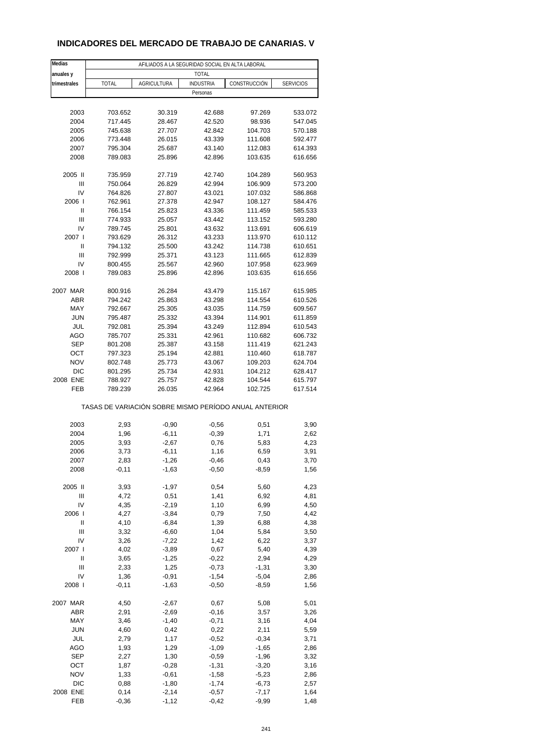# INDICADORES DEL MERCADO DE TRABAJO DE CANARIAS. V

| Medias anuales y trimestrales | AFILIADOS A LA SEGURIDAD SOCIAL EN ALTA LABORAL | | | | |
|---|---|---|---|---|---|
| | TOTAL | | | | |
| | TOTAL | AGRICULTURA | INDUSTRIA | CONSTRUCCIÓN | SERVICIOS |
| | Personas | | | | |
| 2003 | 703.652 | 30.319 | 42.688 | 97.269 | 533.072 |
| 2004 | 717.445 | 28.467 | 42.520 | 98.936 | 547.045 |
| 2005 | 745.638 | 27.707 | 42.842 | 104.703 | 570.188 |
| 2006 | 773.448 | 26.015 | 43.339 | 111.608 | 592.477 |
| 2007 | 795.304 | 25.687 | 43.140 | 112.083 | 614.393 |
| 2008 | 789.083 | 25.896 | 42.896 | 103.635 | 616.656 |
| 2005 II | 735.959 | 27.719 | 42.740 | 104.289 | 560.953 |
| III | 750.064 | 26.829 | 42.994 | 106.909 | 573.200 |
| IV | 764.826 | 27.807 | 43.021 | 107.032 | 586.868 |
| 2006 I | 762.961 | 27.378 | 42.947 | 108.127 | 584.476 |
| II | 766.154 | 25.823 | 43.336 | 111.459 | 585.533 |
| III | 774.933 | 25.057 | 43.442 | 113.152 | 593.280 |
| IV | 789.745 | 25.801 | 43.632 | 113.691 | 606.619 |
| 2007 I | 793.629 | 26.312 | 43.233 | 113.970 | 610.112 |
| II | 794.132 | 25.500 | 43.242 | 114.738 | 610.651 |
| III | 792.999 | 25.371 | 43.123 | 111.665 | 612.839 |
| IV | 800.455 | 25.567 | 42.960 | 107.958 | 623.969 |
| 2008 I | 789.083 | 25.896 | 42.896 | 103.635 | 616.656 |
| 2007 MAR | 800.916 | 26.284 | 43.479 | 115.167 | 615.985 |
| ABR | 794.242 | 25.863 | 43.298 | 114.554 | 610.526 |
| MAY | 792.667 | 25.305 | 43.035 | 114.759 | 609.567 |
| JUN | 795.487 | 25.332 | 43.394 | 114.901 | 611.859 |
| JUL | 792.081 | 25.394 | 43.249 | 112.894 | 610.543 |
| AGO | 785.707 | 25.331 | 42.961 | 110.682 | 606.732 |
| SEP | 801.208 | 25.387 | 43.158 | 111.419 | 621.243 |
| OCT | 797.323 | 25.194 | 42.881 | 110.460 | 618.787 |
| NOV | 802.748 | 25.773 | 43.067 | 109.203 | 624.704 |
| DIC | 801.295 | 25.734 | 42.931 | 104.212 | 628.417 |
| 2008 ENE | 788.927 | 25.757 | 42.828 | 104.544 | 615.797 |
| FEB | 789.239 | 26.035 | 42.964 | 102.725 | 617.514 |
| | TASAS DE VARIACIÓN SOBRE MISMO PERÍODO ANUAL ANTERIOR | | | | |
| 2003 | 2,93 | -0,90 | -0,56 | 0,51 | 3,90 |
| 2004 | 1,96 | -6,11 | -0,39 | 1,71 | 2,62 |
| 2005 | 3,93 | -2,67 | 0,76 | 5,83 | 4,23 |
| 2006 | 3,73 | -6,11 | 1,16 | 6,59 | 3,91 |
| 2007 | 2,83 | -1,26 | -0,46 | 0,43 | 3,70 |
| 2008 | -0,11 | -1,63 | -0,50 | -8,59 | 1,56 |
| 2005 II | 3,93 | -1,97 | 0,54 | 5,60 | 4,23 |
| III | 4,72 | 0,51 | 1,41 | 6,92 | 4,81 |
| IV | 4,35 | -2,19 | 1,10 | 6,99 | 4,50 |
| 2006 I | 4,27 | -3,84 | 0,79 | 7,50 | 4,42 |
| II | 4,10 | -6,84 | 1,39 | 6,88 | 4,38 |
| III | 3,32 | -6,60 | 1,04 | 5,84 | 3,50 |
| IV | 3,26 | -7,22 | 1,42 | 6,22 | 3,37 |
| 2007 I | 4,02 | -3,89 | 0,67 | 5,40 | 4,39 |
| II | 3,65 | -1,25 | -0,22 | 2,94 | 4,29 |
| III | 2,33 | 1,25 | -0,73 | -1,31 | 3,30 |
| IV | 1,36 | -0,91 | -1,54 | -5,04 | 2,86 |
| 2008 I | -0,11 | -1,63 | -0,50 | -8,59 | 1,56 |
| 2007 MAR | 4,50 | -2,67 | 0,67 | 5,08 | 5,01 |
| ABR | 2,91 | -2,69 | -0,16 | 3,57 | 3,26 |
| MAY | 3,46 | -1,40 | -0,71 | 3,16 | 4,04 |
| JUN | 4,60 | 0,42 | 0,22 | 2,11 | 5,59 |
| JUL | 2,79 | 1,17 | -0,52 | -0,34 | 3,71 |
| AGO | 1,93 | 1,29 | -1,09 | -1,65 | 2,86 |
| SEP | 2,27 | 1,30 | -0,59 | -1,96 | 3,32 |
| OCT | 1,87 | -0,28 | -1,31 | -3,20 | 3,16 |
| NOV | 1,33 | -0,61 | -1,58 | -5,23 | 2,86 |
| DIC | 0,88 | -1,80 | -1,74 | -6,73 | 2,57 |
| 2008 ENE | 0,14 | -2,14 | -0,57 | -7,17 | 1,64 |
| FEB | -0,36 | -1,12 | -0,42 | -9,99 | 1,48 |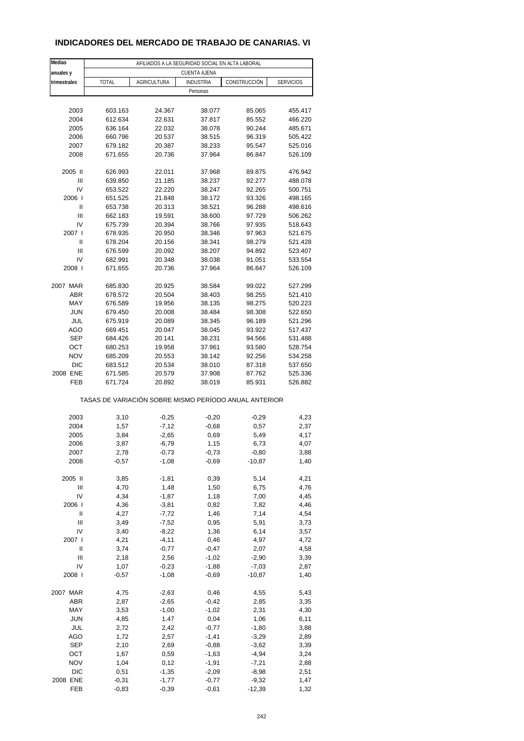# INDICADORES DEL MERCADO DE TRABAJO DE CANARIAS. VI

| Medias anuales y trimestrales | AFILIADOS A LA SEGURIDAD SOCIAL EN ALTA LABORAL | | | | |
|---|---|---|---|---|---|
| | CUENTA AJENA | | | | |
| | TOTAL | AGRICULTURA | INDUSTRIA | CONSTRUCCIÓN | SERVICIOS |
| | Personas | | | | |
| 2003 | 603.163 | 24.367 | 38.077 | 85.065 | 455.417 |
| 2004 | 612.634 | 22.631 | 37.817 | 85.552 | 466.220 |
| 2005 | 636.164 | 22.032 | 38.078 | 90.244 | 485.671 |
| 2006 | 660.796 | 20.537 | 38.515 | 96.319 | 505.422 |
| 2007 | 679.182 | 20.387 | 38.233 | 95.547 | 525.016 |
| 2008 | 671.655 | 20.736 | 37.964 | 86.847 | 526.109 |
| 2005 II | 626.993 | 22.011 | 37.968 | 89.875 | 476.942 |
| III | 639.850 | 21.185 | 38.237 | 92.277 | 488.078 |
| IV | 653.522 | 22.220 | 38.247 | 92.265 | 500.751 |
| 2006 I | 651.525 | 21.848 | 38.172 | 93.326 | 498.165 |
| II | 653.738 | 20.313 | 38.521 | 96.288 | 498.616 |
| III | 662.183 | 19.591 | 38.600 | 97.729 | 506.262 |
| IV | 675.739 | 20.394 | 38.766 | 97.935 | 518.643 |
| 2007 I | 678.935 | 20.950 | 38.346 | 97.963 | 521.675 |
| II | 678.204 | 20.156 | 38.341 | 98.279 | 521.428 |
| III | 676.599 | 20.092 | 38.207 | 94.892 | 523.407 |
| IV | 682.991 | 20.348 | 38.038 | 91.051 | 533.554 |
| 2008 I | 671.655 | 20.736 | 37.964 | 86.847 | 526.109 |
| 2007 MAR | 685.830 | 20.925 | 38.584 | 99.022 | 527.299 |
| ABR | 678.572 | 20.504 | 38.403 | 98.255 | 521.410 |
| MAY | 676.589 | 19.956 | 38.135 | 98.275 | 520.223 |
| JUN | 679.450 | 20.008 | 38.484 | 98.308 | 522.650 |
| JUL | 675.919 | 20.089 | 38.345 | 96.189 | 521.296 |
| AGO | 669.451 | 20.047 | 38.045 | 93.922 | 517.437 |
| SEP | 684.426 | 20.141 | 38.231 | 94.566 | 531.488 |
| OCT | 680.253 | 19.958 | 37.961 | 93.580 | 528.754 |
| NOV | 685.209 | 20.553 | 38.142 | 92.256 | 534.258 |
| DIC | 683.512 | 20.534 | 38.010 | 87.318 | 537.650 |
| 2008 ENE | 671.585 | 20.579 | 37.908 | 87.762 | 525.336 |
| FEB | 671.724 | 20.892 | 38.019 | 85.931 | 526.882 |
| | TASAS DE VARIACIÓN SOBRE MISMO PERÍODO ANUAL ANTERIOR | | | | |
| 2003 | 3,10 | -0,25 | -0,20 | -0,29 | 4,23 |
| 2004 | 1,57 | -7,12 | -0,68 | 0,57 | 2,37 |
| 2005 | 3,84 | -2,65 | 0,69 | 5,49 | 4,17 |
| 2006 | 3,87 | -6,79 | 1,15 | 6,73 | 4,07 |
| 2007 | 2,78 | -0,73 | -0,73 | -0,80 | 3,88 |
| 2008 | -0,57 | -1,08 | -0,69 | -10,87 | 1,40 |
| 2005 II | 3,85 | -1,81 | 0,39 | 5,14 | 4,21 |
| III | 4,70 | 1,48 | 1,50 | 6,75 | 4,76 |
| IV | 4,34 | -1,87 | 1,18 | 7,00 | 4,45 |
| 2006 I | 4,36 | -3,81 | 0,82 | 7,82 | 4,46 |
| II | 4,27 | -7,72 | 1,46 | 7,14 | 4,54 |
| III | 3,49 | -7,52 | 0,95 | 5,91 | 3,73 |
| IV | 3,40 | -8,22 | 1,36 | 6,14 | 3,57 |
| 2007 I | 4,21 | -4,11 | 0,46 | 4,97 | 4,72 |
| II | 3,74 | -0,77 | -0,47 | 2,07 | 4,58 |
| III | 2,18 | 2,56 | -1,02 | -2,90 | 3,39 |
| IV | 1,07 | -0,23 | -1,88 | -7,03 | 2,87 |
| 2008 I | -0,57 | -1,08 | -0,69 | -10,87 | 1,40 |
| 2007 MAR | 4,75 | -2,63 | 0,46 | 4,55 | 5,43 |
| ABR | 2,87 | -2,65 | -0,42 | 2,85 | 3,35 |
| MAY | 3,53 | -1,00 | -1,02 | 2,31 | 4,30 |
| JUN | 4,85 | 1,47 | 0,04 | 1,06 | 6,11 |
| JUL | 2,72 | 2,42 | -0,77 | -1,80 | 3,88 |
| AGO | 1,72 | 2,57 | -1,41 | -3,29 | 2,89 |
| SEP | 2,10 | 2,69 | -0,88 | -3,62 | 3,39 |
| OCT | 1,67 | 0,59 | -1,63 | -4,94 | 3,24 |
| NOV | 1,04 | 0,12 | -1,91 | -7,21 | 2,88 |
| DIC | 0,51 | -1,35 | -2,09 | -8,98 | 2,51 |
| 2008 ENE | -0,31 | -1,77 | -0,77 | -9,32 | 1,47 |
| FEB | -0,83 | -0,39 | -0,61 | -12,39 | 1,32 |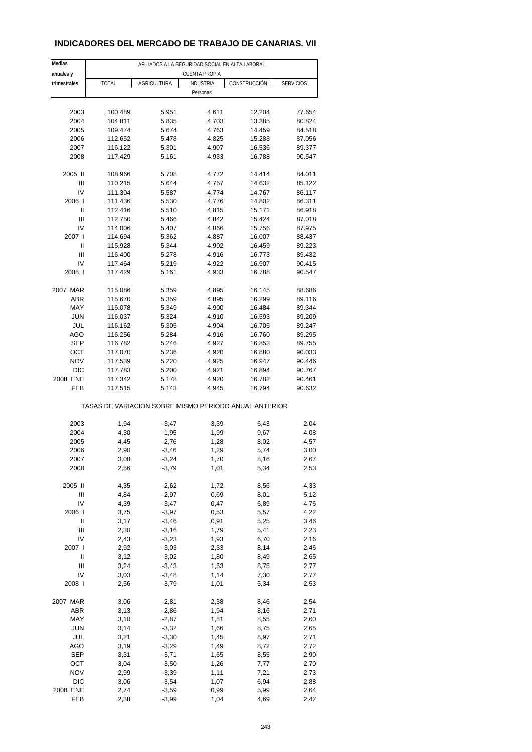# INDICADORES DEL MERCADO DE TRABAJO DE CANARIAS. VII

| Medias anuales y trimestrales | AFILIADOS A LA SEGURIDAD SOCIAL EN ALTA LABORAL | | | | |
|---|---|---|---|---|---|
| | CUENTA PROPIA | | | | |
| | TOTAL | AGRICULTURA | INDUSTRIA | CONSTRUCCIÓN | SERVICIOS |
| | Personas | | | | |
| 2003 | 100.489 | 5.951 | 4.611 | 12.204 | 77.654 |
| 2004 | 104.811 | 5.835 | 4.703 | 13.385 | 80.824 |
| 2005 | 109.474 | 5.674 | 4.763 | 14.459 | 84.518 |
| 2006 | 112.652 | 5.478 | 4.825 | 15.288 | 87.056 |
| 2007 | 116.122 | 5.301 | 4.907 | 16.536 | 89.377 |
| 2008 | 117.429 | 5.161 | 4.933 | 16.788 | 90.547 |
| 2005 II | 108.966 | 5.708 | 4.772 | 14.414 | 84.011 |
| III | 110.215 | 5.644 | 4.757 | 14.632 | 85.122 |
| IV | 111.304 | 5.587 | 4.774 | 14.767 | 86.117 |
| 2006 I | 111.436 | 5.530 | 4.776 | 14.802 | 86.311 |
| II | 112.416 | 5.510 | 4.815 | 15.171 | 86.918 |
| III | 112.750 | 5.466 | 4.842 | 15.424 | 87.018 |
| IV | 114.006 | 5.407 | 4.866 | 15.756 | 87.975 |
| 2007 I | 114.694 | 5.362 | 4.887 | 16.007 | 88.437 |
| II | 115.928 | 5.344 | 4.902 | 16.459 | 89.223 |
| III | 116.400 | 5.278 | 4.916 | 16.773 | 89.432 |
| IV | 117.464 | 5.219 | 4.922 | 16.907 | 90.415 |
| 2008 I | 117.429 | 5.161 | 4.933 | 16.788 | 90.547 |
| 2007 MAR | 115.086 | 5.359 | 4.895 | 16.145 | 88.686 |
| ABR | 115.670 | 5.359 | 4.895 | 16.299 | 89.116 |
| MAY | 116.078 | 5.349 | 4.900 | 16.484 | 89.344 |
| JUN | 116.037 | 5.324 | 4.910 | 16.593 | 89.209 |
| JUL | 116.162 | 5.305 | 4.904 | 16.705 | 89.247 |
| AGO | 116.256 | 5.284 | 4.916 | 16.760 | 89.295 |
| SEP | 116.782 | 5.246 | 4.927 | 16.853 | 89.755 |
| OCT | 117.070 | 5.236 | 4.920 | 16.880 | 90.033 |
| NOV | 117.539 | 5.220 | 4.925 | 16.947 | 90.446 |
| DIC | 117.783 | 5.200 | 4.921 | 16.894 | 90.767 |
| 2008 ENE | 117.342 | 5.178 | 4.920 | 16.782 | 90.461 |
| FEB | 117.515 | 5.143 | 4.945 | 16.794 | 90.632 |
| | TASAS DE VARIACIÓN SOBRE MISMO PERÍODO ANUAL ANTERIOR | | | | |
| 2003 | 1,94 | -3,47 | -3,39 | 6,43 | 2,04 |
| 2004 | 4,30 | -1,95 | 1,99 | 9,67 | 4,08 |
| 2005 | 4,45 | -2,76 | 1,28 | 8,02 | 4,57 |
| 2006 | 2,90 | -3,46 | 1,29 | 5,74 | 3,00 |
| 2007 | 3,08 | -3,24 | 1,70 | 8,16 | 2,67 |
| 2008 | 2,56 | -3,79 | 1,01 | 5,34 | 2,53 |
| 2005 II | 4,35 | -2,62 | 1,72 | 8,56 | 4,33 |
| III | 4,84 | -2,97 | 0,69 | 8,01 | 5,12 |
| IV | 4,39 | -3,47 | 0,47 | 6,89 | 4,76 |
| 2006 I | 3,75 | -3,97 | 0,53 | 5,57 | 4,22 |
| II | 3,17 | -3,46 | 0,91 | 5,25 | 3,46 |
| III | 2,30 | -3,16 | 1,79 | 5,41 | 2,23 |
| IV | 2,43 | -3,23 | 1,93 | 6,70 | 2,16 |
| 2007 I | 2,92 | -3,03 | 2,33 | 8,14 | 2,46 |
| II | 3,12 | -3,02 | 1,80 | 8,49 | 2,65 |
| III | 3,24 | -3,43 | 1,53 | 8,75 | 2,77 |
| IV | 3,03 | -3,48 | 1,14 | 7,30 | 2,77 |
| 2008 I | 2,56 | -3,79 | 1,01 | 5,34 | 2,53 |
| 2007 MAR | 3,06 | -2,81 | 2,38 | 8,46 | 2,54 |
| ABR | 3,13 | -2,86 | 1,94 | 8,16 | 2,71 |
| MAY | 3,10 | -2,87 | 1,81 | 8,55 | 2,60 |
| JUN | 3,14 | -3,32 | 1,66 | 8,75 | 2,65 |
| JUL | 3,21 | -3,30 | 1,45 | 8,97 | 2,71 |
| AGO | 3,19 | -3,29 | 1,49 | 8,72 | 2,72 |
| SEP | 3,31 | -3,71 | 1,65 | 8,55 | 2,90 |
| OCT | 3,04 | -3,50 | 1,26 | 7,77 | 2,70 |
| NOV | 2,99 | -3,39 | 1,11 | 7,21 | 2,73 |
| DIC | 3,06 | -3,54 | 1,07 | 6,94 | 2,88 |
| 2008 ENE | 2,74 | -3,59 | 0,99 | 5,99 | 2,64 |
| FEB | 2,38 | -3,99 | 1,04 | 4,69 | 2,42 |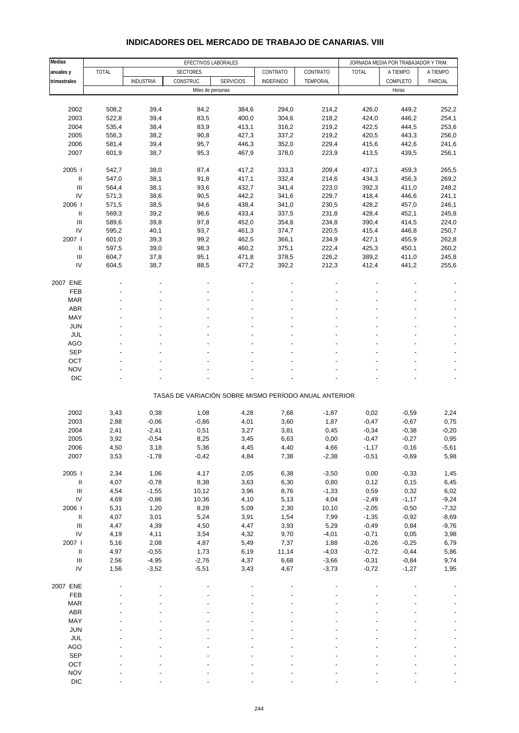# INDICADORES DEL MERCADO DE TRABAJO DE CANARIAS. VIII

| Medias anuales y trimestrales | EFECTIVOS LABORALES | | | | | | JORNADA MEDIA POR TRABAJADOR Y TRIM. | | |
|---|---|---|---|---|---|---|---|---|---|
| | TOTAL | SECTORES | | | CONTRATO | CONTRATO | TOTAL | A TIEMPO | A TIEMPO |
| | | INDUSTRIA | CONSTRUC. | SERVICIOS | INDEFINIDO | TEMPORAL | | COMPLETO | PARCIAL |
| | Miles de personas | | | | | | Horas | | |
| 2002 | 508,2 | 39,4 | 84,2 | 384,6 | 294,0 | 214,2 | 426,0 | 449,2 | 252,2 |
| 2003 | 522,8 | 39,4 | 83,5 | 400,0 | 304,6 | 218,2 | 424,0 | 446,2 | 254,1 |
| 2004 | 535,4 | 38,4 | 83,9 | 413,1 | 316,2 | 219,2 | 422,5 | 444,5 | 253,6 |
| 2005 | 556,3 | 38,2 | 90,8 | 427,3 | 337,2 | 219,2 | 420,5 | 443,3 | 256,0 |
| 2006 | 581,4 | 39,4 | 95,7 | 446,3 | 352,0 | 229,4 | 415,6 | 442,6 | 241,6 |
| 2007 | 601,9 | 38,7 | 95,3 | 467,9 | 378,0 | 223,9 | 413,5 | 439,5 | 256,1 |
| 2005 I | 542,7 | 38,0 | 87,4 | 417,2 | 333,3 | 209,4 | 437,1 | 459,3 | 265,5 |
| II | 547,0 | 38,1 | 91,8 | 417,1 | 332,4 | 214,6 | 434,3 | 456,3 | 269,2 |
| III | 564,4 | 38,1 | 93,6 | 432,7 | 341,4 | 223,0 | 392,3 | 411,0 | 248,2 |
| IV | 571,3 | 38,6 | 90,5 | 442,2 | 341,6 | 229,7 | 418,4 | 446,6 | 241,1 |
| 2006 I | 571,5 | 38,5 | 94,6 | 438,4 | 341,0 | 230,5 | 428,2 | 457,0 | 246,1 |
| II | 569,3 | 39,2 | 96,6 | 433,4 | 337,5 | 231,8 | 428,4 | 452,1 | 245,8 |
| III | 589,6 | 39,8 | 97,8 | 452,0 | 354,8 | 234,8 | 390,4 | 414,5 | 224,0 |
| IV | 595,2 | 40,1 | 93,7 | 461,3 | 374,7 | 220,5 | 415,4 | 446,8 | 250,7 |
| 2007 I | 601,0 | 39,3 | 99,2 | 462,5 | 366,1 | 234,9 | 427,1 | 455,9 | 262,8 |
| II | 597,5 | 39,0 | 98,3 | 460,2 | 375,1 | 222,4 | 425,3 | 450,1 | 260,2 |
| III | 604,7 | 37,8 | 95,1 | 471,8 | 378,5 | 226,2 | 389,2 | 411,0 | 245,8 |
| IV | 604,5 | 38,7 | 88,5 | 477,2 | 392,2 | 212,3 | 412,4 | 441,2 | 255,6 |
| 2007 ENE | - | - | - | - | - | - | - | - | - |
| FEB | - | - | - | - | - | - | - | - | - |
| MAR | - | - | - | - | - | - | - | - | - |
| ABR | - | - | - | - | - | - | - | - | - |
| MAY | - | - | - | - | - | - | - | - | - |
| JUN | - | - | - | - | - | - | - | - | - |
| JUL | - | - | - | - | - | - | - | - | - |
| AGO | - | - | - | - | - | - | - | - | - |
| SEP | - | - | - | - | - | - | - | - | - |
| OCT | - | - | - | - | - | - | - | - | - |
| NOV | - | - | - | - | - | - | - | - | - |
| DIC | - | - | - | - | - | - | - | - | - |
| | TASAS DE VARIACIÓN SOBRE MISMO PERÍODO ANUAL ANTERIOR | | | | | | | | |
| 2002 | 3,43 | 0,38 | 1,08 | 4,28 | 7,68 | -1,87 | 0,02 | -0,59 | 2,24 |
| 2003 | 2,88 | -0,06 | -0,86 | 4,01 | 3,60 | 1,87 | -0,47 | -0,67 | 0,75 |
| 2004 | 2,41 | -2,41 | 0,51 | 3,27 | 3,81 | 0,45 | -0,34 | -0,38 | -0,20 |
| 2005 | 3,92 | -0,54 | 8,25 | 3,45 | 6,63 | 0,00 | -0,47 | -0,27 | 0,95 |
| 2006 | 4,50 | 3,18 | 5,36 | 4,45 | 4,40 | 4,66 | -1,17 | -0,16 | -5,61 |
| 2007 | 3,53 | -1,78 | -0,42 | 4,84 | 7,38 | -2,38 | -0,51 | -0,69 | 5,98 |
| 2005 I | 2,34 | 1,06 | 4,17 | 2,05 | 6,38 | -3,50 | 0,00 | -0,33 | 1,45 |
| II | 4,07 | -0,78 | 8,38 | 3,63 | 6,30 | 0,80 | 0,12 | 0,15 | 6,45 |
| III | 4,54 | -1,55 | 10,12 | 3,96 | 8,76 | -1,33 | 0,59 | 0,32 | 6,02 |
| IV | 4,69 | -0,86 | 10,36 | 4,10 | 5,13 | 4,04 | -2,49 | -1,17 | -9,24 |
| 2006 I | 5,31 | 1,20 | 8,28 | 5,09 | 2,30 | 10,10 | -2,05 | -0,50 | -7,32 |
| II | 4,07 | 3,01 | 5,24 | 3,91 | 1,54 | 7,99 | -1,35 | -0,92 | -8,69 |
| III | 4,47 | 4,39 | 4,50 | 4,47 | 3,93 | 5,29 | -0,49 | 0,84 | -9,76 |
| IV | 4,19 | 4,11 | 3,54 | 4,32 | 9,70 | -4,01 | -0,71 | 0,05 | 3,98 |
| 2007 I | 5,16 | 2,08 | 4,87 | 5,49 | 7,37 | 1,88 | -0,26 | -0,25 | 6,79 |
| II | 4,97 | -0,55 | 1,73 | 6,19 | 11,14 | -4,03 | -0,72 | -0,44 | 5,86 |
| III | 2,56 | -4,95 | -2,76 | 4,37 | 6,68 | -3,66 | -0,31 | -0,84 | 9,74 |
| IV | 1,56 | -3,52 | -5,51 | 3,43 | 4,67 | -3,73 | -0,72 | -1,27 | 1,95 |
| 2007 ENE | - | - | - | - | - | - | - | - | - |
| FEB | - | - | - | - | - | - | - | - | - |
| MAR | - | - | - | - | - | - | - | - | - |
| ABR | - | - | - | - | - | - | - | - | - |
| MAY | - | - | - | - | - | - | - | - | - |
| JUN | - | - | - | - | - | - | - | - | - |
| JUL | - | - | - | - | - | - | - | - | - |
| AGO | - | - | - | - | - | - | - | - | - |
| SEP | - | - | - | - | - | - | - | - | - |
| OCT | - | - | - | - | - | - | - | - | - |
| NOV | - | - | - | - | - | - | - | - | - |
| DIC | - | - | - | - | - | - | - | - | - |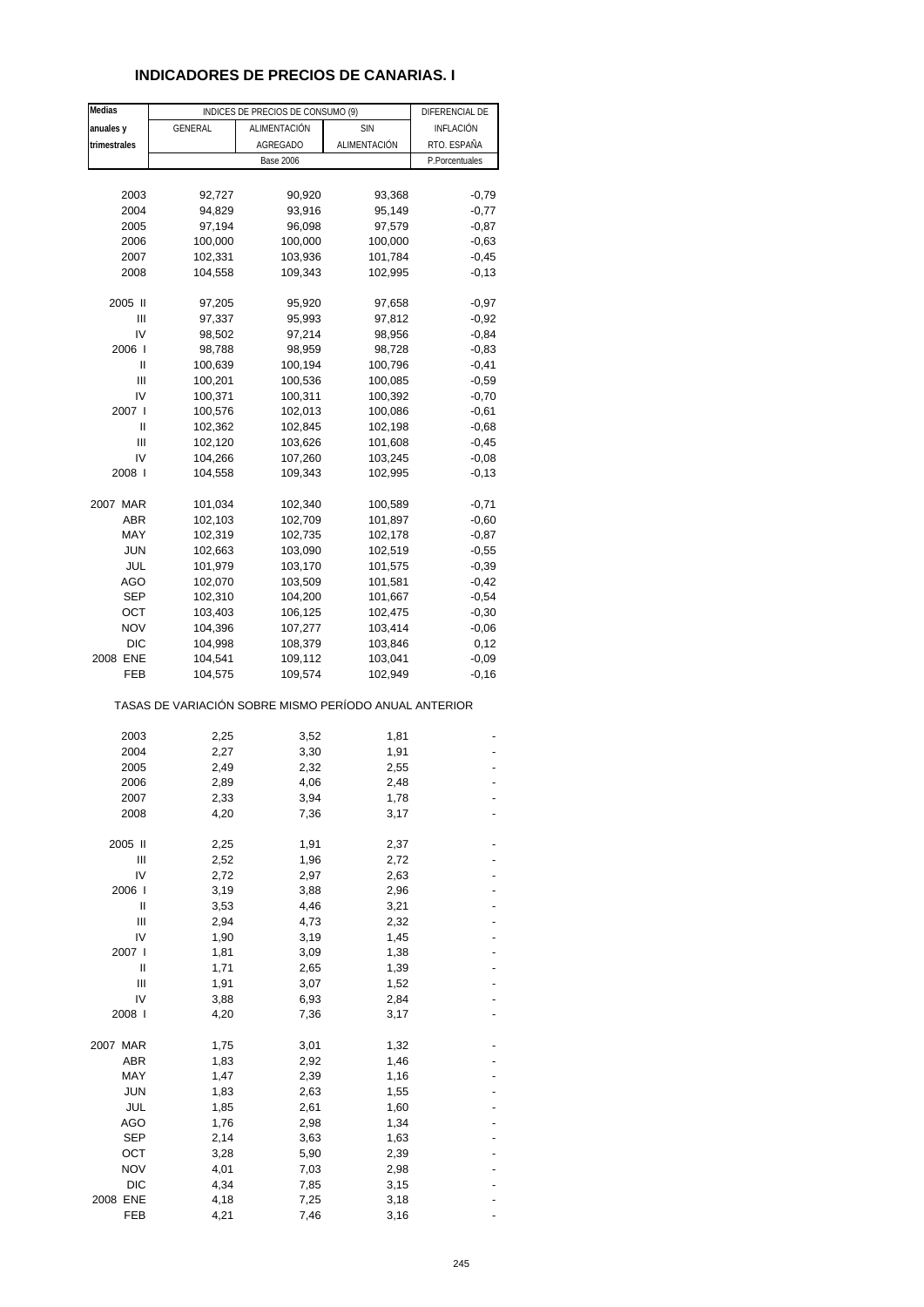# INDICADORES DE PRECIOS DE CANARIAS. I

| Medias anuales y trimestrales | INDICES DE PRECIOS DE CONSUMO (9) | | | DIFERENCIAL DE INFLACIÓN RTO. ESPAÑA |
|---|---|---|---|---|
| | GENERAL | ALIMENTACIÓN AGREGADO | SIN ALIMENTACIÓN | |
| | Base 2006 | | | P.Porcentuales |
| 2003 | 92,727 | 90,920 | 93,368 | -0,79 |
| 2004 | 94,829 | 93,916 | 95,149 | -0,77 |
| 2005 | 97,194 | 96,098 | 97,579 | -0,87 |
| 2006 | 100,000 | 100,000 | 100,000 | -0,63 |
| 2007 | 102,331 | 103,936 | 101,784 | -0,45 |
| 2008 | 104,558 | 109,343 | 102,995 | -0,13 |
| 2005 II | 97,205 | 95,920 | 97,658 | -0,97 |
| III | 97,337 | 95,993 | 97,812 | -0,92 |
| IV | 98,502 | 97,214 | 98,956 | -0,84 |
| 2006 I | 98,788 | 98,959 | 98,728 | -0,83 |
| II | 100,639 | 100,194 | 100,796 | -0,41 |
| III | 100,201 | 100,536 | 100,085 | -0,59 |
| IV | 100,371 | 100,311 | 100,392 | -0,70 |
| 2007 I | 100,576 | 102,013 | 100,086 | -0,61 |
| II | 102,362 | 102,845 | 102,198 | -0,68 |
| III | 102,120 | 103,626 | 101,608 | -0,45 |
| IV | 104,266 | 107,260 | 103,245 | -0,08 |
| 2008 I | 104,558 | 109,343 | 102,995 | -0,13 |
| 2007 MAR | 101,034 | 102,340 | 100,589 | -0,71 |
| ABR | 102,103 | 102,709 | 101,897 | -0,60 |
| MAY | 102,319 | 102,735 | 102,178 | -0,87 |
| JUN | 102,663 | 103,090 | 102,519 | -0,55 |
| JUL | 101,979 | 103,170 | 101,575 | -0,39 |
| AGO | 102,070 | 103,509 | 101,581 | -0,42 |
| SEP | 102,310 | 104,200 | 101,667 | -0,54 |
| OCT | 103,403 | 106,125 | 102,475 | -0,30 |
| NOV | 104,396 | 107,277 | 103,414 | -0,06 |
| DIC | 104,998 | 108,379 | 103,846 | 0,12 |
| 2008 ENE | 104,541 | 109,112 | 103,041 | -0,09 |
| FEB | 104,575 | 109,574 | 102,949 | -0,16 |
| TASAS DE VARIACIÓN SOBRE MISMO PERÍODO ANUAL ANTERIOR | | | | |
| 2003 | 2,25 | 3,52 | 1,81 | - |
| 2004 | 2,27 | 3,30 | 1,91 | - |
| 2005 | 2,49 | 2,32 | 2,55 | - |
| 2006 | 2,89 | 4,06 | 2,48 | - |
| 2007 | 2,33 | 3,94 | 1,78 | - |
| 2008 | 4,20 | 7,36 | 3,17 | - |
| 2005 II | 2,25 | 1,91 | 2,37 | - |
| III | 2,52 | 1,96 | 2,72 | - |
| IV | 2,72 | 2,97 | 2,63 | - |
| 2006 I | 3,19 | 3,88 | 2,96 | - |
| II | 3,53 | 4,46 | 3,21 | - |
| III | 2,94 | 4,73 | 2,32 | - |
| IV | 1,90 | 3,19 | 1,45 | - |
| 2007 I | 1,81 | 3,09 | 1,38 | - |
| II | 1,71 | 2,65 | 1,39 | - |
| III | 1,91 | 3,07 | 1,52 | - |
| IV | 3,88 | 6,93 | 2,84 | - |
| 2008 I | 4,20 | 7,36 | 3,17 | - |
| 2007 MAR | 1,75 | 3,01 | 1,32 | - |
| ABR | 1,83 | 2,92 | 1,46 | - |
| MAY | 1,47 | 2,39 | 1,16 | - |
| JUN | 1,83 | 2,63 | 1,55 | - |
| JUL | 1,85 | 2,61 | 1,60 | - |
| AGO | 1,76 | 2,98 | 1,34 | - |
| SEP | 2,14 | 3,63 | 1,63 | - |
| OCT | 3,28 | 5,90 | 2,39 | - |
| NOV | 4,01 | 7,03 | 2,98 | - |
| DIC | 4,34 | 7,85 | 3,15 | - |
| 2008 ENE | 4,18 | 7,25 | 3,18 | - |
| FEB | 4,21 | 7,46 | 3,16 | - |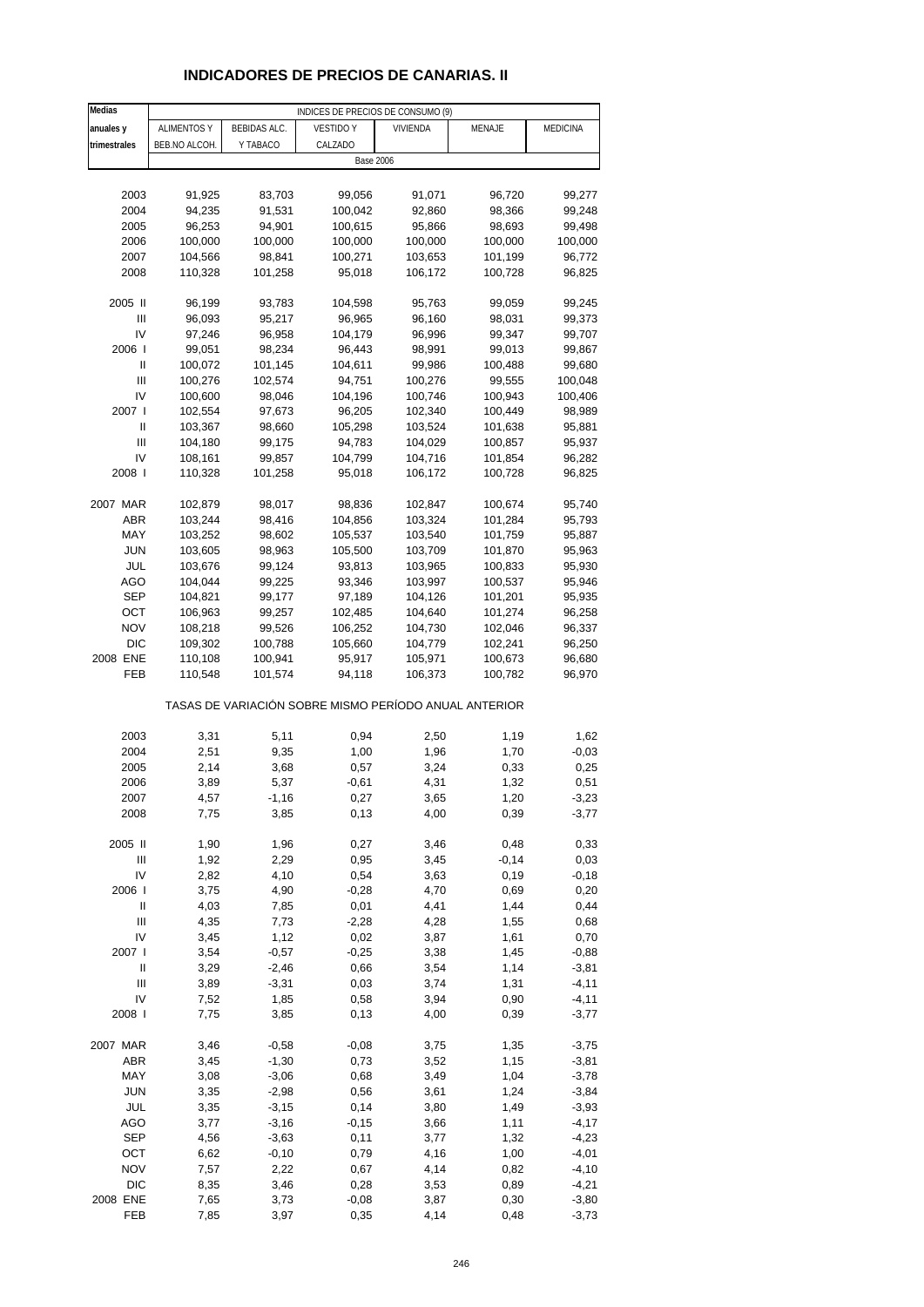# INDICADORES DE PRECIOS DE CANARIAS. II

| Medias anuales y trimestrales | INDICES DE PRECIOS DE CONSUMO (9) | | | | | |
|---|---|---|---|---|---|---|
| | ALIMENTOS Y BEB.NO ALCOH. | BEBIDAS ALC. Y TABACO | VESTIDO Y CALZADO | VIVIENDA | MENAJE | MEDICINA |
| | Base 2006 | | | | | |
| 2003 | 91,925 | 83,703 | 99,056 | 91,071 | 96,720 | 99,277 |
| 2004 | 94,235 | 91,531 | 100,042 | 92,860 | 98,366 | 99,248 |
| 2005 | 96,253 | 94,901 | 100,615 | 95,866 | 98,693 | 99,498 |
| 2006 | 100,000 | 100,000 | 100,000 | 100,000 | 100,000 | 100,000 |
| 2007 | 104,566 | 98,841 | 100,271 | 103,653 | 101,199 | 96,772 |
| 2008 | 110,328 | 101,258 | 95,018 | 106,172 | 100,728 | 96,825 |
| 2005 II | 96,199 | 93,783 | 104,598 | 95,763 | 99,059 | 99,245 |
| III | 96,093 | 95,217 | 96,965 | 96,160 | 98,031 | 99,373 |
| IV | 97,246 | 96,958 | 104,179 | 96,996 | 99,347 | 99,707 |
| 2006 I | 99,051 | 98,234 | 96,443 | 98,991 | 99,013 | 99,867 |
| II | 100,072 | 101,145 | 104,611 | 99,986 | 100,488 | 99,680 |
| III | 100,276 | 102,574 | 94,751 | 100,276 | 99,555 | 100,048 |
| IV | 100,600 | 98,046 | 104,196 | 100,746 | 100,943 | 100,406 |
| 2007 I | 102,554 | 97,673 | 96,205 | 102,340 | 100,449 | 98,989 |
| II | 103,367 | 98,660 | 105,298 | 103,524 | 101,638 | 95,881 |
| III | 104,180 | 99,175 | 94,783 | 104,029 | 100,857 | 95,937 |
| IV | 108,161 | 99,857 | 104,799 | 104,716 | 101,854 | 96,282 |
| 2008 I | 110,328 | 101,258 | 95,018 | 106,172 | 100,728 | 96,825 |
| 2007 MAR | 102,879 | 98,017 | 98,836 | 102,847 | 100,674 | 95,740 |
| ABR | 103,244 | 98,416 | 104,856 | 103,324 | 101,284 | 95,793 |
| MAY | 103,252 | 98,602 | 105,537 | 103,540 | 101,759 | 95,887 |
| JUN | 103,605 | 98,963 | 105,500 | 103,709 | 101,870 | 95,963 |
| JUL | 103,676 | 99,124 | 93,813 | 103,965 | 100,833 | 95,930 |
| AGO | 104,044 | 99,225 | 93,346 | 103,997 | 100,537 | 95,946 |
| SEP | 104,821 | 99,177 | 97,189 | 104,126 | 101,201 | 95,935 |
| OCT | 106,963 | 99,257 | 102,485 | 104,640 | 101,274 | 96,258 |
| NOV | 108,218 | 99,526 | 106,252 | 104,730 | 102,046 | 96,337 |
| DIC | 109,302 | 100,788 | 105,660 | 104,779 | 102,241 | 96,250 |
| 2008 ENE | 110,108 | 100,941 | 95,917 | 105,971 | 100,673 | 96,680 |
| FEB | 110,548 | 101,574 | 94,118 | 106,373 | 100,782 | 96,970 |
| | TASAS DE VARIACIÓN SOBRE MISMO PERÍODO ANUAL ANTERIOR | | | | | |
| 2003 | 3,31 | 5,11 | 0,94 | 2,50 | 1,19 | 1,62 |
| 2004 | 2,51 | 9,35 | 1,00 | 1,96 | 1,70 | -0,03 |
| 2005 | 2,14 | 3,68 | 0,57 | 3,24 | 0,33 | 0,25 |
| 2006 | 3,89 | 5,37 | -0,61 | 4,31 | 1,32 | 0,51 |
| 2007 | 4,57 | -1,16 | 0,27 | 3,65 | 1,20 | -3,23 |
| 2008 | 7,75 | 3,85 | 0,13 | 4,00 | 0,39 | -3,77 |
| 2005 II | 1,90 | 1,96 | 0,27 | 3,46 | 0,48 | 0,33 |
| III | 1,92 | 2,29 | 0,95 | 3,45 | -0,14 | 0,03 |
| IV | 2,82 | 4,10 | 0,54 | 3,63 | 0,19 | -0,18 |
| 2006 I | 3,75 | 4,90 | -0,28 | 4,70 | 0,69 | 0,20 |
| II | 4,03 | 7,85 | 0,01 | 4,41 | 1,44 | 0,44 |
| III | 4,35 | 7,73 | -2,28 | 4,28 | 1,55 | 0,68 |
| IV | 3,45 | 1,12 | 0,02 | 3,87 | 1,61 | 0,70 |
| 2007 I | 3,54 | -0,57 | -0,25 | 3,38 | 1,45 | -0,88 |
| II | 3,29 | -2,46 | 0,66 | 3,54 | 1,14 | -3,81 |
| III | 3,89 | -3,31 | 0,03 | 3,74 | 1,31 | -4,11 |
| IV | 7,52 | 1,85 | 0,58 | 3,94 | 0,90 | -4,11 |
| 2008 I | 7,75 | 3,85 | 0,13 | 4,00 | 0,39 | -3,77 |
| 2007 MAR | 3,46 | -0,58 | -0,08 | 3,75 | 1,35 | -3,75 |
| ABR | 3,45 | -1,30 | 0,73 | 3,52 | 1,15 | -3,81 |
| MAY | 3,08 | -3,06 | 0,68 | 3,49 | 1,04 | -3,78 |
| JUN | 3,35 | -2,98 | 0,56 | 3,61 | 1,24 | -3,84 |
| JUL | 3,35 | -3,15 | 0,14 | 3,80 | 1,49 | -3,93 |
| AGO | 3,77 | -3,16 | -0,15 | 3,66 | 1,11 | -4,17 |
| SEP | 4,56 | -3,63 | 0,11 | 3,77 | 1,32 | -4,23 |
| OCT | 6,62 | -0,10 | 0,79 | 4,16 | 1,00 | -4,01 |
| NOV | 7,57 | 2,22 | 0,67 | 4,14 | 0,82 | -4,10 |
| DIC | 8,35 | 3,46 | 0,28 | 3,53 | 0,89 | -4,21 |
| 2008 ENE | 7,65 | 3,73 | -0,08 | 3,87 | 0,30 | -3,80 |
| FEB | 7,85 | 3,97 | 0,35 | 4,14 | 0,48 | -3,73 |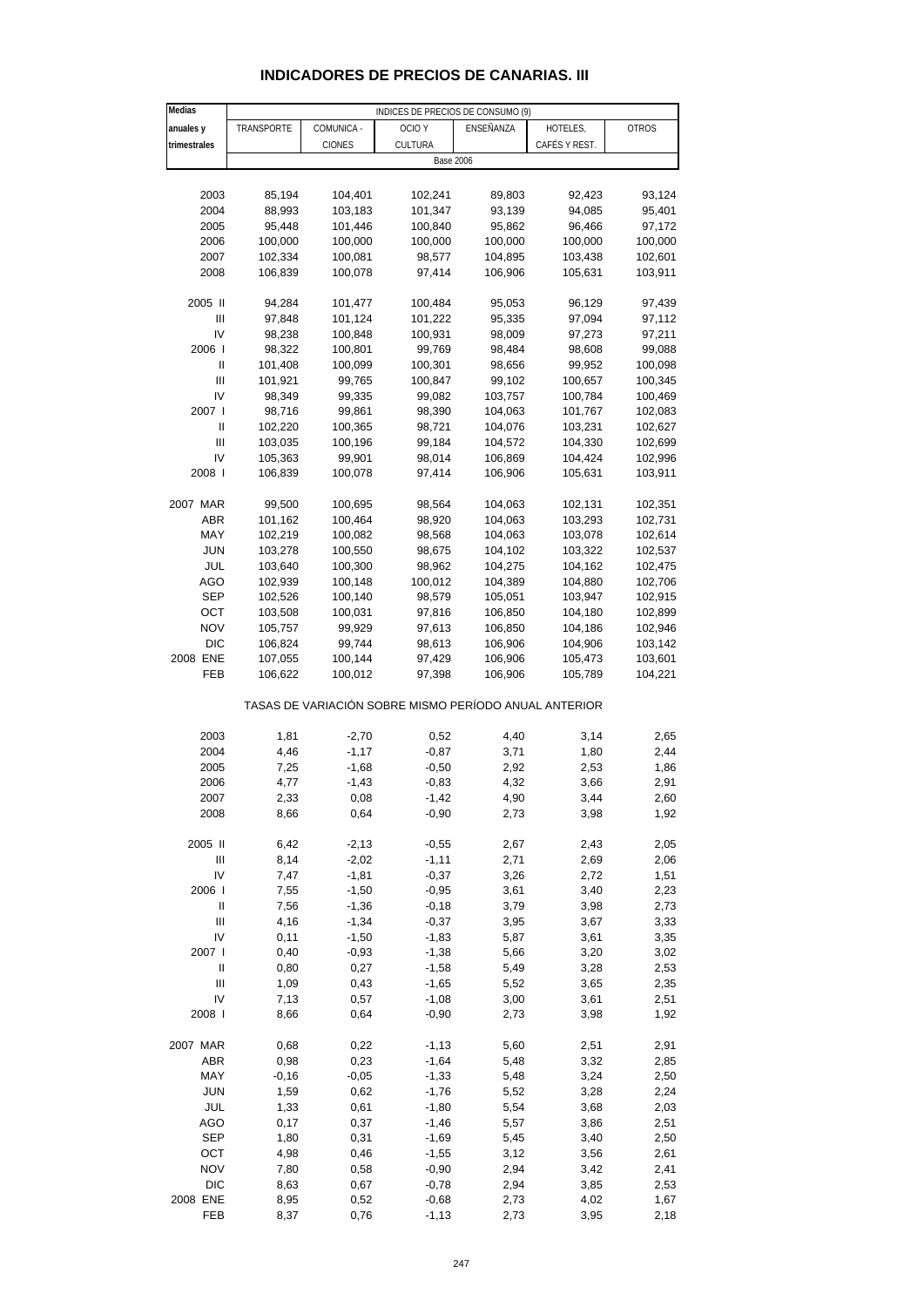# INDICADORES DE PRECIOS DE CANARIAS. III

| Medias anuales y trimestrales | INDICES DE PRECIOS DE CONSUMO (9) | | | | | |
|---|---|---|---|---|---|---|
| | TRANSPORTE | COMUNICA - CIONES | OCIO Y CULTURA | ENSEÑANZA | HOTELES, CAFÉS Y REST. | OTROS |
| | Base 2006 | | | | | |
| 2003 | 85,194 | 104,401 | 102,241 | 89,803 | 92,423 | 93,124 |
| 2004 | 88,993 | 103,183 | 101,347 | 93,139 | 94,085 | 95,401 |
| 2005 | 95,448 | 101,446 | 100,840 | 95,862 | 96,466 | 97,172 |
| 2006 | 100,000 | 100,000 | 100,000 | 100,000 | 100,000 | 100,000 |
| 2007 | 102,334 | 100,081 | 98,577 | 104,895 | 103,438 | 102,601 |
| 2008 | 106,839 | 100,078 | 97,414 | 106,906 | 105,631 | 103,911 |
| 2005 II | 94,284 | 101,477 | 100,484 | 95,053 | 96,129 | 97,439 |
| III | 97,848 | 101,124 | 101,222 | 95,335 | 97,094 | 97,112 |
| IV | 98,238 | 100,848 | 100,931 | 98,009 | 97,273 | 97,211 |
| 2006 I | 98,322 | 100,801 | 99,769 | 98,484 | 98,608 | 99,088 |
| II | 101,408 | 100,099 | 100,301 | 98,656 | 99,952 | 100,098 |
| III | 101,921 | 99,765 | 100,847 | 99,102 | 100,657 | 100,345 |
| IV | 98,349 | 99,335 | 99,082 | 103,757 | 100,784 | 100,469 |
| 2007 I | 98,716 | 99,861 | 98,390 | 104,063 | 101,767 | 102,083 |
| II | 102,220 | 100,365 | 98,721 | 104,076 | 103,231 | 102,627 |
| III | 103,035 | 100,196 | 99,184 | 104,572 | 104,330 | 102,699 |
| IV | 105,363 | 99,901 | 98,014 | 106,869 | 104,424 | 102,996 |
| 2008 I | 106,839 | 100,078 | 97,414 | 106,906 | 105,631 | 103,911 |
| 2007 MAR | 99,500 | 100,695 | 98,564 | 104,063 | 102,131 | 102,351 |
| ABR | 101,162 | 100,464 | 98,920 | 104,063 | 103,293 | 102,731 |
| MAY | 102,219 | 100,082 | 98,568 | 104,063 | 103,078 | 102,614 |
| JUN | 103,278 | 100,550 | 98,675 | 104,102 | 103,322 | 102,537 |
| JUL | 103,640 | 100,300 | 98,962 | 104,275 | 104,162 | 102,475 |
| AGO | 102,939 | 100,148 | 100,012 | 104,389 | 104,880 | 102,706 |
| SEP | 102,526 | 100,140 | 98,579 | 105,051 | 103,947 | 102,915 |
| OCT | 103,508 | 100,031 | 97,816 | 106,850 | 104,180 | 102,899 |
| NOV | 105,757 | 99,929 | 97,613 | 106,850 | 104,186 | 102,946 |
| DIC | 106,824 | 99,744 | 98,613 | 106,906 | 104,906 | 103,142 |
| 2008 ENE | 107,055 | 100,144 | 97,429 | 106,906 | 105,473 | 103,601 |
| FEB | 106,622 | 100,012 | 97,398 | 106,906 | 105,789 | 104,221 |
| | TASAS DE VARIACIÓN SOBRE MISMO PERÍODO ANUAL ANTERIOR | | | | | |
| 2003 | 1,81 | -2,70 | 0,52 | 4,40 | 3,14 | 2,65 |
| 2004 | 4,46 | -1,17 | -0,87 | 3,71 | 1,80 | 2,44 |
| 2005 | 7,25 | -1,68 | -0,50 | 2,92 | 2,53 | 1,86 |
| 2006 | 4,77 | -1,43 | -0,83 | 4,32 | 3,66 | 2,91 |
| 2007 | 2,33 | 0,08 | -1,42 | 4,90 | 3,44 | 2,60 |
| 2008 | 8,66 | 0,64 | -0,90 | 2,73 | 3,98 | 1,92 |
| 2005 II | 6,42 | -2,13 | -0,55 | 2,67 | 2,43 | 2,05 |
| III | 8,14 | -2,02 | -1,11 | 2,71 | 2,69 | 2,06 |
| IV | 7,47 | -1,81 | -0,37 | 3,26 | 2,72 | 1,51 |
| 2006 I | 7,55 | -1,50 | -0,95 | 3,61 | 3,40 | 2,23 |
| II | 7,56 | -1,36 | -0,18 | 3,79 | 3,98 | 2,73 |
| III | 4,16 | -1,34 | -0,37 | 3,95 | 3,67 | 3,33 |
| IV | 0,11 | -1,50 | -1,83 | 5,87 | 3,61 | 3,35 |
| 2007 I | 0,40 | -0,93 | -1,38 | 5,66 | 3,20 | 3,02 |
| II | 0,80 | 0,27 | -1,58 | 5,49 | 3,28 | 2,53 |
| III | 1,09 | 0,43 | -1,65 | 5,52 | 3,65 | 2,35 |
| IV | 7,13 | 0,57 | -1,08 | 3,00 | 3,61 | 2,51 |
| 2008 I | 8,66 | 0,64 | -0,90 | 2,73 | 3,98 | 1,92 |
| 2007 MAR | 0,68 | 0,22 | -1,13 | 5,60 | 2,51 | 2,91 |
| ABR | 0,98 | 0,23 | -1,64 | 5,48 | 3,32 | 2,85 |
| MAY | -0,16 | -0,05 | -1,33 | 5,48 | 3,24 | 2,50 |
| JUN | 1,59 | 0,62 | -1,76 | 5,52 | 3,28 | 2,24 |
| JUL | 1,33 | 0,61 | -1,80 | 5,54 | 3,68 | 2,03 |
| AGO | 0,17 | 0,37 | -1,46 | 5,57 | 3,86 | 2,51 |
| SEP | 1,80 | 0,31 | -1,69 | 5,45 | 3,40 | 2,50 |
| OCT | 4,98 | 0,46 | -1,55 | 3,12 | 3,56 | 2,61 |
| NOV | 7,80 | 0,58 | -0,90 | 2,94 | 3,42 | 2,41 |
| DIC | 8,63 | 0,67 | -0,78 | 2,94 | 3,85 | 2,53 |
| 2008 ENE | 8,95 | 0,52 | -0,68 | 2,73 | 4,02 | 1,67 |
| FEB | 8,37 | 0,76 | -1,13 | 2,73 | 3,95 | 2,18 |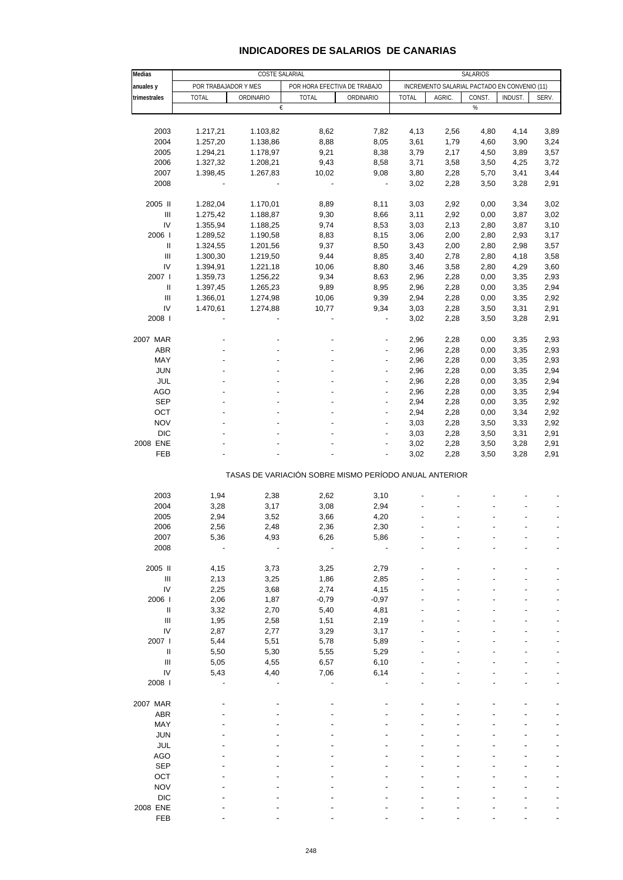# INDICADORES DE SALARIOS DE CANARIAS

| Medias anuales y trimestrales | COSTE SALARIAL | | | | SALARIOS | | | | |
|---|---|---|---|---|---|---|---|---|---|
| | POR TRABAJADOR Y MES | | POR HORA EFECTIVA DE TRABAJO | | INCREMENTO SALARIAL PACTADO EN CONVENIO (11) | | | | |
| | TOTAL | ORDINARIO | TOTAL | ORDINARIO | TOTAL | AGRIC. | CONST. | INDUST. | SERV. |
| | € | | | | % | | | | |
| 2003 | 1.217,21 | 1.103,82 | 8,62 | 7,82 | 4,13 | 2,56 | 4,80 | 4,14 | 3,89 |
| 2004 | 1.257,20 | 1.138,86 | 8,88 | 8,05 | 3,61 | 1,79 | 4,60 | 3,90 | 3,24 |
| 2005 | 1.294,21 | 1.178,97 | 9,21 | 8,38 | 3,79 | 2,17 | 4,50 | 3,89 | 3,57 |
| 2006 | 1.327,32 | 1.208,21 | 9,43 | 8,58 | 3,71 | 3,58 | 3,50 | 4,25 | 3,72 |
| 2007 | 1.398,45 | 1.267,83 | 10,02 | 9,08 | 3,80 | 2,28 | 5,70 | 3,41 | 3,44 |
| 2008 | - | - | - | - | 3,02 | 2,28 | 3,50 | 3,28 | 2,91 |
| 2005 II | 1.282,04 | 1.170,01 | 8,89 | 8,11 | 3,03 | 2,92 | 0,00 | 3,34 | 3,02 |
| III | 1.275,42 | 1.188,87 | 9,30 | 8,66 | 3,11 | 2,92 | 0,00 | 3,87 | 3,02 |
| IV | 1.355,94 | 1.188,25 | 9,74 | 8,53 | 3,03 | 2,13 | 2,80 | 3,87 | 3,10 |
| 2006 I | 1.289,52 | 1.190,58 | 8,83 | 8,15 | 3,06 | 2,00 | 2,80 | 2,93 | 3,17 |
| II | 1.324,55 | 1.201,56 | 9,37 | 8,50 | 3,43 | 2,00 | 2,80 | 2,98 | 3,57 |
| III | 1.300,30 | 1.219,50 | 9,44 | 8,85 | 3,40 | 2,78 | 2,80 | 4,18 | 3,58 |
| IV | 1.394,91 | 1.221,18 | 10,06 | 8,80 | 3,46 | 3,58 | 2,80 | 4,29 | 3,60 |
| 2007 I | 1.359,73 | 1.256,22 | 9,34 | 8,63 | 2,96 | 2,28 | 0,00 | 3,35 | 2,93 |
| II | 1.397,45 | 1.265,23 | 9,89 | 8,95 | 2,96 | 2,28 | 0,00 | 3,35 | 2,94 |
| III | 1.366,01 | 1.274,98 | 10,06 | 9,39 | 2,94 | 2,28 | 0,00 | 3,35 | 2,92 |
| IV | 1.470,61 | 1.274,88 | 10,77 | 9,34 | 3,03 | 2,28 | 3,50 | 3,31 | 2,91 |
| 2008 I | - | - | - | - | 3,02 | 2,28 | 3,50 | 3,28 | 2,91 |
| 2007 MAR | - | - | - | - | 2,96 | 2,28 | 0,00 | 3,35 | 2,93 |
| ABR | - | - | - | - | 2,96 | 2,28 | 0,00 | 3,35 | 2,93 |
| MAY | - | - | - | - | 2,96 | 2,28 | 0,00 | 3,35 | 2,93 |
| JUN | - | - | - | - | 2,96 | 2,28 | 0,00 | 3,35 | 2,94 |
| JUL | - | - | - | - | 2,96 | 2,28 | 0,00 | 3,35 | 2,94 |
| AGO | - | - | - | - | 2,96 | 2,28 | 0,00 | 3,35 | 2,94 |
| SEP | - | - | - | - | 2,94 | 2,28 | 0,00 | 3,35 | 2,92 |
| OCT | - | - | - | - | 2,94 | 2,28 | 0,00 | 3,34 | 2,92 |
| NOV | - | - | - | - | 3,03 | 2,28 | 3,50 | 3,33 | 2,92 |
| DIC | - | - | - | - | 3,03 | 2,28 | 3,50 | 3,31 | 2,91 |
| 2008 ENE | - | - | - | - | 3,02 | 2,28 | 3,50 | 3,28 | 2,91 |
| FEB | - | - | - | - | 3,02 | 2,28 | 3,50 | 3,28 | 2,91 |
| TASAS DE VARIACIÓN SOBRE MISMO PERÍODO ANUAL ANTERIOR | | | | | | | | | |
| 2003 | 1,94 | 2,38 | 2,62 | 3,10 | - | - | - | - | - |
| 2004 | 3,28 | 3,17 | 3,08 | 2,94 | - | - | - | - | - |
| 2005 | 2,94 | 3,52 | 3,66 | 4,20 | - | - | - | - | - |
| 2006 | 2,56 | 2,48 | 2,36 | 2,30 | - | - | - | - | - |
| 2007 | 5,36 | 4,93 | 6,26 | 5,86 | - | - | - | - | - |
| 2008 | - | - | - | - | - | - | - | - | - |
| 2005 II | 4,15 | 3,73 | 3,25 | 2,79 | - | - | - | - | - |
| III | 2,13 | 3,25 | 1,86 | 2,85 | - | - | - | - | - |
| IV | 2,25 | 3,68 | 2,74 | 4,15 | - | - | - | - | - |
| 2006 I | 2,06 | 1,87 | -0,79 | -0,97 | - | - | - | - | - |
| II | 3,32 | 2,70 | 5,40 | 4,81 | - | - | - | - | - |
| III | 1,95 | 2,58 | 1,51 | 2,19 | - | - | - | - | - |
| IV | 2,87 | 2,77 | 3,29 | 3,17 | - | - | - | - | - |
| 2007 I | 5,44 | 5,51 | 5,78 | 5,89 | - | - | - | - | - |
| II | 5,50 | 5,30 | 5,55 | 5,29 | - | - | - | - | - |
| III | 5,05 | 4,55 | 6,57 | 6,10 | - | - | - | - | - |
| IV | 5,43 | 4,40 | 7,06 | 6,14 | - | - | - | - | - |
| 2008 I | - | - | - | - | - | - | - | - | - |
| 2007 MAR | - | - | - | - | - | - | - | - | - |
| ABR | - | - | - | - | - | - | - | - | - |
| MAY | - | - | - | - | - | - | - | - | - |
| JUN | - | - | - | - | - | - | - | - | - |
| JUL | - | - | - | - | - | - | - | - | - |
| AGO | - | - | - | - | - | - | - | - | - |
| SEP | - | - | - | - | - | - | - | - | - |
| OCT | - | - | - | - | - | - | - | - | - |
| NOV | - | - | - | - | - | - | - | - | - |
| DIC | - | - | - | - | - | - | - | - | - |
| 2008 ENE | - | - | - | - | - | - | - | - | - |
| FEB | - | - | - | - | - | - | - | - | - |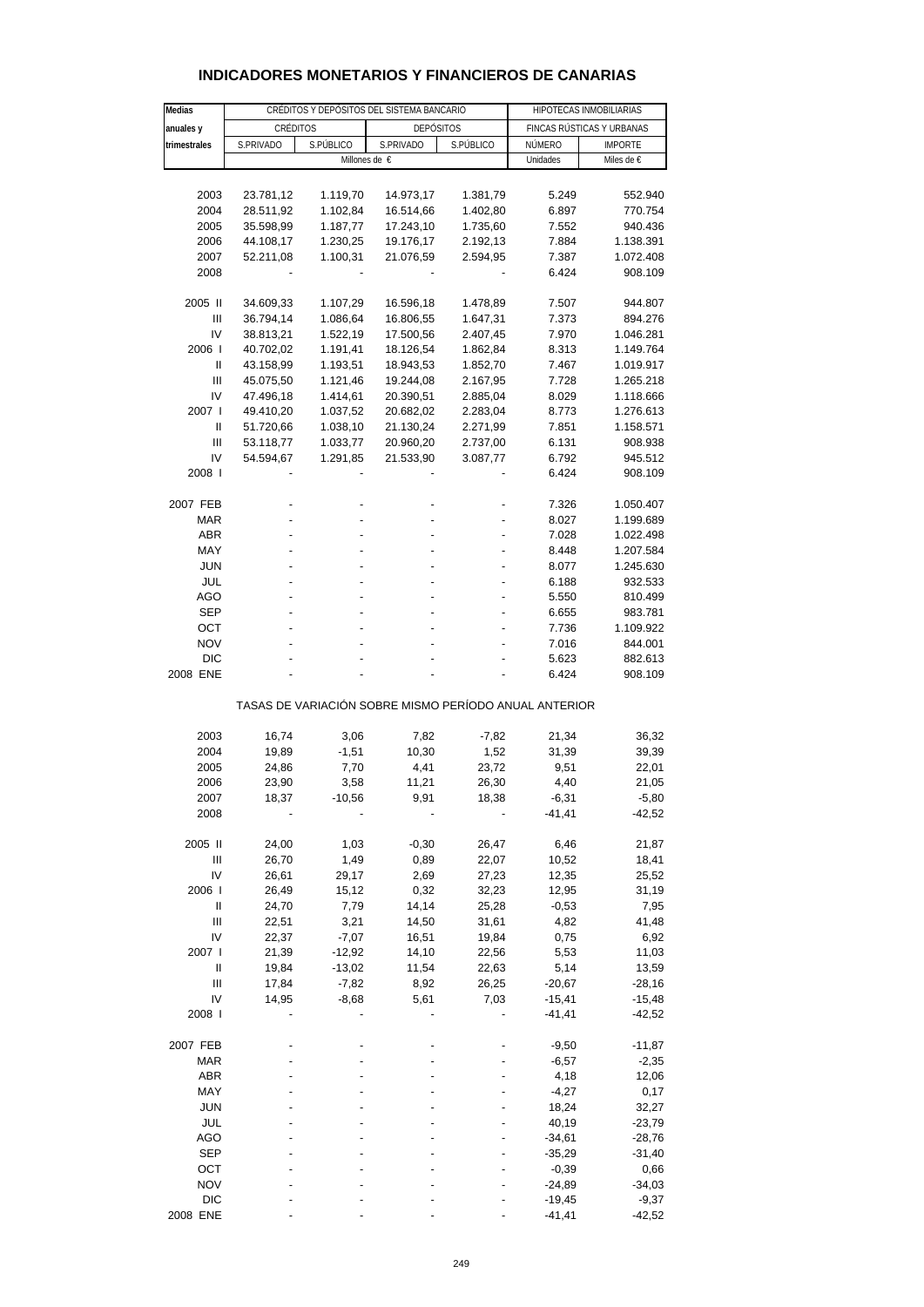# INDICADORES MONETARIOS Y FINANCIEROS DE CANARIAS

| Medias anuales y trimestrales | CRÉDITOS Y DEPÓSITOS DEL SISTEMA BANCARIO | | | | HIPOTECAS INMOBILIARIAS | |
|---|---|---|---|---|---|---|
| | CRÉDITOS | | DEPÓSITOS | | FINCAS RÚSTICAS Y URBANAS | |
| | S.PRIVADO | S.PÚBLICO | S.PRIVADO | S.PÚBLICO | NÚMERO | IMPORTE |
| | Millones de € | | | | Unidades | Miles de € |
| 2003 | 23.781,12 | 1.119,70 | 14.973,17 | 1.381,79 | 5.249 | 552.940 |
| 2004 | 28.511,92 | 1.102,84 | 16.514,66 | 1.402,80 | 6.897 | 770.754 |
| 2005 | 35.598,99 | 1.187,77 | 17.243,10 | 1.735,60 | 7.552 | 940.436 |
| 2006 | 44.108,17 | 1.230,25 | 19.176,17 | 2.192,13 | 7.884 | 1.138.391 |
| 2007 | 52.211,08 | 1.100,31 | 21.076,59 | 2.594,95 | 7.387 | 1.072.408 |
| 2008 | - | - | - | - | 6.424 | 908.109 |
| 2005 II | 34.609,33 | 1.107,29 | 16.596,18 | 1.478,89 | 7.507 | 944.807 |
| III | 36.794,14 | 1.086,64 | 16.806,55 | 1.647,31 | 7.373 | 894.276 |
| IV | 38.813,21 | 1.522,19 | 17.500,56 | 2.407,45 | 7.970 | 1.046.281 |
| 2006 I | 40.702,02 | 1.191,41 | 18.126,54 | 1.862,84 | 8.313 | 1.149.764 |
| II | 43.158,99 | 1.193,51 | 18.943,53 | 1.852,70 | 7.467 | 1.019.917 |
| III | 45.075,50 | 1.121,46 | 19.244,08 | 2.167,95 | 7.728 | 1.265.218 |
| IV | 47.496,18 | 1.414,61 | 20.390,51 | 2.885,04 | 8.029 | 1.118.666 |
| 2007 I | 49.410,20 | 1.037,52 | 20.682,02 | 2.283,04 | 8.773 | 1.276.613 |
| II | 51.720,66 | 1.038,10 | 21.130,24 | 2.271,99 | 7.851 | 1.158.571 |
| III | 53.118,77 | 1.033,77 | 20.960,20 | 2.737,00 | 6.131 | 908.938 |
| IV | 54.594,67 | 1.291,85 | 21.533,90 | 3.087,77 | 6.792 | 945.512 |
| 2008 I | - | - | - | - | 6.424 | 908.109 |
| 2007 FEB | - | - | - | - | 7.326 | 1.050.407 |
| MAR | - | - | - | - | 8.027 | 1.199.689 |
| ABR | - | - | - | - | 7.028 | 1.022.498 |
| MAY | - | - | - | - | 8.448 | 1.207.584 |
| JUN | - | - | - | - | 8.077 | 1.245.630 |
| JUL | - | - | - | - | 6.188 | 932.533 |
| AGO | - | - | - | - | 5.550 | 810.499 |
| SEP | - | - | - | - | 6.655 | 983.781 |
| OCT | - | - | - | - | 7.736 | 1.109.922 |
| NOV | - | - | - | - | 7.016 | 844.001 |
| DIC | - | - | - | - | 5.623 | 882.613 |
| 2008 ENE | - | - | - | - | 6.424 | 908.109 |
| | TASAS DE VARIACIÓN SOBRE MISMO PERÍODO ANUAL ANTERIOR | | | | | |
| 2003 | 16,74 | 3,06 | 7,82 | -7,82 | 21,34 | 36,32 |
| 2004 | 19,89 | -1,51 | 10,30 | 1,52 | 31,39 | 39,39 |
| 2005 | 24,86 | 7,70 | 4,41 | 23,72 | 9,51 | 22,01 |
| 2006 | 23,90 | 3,58 | 11,21 | 26,30 | 4,40 | 21,05 |
| 2007 | 18,37 | -10,56 | 9,91 | 18,38 | -6,31 | -5,80 |
| 2008 | - | - | - | - | -41,41 | -42,52 |
| 2005 II | 24,00 | 1,03 | -0,30 | 26,47 | 6,46 | 21,87 |
| III | 26,70 | 1,49 | 0,89 | 22,07 | 10,52 | 18,41 |
| IV | 26,61 | 29,17 | 2,69 | 27,23 | 12,35 | 25,52 |
| 2006 I | 26,49 | 15,12 | 0,32 | 32,23 | 12,95 | 31,19 |
| II | 24,70 | 7,79 | 14,14 | 25,28 | -0,53 | 7,95 |
| III | 22,51 | 3,21 | 14,50 | 31,61 | 4,82 | 41,48 |
| IV | 22,37 | -7,07 | 16,51 | 19,84 | 0,75 | 6,92 |
| 2007 I | 21,39 | -12,92 | 14,10 | 22,56 | 5,53 | 11,03 |
| II | 19,84 | -13,02 | 11,54 | 22,63 | 5,14 | 13,59 |
| III | 17,84 | -7,82 | 8,92 | 26,25 | -20,67 | -28,16 |
| IV | 14,95 | -8,68 | 5,61 | 7,03 | -15,41 | -15,48 |
| 2008 I | - | - | - | - | -41,41 | -42,52 |
| 2007 FEB | - | - | - | - | -9,50 | -11,87 |
| MAR | - | - | - | - | -6,57 | -2,35 |
| ABR | - | - | - | - | 4,18 | 12,06 |
| MAY | - | - | - | - | -4,27 | 0,17 |
| JUN | - | - | - | - | 18,24 | 32,27 |
| JUL | - | - | - | - | 40,19 | -23,79 |
| AGO | - | - | - | - | -34,61 | -28,76 |
| SEP | - | - | - | - | -35,29 | -31,40 |
| OCT | - | - | - | - | -0,39 | 0,66 |
| NOV | - | - | - | - | -24,89 | -34,03 |
| DIC | - | - | - | - | -19,45 | -9,37 |
| 2008 ENE | - | - | - | - | -41,41 | -42,52 |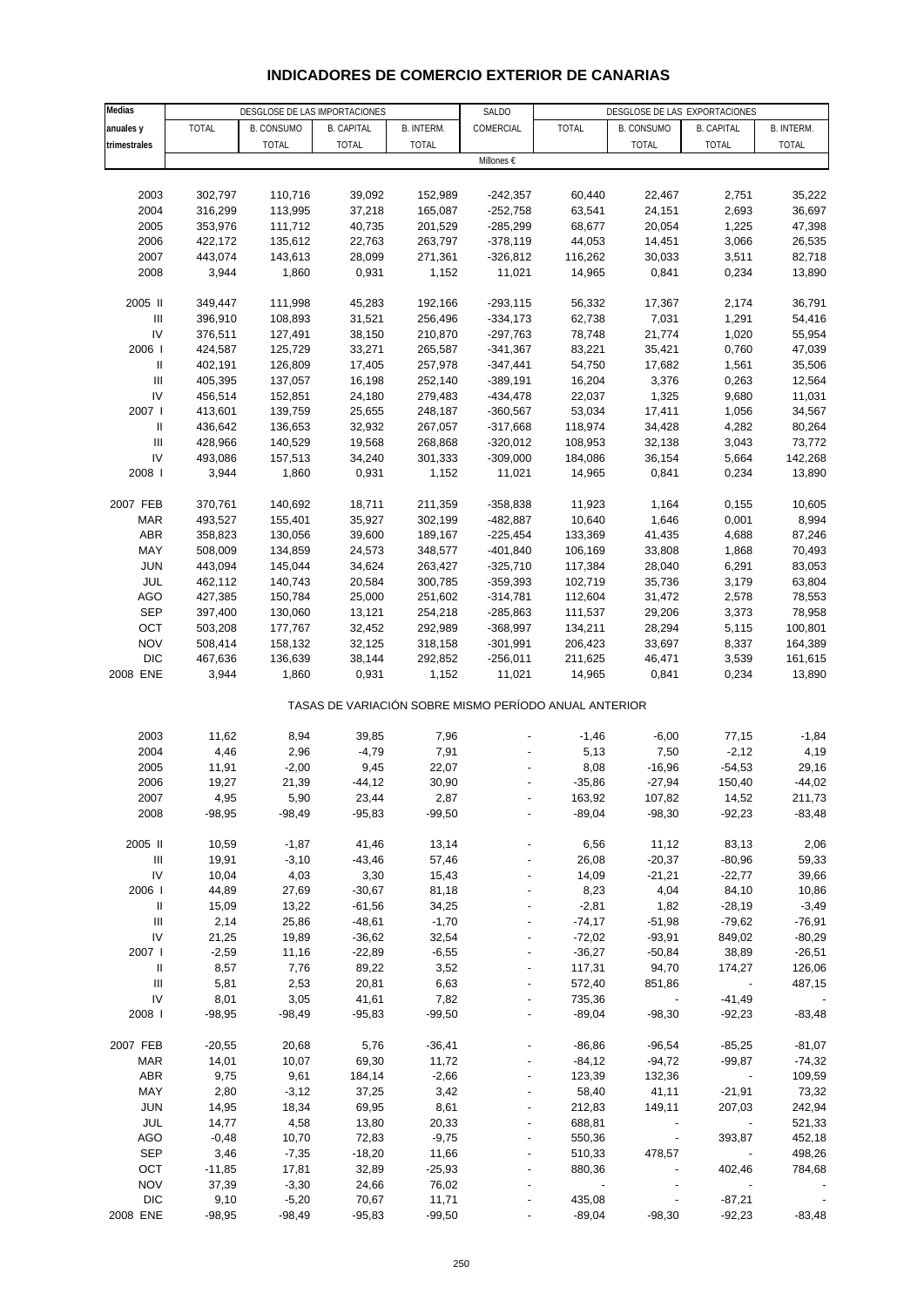# INDICADORES DE COMERCIO EXTERIOR DE CANARIAS

| Medias anuales y trimestrales | DESGLOSE DE LAS IMPORTACIONES | | | | SALDO | DESGLOSE DE LAS EXPORTACIONES | | | |
|---|---|---|---|---|---|---|---|---|---|
| | TOTAL | B. CONSUMO TOTAL | B. CAPITAL TOTAL | B. INTERM. TOTAL | COMERCIAL | TOTAL | B. CONSUMO TOTAL | B. CAPITAL TOTAL | B. INTERM. TOTAL |
| | | | | | Millones € | | | | |
| 2003 | 302,797 | 110,716 | 39,092 | 152,989 | -242,357 | 60,440 | 22,467 | 2,751 | 35,222 |
| 2004 | 316,299 | 113,995 | 37,218 | 165,087 | -252,758 | 63,541 | 24,151 | 2,693 | 36,697 |
| 2005 | 353,976 | 111,712 | 40,735 | 201,529 | -285,299 | 68,677 | 20,054 | 1,225 | 47,398 |
| 2006 | 422,172 | 135,612 | 22,763 | 263,797 | -378,119 | 44,053 | 14,451 | 3,066 | 26,535 |
| 2007 | 443,074 | 143,613 | 28,099 | 271,361 | -326,812 | 116,262 | 30,033 | 3,511 | 82,718 |
| 2008 | 3,944 | 1,860 | 0,931 | 1,152 | 11,021 | 14,965 | 0,841 | 0,234 | 13,890 |
| 2005 II | 349,447 | 111,998 | 45,283 | 192,166 | -293,115 | 56,332 | 17,367 | 2,174 | 36,791 |
| III | 396,910 | 108,893 | 31,521 | 256,496 | -334,173 | 62,738 | 7,031 | 1,291 | 54,416 |
| IV | 376,511 | 127,491 | 38,150 | 210,870 | -297,763 | 78,748 | 21,774 | 1,020 | 55,954 |
| 2006 I | 424,587 | 125,729 | 33,271 | 265,587 | -341,367 | 83,221 | 35,421 | 0,760 | 47,039 |
| II | 402,191 | 126,809 | 17,405 | 257,978 | -347,441 | 54,750 | 17,682 | 1,561 | 35,506 |
| III | 405,395 | 137,057 | 16,198 | 252,140 | -389,191 | 16,204 | 3,376 | 0,263 | 12,564 |
| IV | 456,514 | 152,851 | 24,180 | 279,483 | -434,478 | 22,037 | 1,325 | 9,680 | 11,031 |
| 2007 I | 413,601 | 139,759 | 25,655 | 248,187 | -360,567 | 53,034 | 17,411 | 1,056 | 34,567 |
| II | 436,642 | 136,653 | 32,932 | 267,057 | -317,668 | 118,974 | 34,428 | 4,282 | 80,264 |
| III | 428,966 | 140,529 | 19,568 | 268,868 | -320,012 | 108,953 | 32,138 | 3,043 | 73,772 |
| IV | 493,086 | 157,513 | 34,240 | 301,333 | -309,000 | 184,086 | 36,154 | 5,664 | 142,268 |
| 2008 I | 3,944 | 1,860 | 0,931 | 1,152 | 11,021 | 14,965 | 0,841 | 0,234 | 13,890 |
| 2007 FEB | 370,761 | 140,692 | 18,711 | 211,359 | -358,838 | 11,923 | 1,164 | 0,155 | 10,605 |
| MAR | 493,527 | 155,401 | 35,927 | 302,199 | -482,887 | 10,640 | 1,646 | 0,001 | 8,994 |
| ABR | 358,823 | 130,056 | 39,600 | 189,167 | -225,454 | 133,369 | 41,435 | 4,688 | 87,246 |
| MAY | 508,009 | 134,859 | 24,573 | 348,577 | -401,840 | 106,169 | 33,808 | 1,868 | 70,493 |
| JUN | 443,094 | 145,044 | 34,624 | 263,427 | -325,710 | 117,384 | 28,040 | 6,291 | 83,053 |
| JUL | 462,112 | 140,743 | 20,584 | 300,785 | -359,393 | 102,719 | 35,736 | 3,179 | 63,804 |
| AGO | 427,385 | 150,784 | 25,000 | 251,602 | -314,781 | 112,604 | 31,472 | 2,578 | 78,553 |
| SEP | 397,400 | 130,060 | 13,121 | 254,218 | -285,863 | 111,537 | 29,206 | 3,373 | 78,958 |
| OCT | 503,208 | 177,767 | 32,452 | 292,989 | -368,997 | 134,211 | 28,294 | 5,115 | 100,801 |
| NOV | 508,414 | 158,132 | 32,125 | 318,158 | -301,991 | 206,423 | 33,697 | 8,337 | 164,389 |
| DIC | 467,636 | 136,639 | 38,144 | 292,852 | -256,011 | 211,625 | 46,471 | 3,539 | 161,615 |
| 2008 ENE | 3,944 | 1,860 | 0,931 | 1,152 | 11,021 | 14,965 | 0,841 | 0,234 | 13,890 |
| | TASAS DE VARIACIÓN SOBRE MISMO PERÍODO ANUAL ANTERIOR | | | | | | | | |
| 2003 | 11,62 | 8,94 | 39,85 | 7,96 | - | -1,46 | -6,00 | 77,15 | -1,84 |
| 2004 | 4,46 | 2,96 | -4,79 | 7,91 | - | 5,13 | 7,50 | -2,12 | 4,19 |
| 2005 | 11,91 | -2,00 | 9,45 | 22,07 | - | 8,08 | -16,96 | -54,53 | 29,16 |
| 2006 | 19,27 | 21,39 | -44,12 | 30,90 | - | -35,86 | -27,94 | 150,40 | -44,02 |
| 2007 | 4,95 | 5,90 | 23,44 | 2,87 | - | 163,92 | 107,82 | 14,52 | 211,73 |
| 2008 | -98,95 | -98,49 | -95,83 | -99,50 | - | -89,04 | -98,30 | -92,23 | -83,48 |
| 2005 II | 10,59 | -1,87 | 41,46 | 13,14 | - | 6,56 | 11,12 | 83,13 | 2,06 |
| III | 19,91 | -3,10 | -43,46 | 57,46 | - | 26,08 | -20,37 | -80,96 | 59,33 |
| IV | 10,04 | 4,03 | 3,30 | 15,43 | - | 14,09 | -21,21 | -22,77 | 39,66 |
| 2006 I | 44,89 | 27,69 | -30,67 | 81,18 | - | 8,23 | 4,04 | 84,10 | 10,86 |
| II | 15,09 | 13,22 | -61,56 | 34,25 | - | -2,81 | 1,82 | -28,19 | -3,49 |
| III | 2,14 | 25,86 | -48,61 | -1,70 | - | -74,17 | -51,98 | -79,62 | -76,91 |
| IV | 21,25 | 19,89 | -36,62 | 32,54 | - | -72,02 | -93,91 | 849,02 | -80,29 |
| 2007 I | -2,59 | 11,16 | -22,89 | -6,55 | - | -36,27 | -50,84 | 38,89 | -26,51 |
| II | 8,57 | 7,76 | 89,22 | 3,52 | - | 117,31 | 94,70 | 174,27 | 126,06 |
| III | 5,81 | 2,53 | 20,81 | 6,63 | - | 572,40 | 851,86 | - | 487,15 |
| IV | 8,01 | 3,05 | 41,61 | 7,82 | - | 735,36 | - | -41,49 | - |
| 2008 I | -98,95 | -98,49 | -95,83 | -99,50 | - | -89,04 | -98,30 | -92,23 | -83,48 |
| 2007 FEB | -20,55 | 20,68 | 5,76 | -36,41 | - | -86,86 | -96,54 | -85,25 | -81,07 |
| MAR | 14,01 | 10,07 | 69,30 | 11,72 | - | -84,12 | -94,72 | -99,87 | -74,32 |
| ABR | 9,75 | 9,61 | 184,14 | -2,66 | - | 123,39 | 132,36 | - | 109,59 |
| MAY | 2,80 | -3,12 | 37,25 | 3,42 | - | 58,40 | 41,11 | -21,91 | 73,32 |
| JUN | 14,95 | 18,34 | 69,95 | 8,61 | - | 212,83 | 149,11 | 207,03 | 242,94 |
| JUL | 14,77 | 4,58 | 13,80 | 20,33 | - | 688,81 | - | - | 521,33 |
| AGO | -0,48 | 10,70 | 72,83 | -9,75 | - | 550,36 | - | 393,87 | 452,18 |
| SEP | 3,46 | -7,35 | -18,20 | 11,66 | - | 510,33 | 478,57 | - | 498,26 |
| OCT | -11,85 | 17,81 | 32,89 | -25,93 | - | 880,36 | - | 402,46 | 784,68 |
| NOV | 37,39 | -3,30 | 24,66 | 76,02 | - | - | - | - | - |
| DIC | 9,10 | -5,20 | 70,67 | 11,71 | - | 435,08 | - | -87,21 | - |
| 2008 ENE | -98,95 | -98,49 | -95,83 | -99,50 | - | -89,04 | -98,30 | -92,23 | -83,48 |